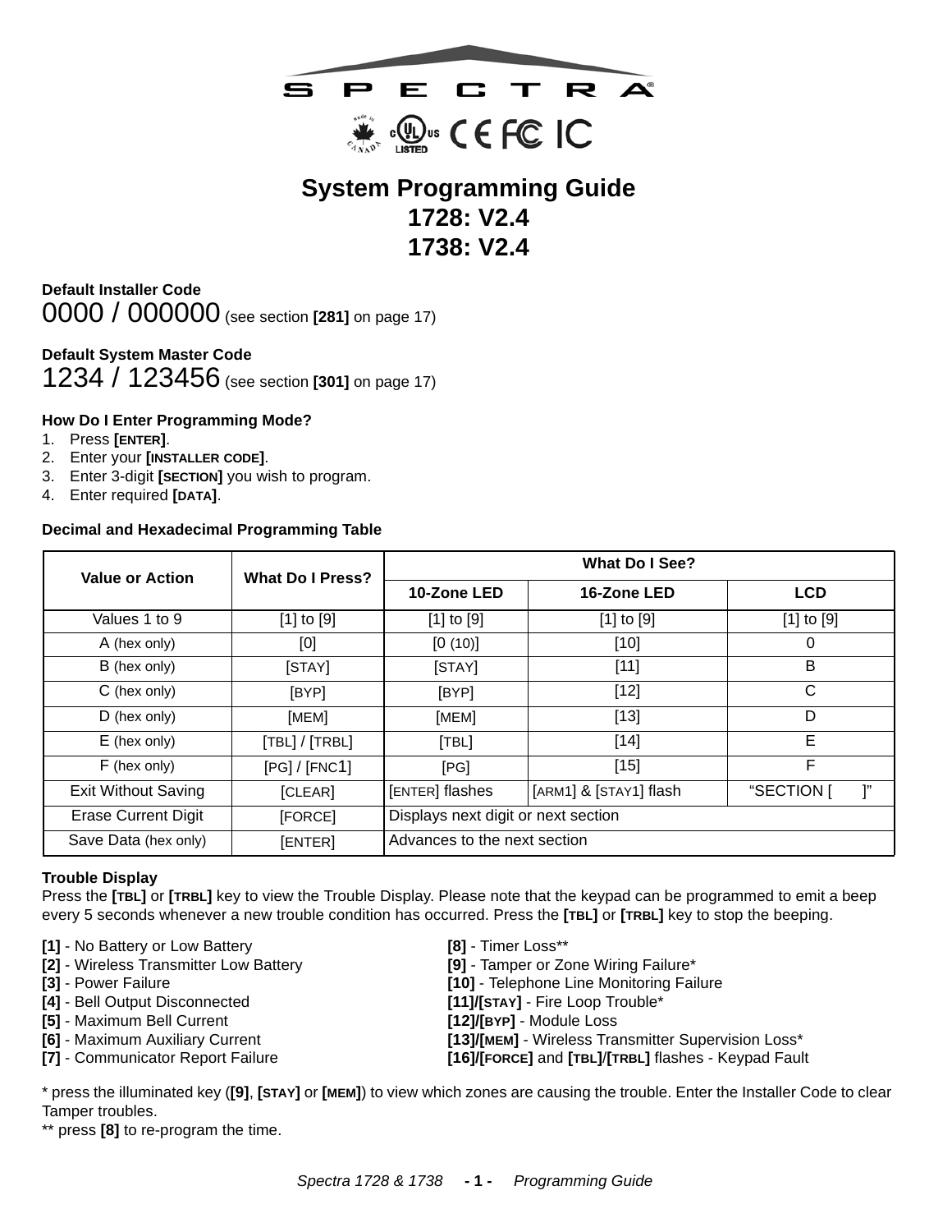SPECTRA®

# System Programming Guide
# 1728: V2.4
# 1738: V2.4

**Default Installer Code**
0000 / 000000 (see section **[281]** on page 17)

**Default System Master Code**
1234 / 123456 (see section **[301]** on page 17)

**How Do I Enter Programming Mode?**

1. Press **[ENTER]**.
2. Enter your **[INSTALLER CODE]**.
3. Enter 3-digit **[SECTION]** you wish to program.
4. Enter required **[DATA]**.

**Decimal and Hexadecimal Programming Table**

| Value or Action | What Do I Press? | What Do I See? | | |
|---|---|---|---|---|
| | | 10-Zone LED | 16-Zone LED | LCD |
| Values 1 to 9 | [1] to [9] | [1] to [9] | [1] to [9] | [1] to [9] |
| A (hex only) | [0] | [0 (10)] | [10] | 0 |
| B (hex only) | [STAY] | [STAY] | [11] | B |
| C (hex only) | [BYP] | [BYP] | [12] | C |
| D (hex only) | [MEM] | [MEM] | [13] | D |
| E (hex only) | [TBL] / [TRBL] | [TBL] | [14] | E |
| F (hex only) | [PG] / [FNC1] | [PG] | [15] | F |
| Exit Without Saving | [CLEAR] | [ENTER] flashes | [ARM1] & [STAY1] flash | "SECTION [ ]" |
| Erase Current Digit | [FORCE] | Displays next digit or next section | | |
| Save Data (hex only) | [ENTER] | Advances to the next section | | |

**Trouble Display**
Press the **[TBL]** or **[TRBL]** key to view the Trouble Display. Please note that the keypad can be programmed to emit a beep every 5 seconds whenever a new trouble condition has occurred. Press the **[TBL]** or **[TRBL]** key to stop the beeping.

**[1]** - No Battery or Low Battery
**[2]** - Wireless Transmitter Low Battery
**[3]** - Power Failure
**[4]** - Bell Output Disconnected
**[5]** - Maximum Bell Current
**[6]** - Maximum Auxiliary Current
**[7]** - Communicator Report Failure
**[8]** - Timer Loss**
**[9]** - Tamper or Zone Wiring Failure*
**[10]** - Telephone Line Monitoring Failure
**[11]/[STAY]** - Fire Loop Trouble*
**[12]/[BYP]** - Module Loss
**[13]/[MEM]** - Wireless Transmitter Supervision Loss*
**[16]/[FORCE]** and **[TBL]/[TRBL]** flashes - Keypad Fault

* press the illuminated key (**[9]**, **[STAY]** or **[MEM]**) to view which zones are causing the trouble. Enter the Installer Code to clear Tamper troubles.
** press **[8]** to re-program the time.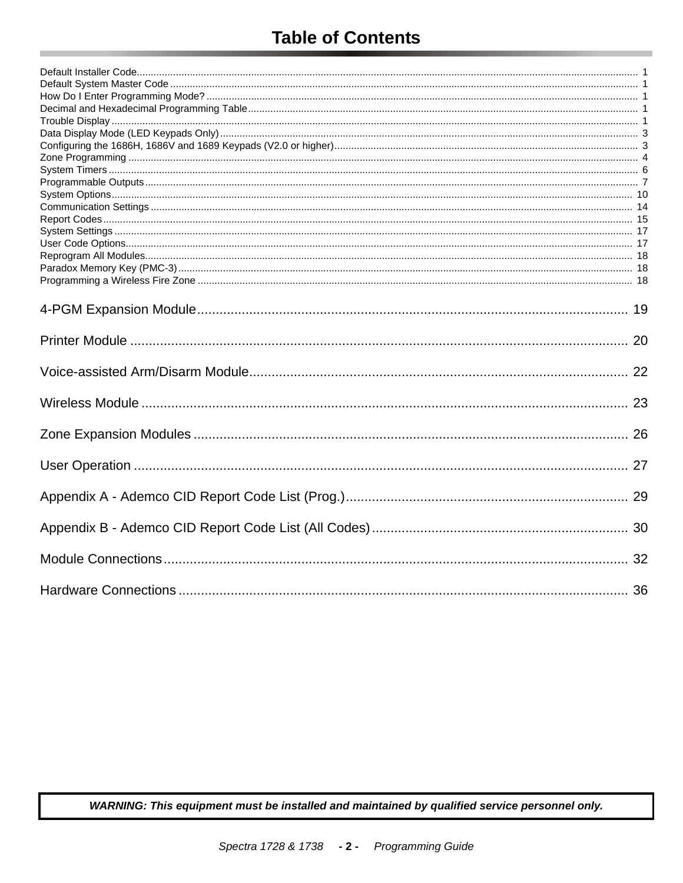# Table of Contents

Default Installer Code ... 1
Default System Master Code ... 1
How Do I Enter Programming Mode? ... 1
Decimal and Hexadecimal Programming Table ... 1
Trouble Display ... 1
Data Display Mode (LED Keypads Only) ... 3
Configuring the 1686H, 1686V and 1689 Keypads (V2.0 or higher) ... 3
Zone Programming ... 4
System Timers ... 6
Programmable Outputs ... 7
System Options ... 10
Communication Settings ... 14
Report Codes ... 15
System Settings ... 17
User Code Options ... 17
Reprogram All Modules ... 18
Paradox Memory Key (PMC-3) ... 18
Programming a Wireless Fire Zone ... 18

4-PGM Expansion Module ... 19

Printer Module ... 20

Voice-assisted Arm/Disarm Module ... 22

Wireless Module ... 23

Zone Expansion Modules ... 26

User Operation ... 27

Appendix A - Ademco CID Report Code List (Prog.) ... 29

Appendix B - Ademco CID Report Code List (All Codes) ... 30

Module Connections ... 32

Hardware Connections ... 36

***WARNING: This equipment must be installed and maintained by qualified service personnel only.***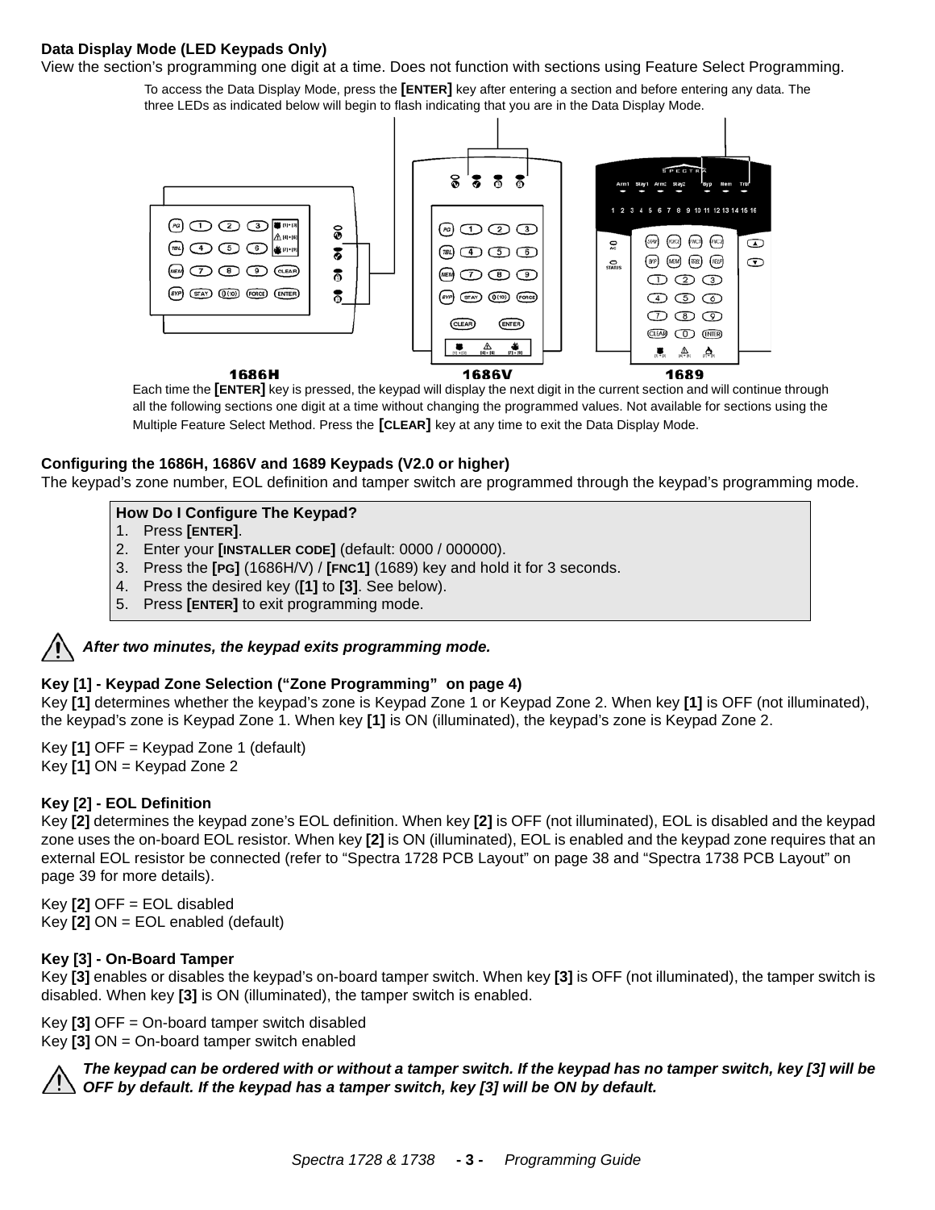**Data Display Mode (LED Keypads Only)**

View the section's programming one digit at a time. Does not function with sections using Feature Select Programming.

To access the Data Display Mode, press the **[ENTER]** key after entering a section and before entering any data. The three LEDs as indicated below will begin to flash indicating that you are in the Data Display Mode.

1686H 1686V 1689

Each time the **[ENTER]** key is pressed, the keypad will display the next digit in the current section and will continue through all the following sections one digit at a time without changing the programmed values. Not available for sections using the Multiple Feature Select Method. Press the **[CLEAR]** key at any time to exit the Data Display Mode.

**Configuring the 1686H, 1686V and 1689 Keypads (V2.0 or higher)**

The keypad's zone number, EOL definition and tamper switch are programmed through the keypad's programming mode.

**How Do I Configure The Keypad?**

1. Press **[ENTER]**.
2. Enter your **[INSTALLER CODE]** (default: 0000 / 000000).
3. Press the **[PG]** (1686H/V) / **[FNC1]** (1689) key and hold it for 3 seconds.
4. Press the desired key (**[1]** to **[3]**. See below).
5. Press **[ENTER]** to exit programming mode.

***After two minutes, the keypad exits programming mode.***

**Key [1] - Keypad Zone Selection ("Zone Programming" on page 4)**

Key **[1]** determines whether the keypad's zone is Keypad Zone 1 or Keypad Zone 2. When key **[1]** is OFF (not illuminated), the keypad's zone is Keypad Zone 1. When key **[1]** is ON (illuminated), the keypad's zone is Keypad Zone 2.

Key **[1]** OFF = Keypad Zone 1 (default)
Key **[1]** ON = Keypad Zone 2

**Key [2] - EOL Definition**

Key **[2]** determines the keypad zone's EOL definition. When key **[2]** is OFF (not illuminated), EOL is disabled and the keypad zone uses the on-board EOL resistor. When key **[2]** is ON (illuminated), EOL is enabled and the keypad zone requires that an external EOL resistor be connected (refer to "Spectra 1728 PCB Layout" on page 38 and "Spectra 1738 PCB Layout" on page 39 for more details).

Key **[2]** OFF = EOL disabled
Key **[2]** ON = EOL enabled (default)

**Key [3] - On-Board Tamper**

Key **[3]** enables or disables the keypad's on-board tamper switch. When key **[3]** is OFF (not illuminated), the tamper switch is disabled. When key **[3]** is ON (illuminated), the tamper switch is enabled.

Key **[3]** OFF = On-board tamper switch disabled
Key **[3]** ON = On-board tamper switch enabled

***The keypad can be ordered with or without a tamper switch. If the keypad has no tamper switch, key [3] will be OFF by default. If the keypad has a tamper switch, key [3] will be ON by default.***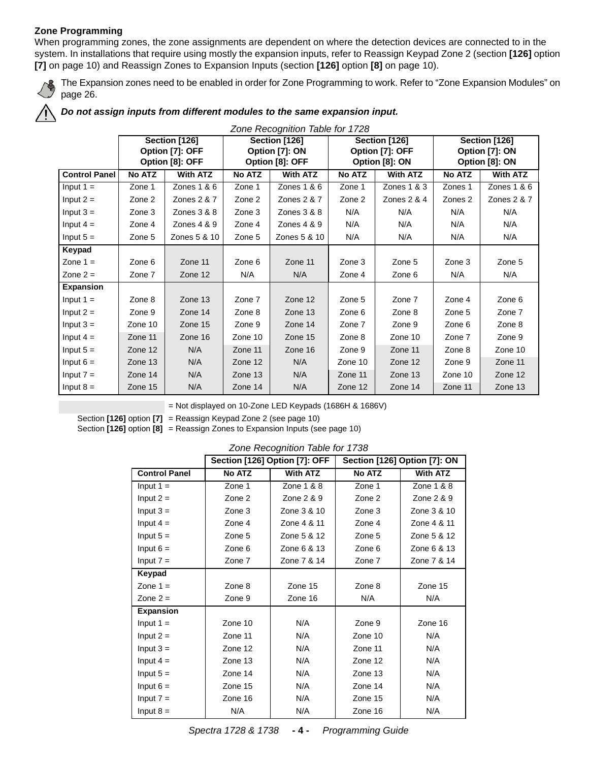## Zone Programming

When programming zones, the zone assignments are dependent on where the detection devices are connected to in the system. In installations that require using mostly the expansion inputs, refer to Reassign Keypad Zone 2 (section **[126]** option **[7]** on page 10) and Reassign Zones to Expansion Inputs (section **[126]** option **[8]** on page 10).

The Expansion zones need to be enabled in order for Zone Programming to work. Refer to "Zone Expansion Modules" on page 26.

***Do not assign inputs from different modules to the same expansion input.***

*Zone Recognition Table for 1728*

| | Section [126] Option [7]: OFF Option [8]: OFF | | Section [126] Option [7]: ON Option [8]: OFF | | Section [126] Option [7]: OFF Option [8]: ON | | Section [126] Option [7]: ON Option [8]: ON | |
|---|---|---|---|---|---|---|---|---|
| **Control Panel** | **No ATZ** | **With ATZ** | **No ATZ** | **With ATZ** | **No ATZ** | **With ATZ** | **No ATZ** | **With ATZ** |
| Input 1 = | Zone 1 | Zones 1 & 6 | Zone 1 | Zones 1 & 6 | Zone 1 | Zones 1 & 3 | Zones 1 | Zones 1 & 6 |
| Input 2 = | Zone 2 | Zones 2 & 7 | Zone 2 | Zones 2 & 7 | Zone 2 | Zones 2 & 4 | Zones 2 | Zones 2 & 7 |
| Input 3 = | Zone 3 | Zones 3 & 8 | Zone 3 | Zones 3 & 8 | N/A | N/A | N/A | N/A |
| Input 4 = | Zone 4 | Zones 4 & 9 | Zone 4 | Zones 4 & 9 | N/A | N/A | N/A | N/A |
| Input 5 = | Zone 5 | Zones 5 & 10 | Zone 5 | Zones 5 & 10 | N/A | N/A | N/A | N/A |
| **Keypad** | | | | | | | | |
| Zone 1 = | Zone 6 | Zone 11 | Zone 6 | Zone 11 | Zone 3 | Zone 5 | Zone 3 | Zone 5 |
| Zone 2 = | Zone 7 | Zone 12 | N/A | N/A | Zone 4 | Zone 6 | N/A | N/A |
| **Expansion** | | | | | | | | |
| Input 1 = | Zone 8 | Zone 13 | Zone 7 | Zone 12 | Zone 5 | Zone 7 | Zone 4 | Zone 6 |
| Input 2 = | Zone 9 | Zone 14 | Zone 8 | Zone 13 | Zone 6 | Zone 8 | Zone 5 | Zone 7 |
| Input 3 = | Zone 10 | Zone 15 | Zone 9 | Zone 14 | Zone 7 | Zone 9 | Zone 6 | Zone 8 |
| Input 4 = | Zone 11 | Zone 16 | Zone 10 | Zone 15 | Zone 8 | Zone 10 | Zone 7 | Zone 9 |
| Input 5 = | Zone 12 | N/A | Zone 11 | Zone 16 | Zone 9 | Zone 11 | Zone 8 | Zone 10 |
| Input 6 = | Zone 13 | N/A | Zone 12 | N/A | Zone 10 | Zone 12 | Zone 9 | Zone 11 |
| Input 7 = | Zone 14 | N/A | Zone 13 | N/A | Zone 11 | Zone 13 | Zone 10 | Zone 12 |
| Input 8 = | Zone 15 | N/A | Zone 14 | N/A | Zone 12 | Zone 14 | Zone 11 | Zone 13 |

(shaded) = Not displayed on 10-Zone LED Keypads (1686H & 1686V)

Section **[126]** option **[7]** = Reassign Keypad Zone 2 (see page 10)

Section **[126]** option **[8]** = Reassign Zones to Expansion Inputs (see page 10)

*Zone Recognition Table for 1738*

| | Section [126] Option [7]: OFF | | Section [126] Option [7]: ON | |
|---|---|---|---|---|
| **Control Panel** | **No ATZ** | **With ATZ** | **No ATZ** | **With ATZ** |
| Input 1 = | Zone 1 | Zone 1 & 8 | Zone 1 | Zone 1 & 8 |
| Input 2 = | Zone 2 | Zone 2 & 9 | Zone 2 | Zone 2 & 9 |
| Input 3 = | Zone 3 | Zone 3 & 10 | Zone 3 | Zone 3 & 10 |
| Input 4 = | Zone 4 | Zone 4 & 11 | Zone 4 | Zone 4 & 11 |
| Input 5 = | Zone 5 | Zone 5 & 12 | Zone 5 | Zone 5 & 12 |
| Input 6 = | Zone 6 | Zone 6 & 13 | Zone 6 | Zone 6 & 13 |
| Input 7 = | Zone 7 | Zone 7 & 14 | Zone 7 | Zone 7 & 14 |
| **Keypad** | | | | |
| Zone 1 = | Zone 8 | Zone 15 | Zone 8 | Zone 15 |
| Zone 2 = | Zone 9 | Zone 16 | N/A | N/A |
| **Expansion** | | | | |
| Input 1 = | Zone 10 | N/A | Zone 9 | Zone 16 |
| Input 2 = | Zone 11 | N/A | Zone 10 | N/A |
| Input 3 = | Zone 12 | N/A | Zone 11 | N/A |
| Input 4 = | Zone 13 | N/A | Zone 12 | N/A |
| Input 5 = | Zone 14 | N/A | Zone 13 | N/A |
| Input 6 = | Zone 15 | N/A | Zone 14 | N/A |
| Input 7 = | Zone 16 | N/A | Zone 15 | N/A |
| Input 8 = | N/A | N/A | Zone 16 | N/A |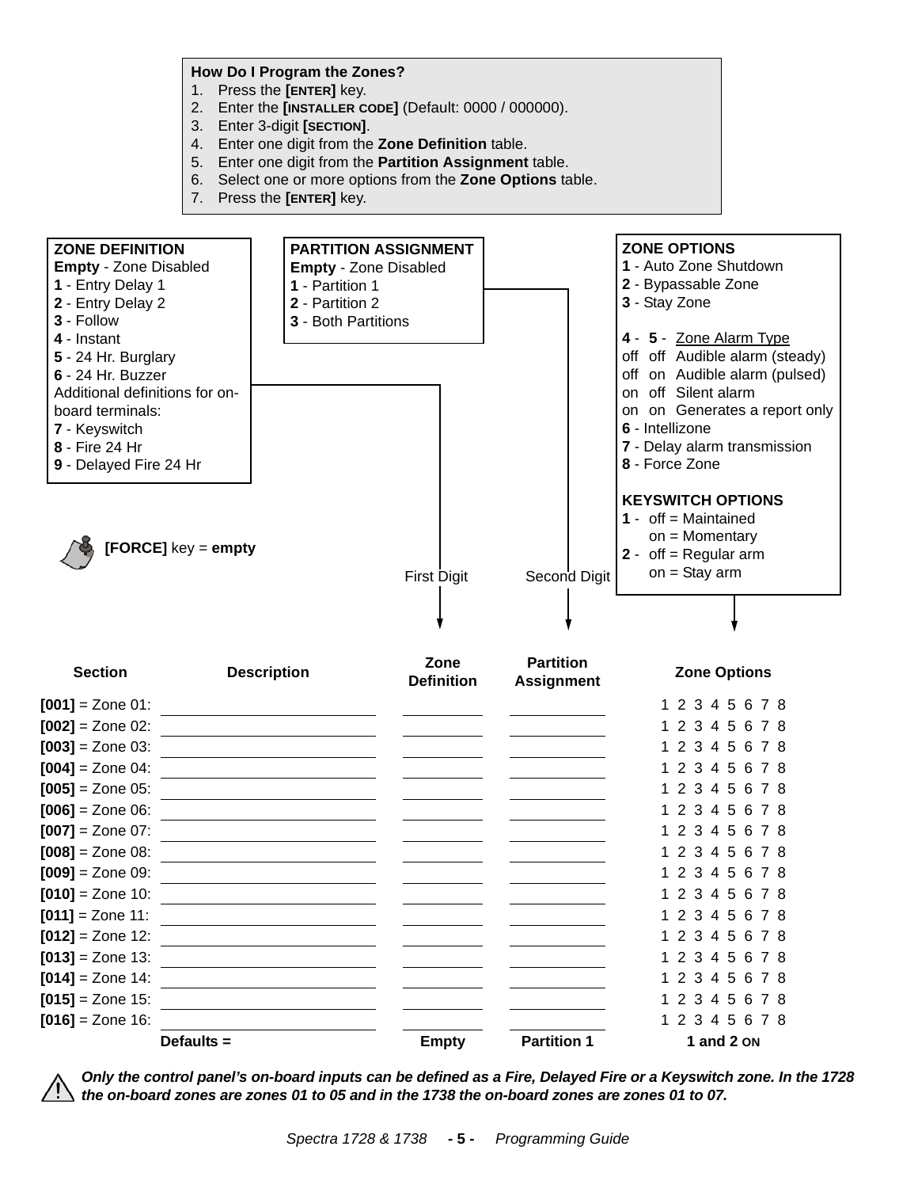**How Do I Program the Zones?**

1. Press the **[ENTER]** key.
2. Enter the **[INSTALLER CODE]** (Default: 0000 / 000000).
3. Enter 3-digit **[SECTION]**.
4. Enter one digit from the **Zone Definition** table.
5. Enter one digit from the **Partition Assignment** table.
6. Select one or more options from the **Zone Options** table.
7. Press the **[ENTER]** key.

**ZONE DEFINITION**
**Empty** - Zone Disabled
**1** - Entry Delay 1
**2** - Entry Delay 2
**3** - Follow
**4** - Instant
**5** - 24 Hr. Burglary
**6** - 24 Hr. Buzzer
Additional definitions for on-board terminals:
**7** - Keyswitch
**8** - Fire 24 Hr
**9** - Delayed Fire 24 Hr

**PARTITION ASSIGNMENT**
**Empty** - Zone Disabled
**1** - Partition 1
**2** - Partition 2
**3** - Both Partitions

**ZONE OPTIONS**
**1** - Auto Zone Shutdown
**2** - Bypassable Zone
**3** - Stay Zone

| **4** - | **5** - | Zone Alarm Type |
|---|---|---|
| off | off | Audible alarm (steady) |
| off | on | Audible alarm (pulsed) |
| on | off | Silent alarm |
| on | on | Generates a report only |

**6** - Intellizone
**7** - Delay alarm transmission
**8** - Force Zone

**KEYSWITCH OPTIONS**
**1** - off = Maintained
on = Momentary
**2** - off = Regular arm
on = Stay arm

**[FORCE]** key = **empty**

First Digit → Zone Definition; Second Digit → Partition Assignment

| Section | Description | Zone Definition | Partition Assignment | Zone Options |
|---|---|---|---|---|
| **[001]** = Zone 01: | ________ | ____ | ____ | 1 2 3 4 5 6 7 8 |
| **[002]** = Zone 02: | ________ | ____ | ____ | 1 2 3 4 5 6 7 8 |
| **[003]** = Zone 03: | ________ | ____ | ____ | 1 2 3 4 5 6 7 8 |
| **[004]** = Zone 04: | ________ | ____ | ____ | 1 2 3 4 5 6 7 8 |
| **[005]** = Zone 05: | ________ | ____ | ____ | 1 2 3 4 5 6 7 8 |
| **[006]** = Zone 06: | ________ | ____ | ____ | 1 2 3 4 5 6 7 8 |
| **[007]** = Zone 07: | ________ | ____ | ____ | 1 2 3 4 5 6 7 8 |
| **[008]** = Zone 08: | ________ | ____ | ____ | 1 2 3 4 5 6 7 8 |
| **[009]** = Zone 09: | ________ | ____ | ____ | 1 2 3 4 5 6 7 8 |
| **[010]** = Zone 10: | ________ | ____ | ____ | 1 2 3 4 5 6 7 8 |
| **[011]** = Zone 11: | ________ | ____ | ____ | 1 2 3 4 5 6 7 8 |
| **[012]** = Zone 12: | ________ | ____ | ____ | 1 2 3 4 5 6 7 8 |
| **[013]** = Zone 13: | ________ | ____ | ____ | 1 2 3 4 5 6 7 8 |
| **[014]** = Zone 14: | ________ | ____ | ____ | 1 2 3 4 5 6 7 8 |
| **[015]** = Zone 15: | ________ | ____ | ____ | 1 2 3 4 5 6 7 8 |
| **[016]** = Zone 16: | ________ | ____ | ____ | 1 2 3 4 5 6 7 8 |
| | **Defaults =** | **Empty** | **Partition 1** | **1 and 2 ON** |

***Only the control panel's on-board inputs can be defined as a Fire, Delayed Fire or a Keyswitch zone. In the 1728 the on-board zones are zones 01 to 05 and in the 1738 the on-board zones are zones 01 to 07.***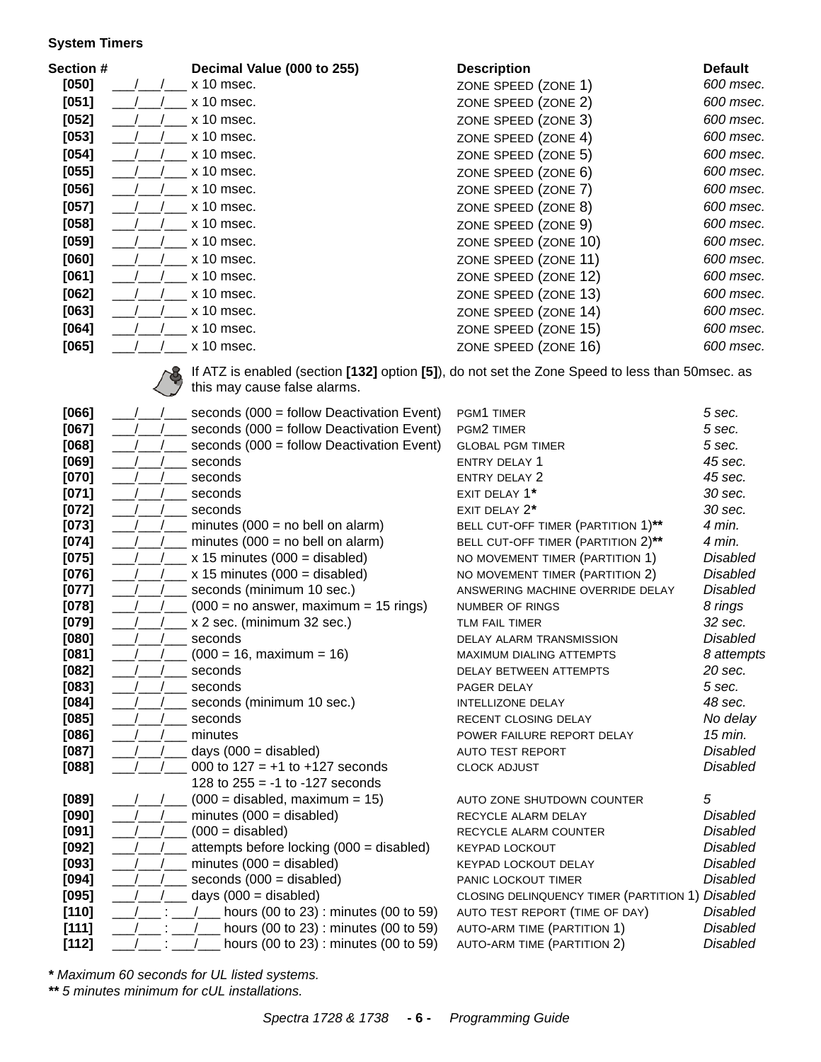**System Timers**

| Section # | Decimal Value (000 to 255) | Description | Default |
|---|---|---|---|
| [050] | ___/___/___ x 10 msec. | ZONE SPEED (ZONE 1) | *600 msec.* |
| [051] | ___/___/___ x 10 msec. | ZONE SPEED (ZONE 2) | *600 msec.* |
| [052] | ___/___/___ x 10 msec. | ZONE SPEED (ZONE 3) | *600 msec.* |
| [053] | ___/___/___ x 10 msec. | ZONE SPEED (ZONE 4) | *600 msec.* |
| [054] | ___/___/___ x 10 msec. | ZONE SPEED (ZONE 5) | *600 msec.* |
| [055] | ___/___/___ x 10 msec. | ZONE SPEED (ZONE 6) | *600 msec.* |
| [056] | ___/___/___ x 10 msec. | ZONE SPEED (ZONE 7) | *600 msec.* |
| [057] | ___/___/___ x 10 msec. | ZONE SPEED (ZONE 8) | *600 msec.* |
| [058] | ___/___/___ x 10 msec. | ZONE SPEED (ZONE 9) | *600 msec.* |
| [059] | ___/___/___ x 10 msec. | ZONE SPEED (ZONE 10) | *600 msec.* |
| [060] | ___/___/___ x 10 msec. | ZONE SPEED (ZONE 11) | *600 msec.* |
| [061] | ___/___/___ x 10 msec. | ZONE SPEED (ZONE 12) | *600 msec.* |
| [062] | ___/___/___ x 10 msec. | ZONE SPEED (ZONE 13) | *600 msec.* |
| [063] | ___/___/___ x 10 msec. | ZONE SPEED (ZONE 14) | *600 msec.* |
| [064] | ___/___/___ x 10 msec. | ZONE SPEED (ZONE 15) | *600 msec.* |
| [065] | ___/___/___ x 10 msec. | ZONE SPEED (ZONE 16) | *600 msec.* |

If ATZ is enabled (section **[132]** option **[5]**), do not set the Zone Speed to less than 50msec. as this may cause false alarms.

| Section # | Decimal Value (000 to 255) | Description | Default |
|---|---|---|---|
| [066] | ___/___/___ seconds (000 = follow Deactivation Event) | PGM1 TIMER | *5 sec.* |
| [067] | ___/___/___ seconds (000 = follow Deactivation Event) | PGM2 TIMER | *5 sec.* |
| [068] | ___/___/___ seconds (000 = follow Deactivation Event) | GLOBAL PGM TIMER | *5 sec.* |
| [069] | ___/___/___ seconds | ENTRY DELAY 1 | *45 sec.* |
| [070] | ___/___/___ seconds | ENTRY DELAY 2 | *45 sec.* |
| [071] | ___/___/___ seconds | EXIT DELAY 1**\*** | *30 sec.* |
| [072] | ___/___/___ seconds | EXIT DELAY 2**\*** | *30 sec.* |
| [073] | ___/___/___ minutes (000 = no bell on alarm) | BELL CUT-OFF TIMER (PARTITION 1)**\*\*** | *4 min.* |
| [074] | ___/___/___ minutes (000 = no bell on alarm) | BELL CUT-OFF TIMER (PARTITION 2)**\*\*** | *4 min.* |
| [075] | ___/___/___ x 15 minutes (000 = disabled) | NO MOVEMENT TIMER (PARTITION 1) | *Disabled* |
| [076] | ___/___/___ x 15 minutes (000 = disabled) | NO MOVEMENT TIMER (PARTITION 2) | *Disabled* |
| [077] | ___/___/___ seconds (minimum 10 sec.) | ANSWERING MACHINE OVERRIDE DELAY | *Disabled* |
| [078] | ___/___/___ (000 = no answer, maximum = 15 rings) | NUMBER OF RINGS | *8 rings* |
| [079] | ___/___/___ x 2 sec. (minimum 32 sec.) | TLM FAIL TIMER | *32 sec.* |
| [080] | ___/___/___ seconds | DELAY ALARM TRANSMISSION | *Disabled* |
| [081] | ___/___/___ (000 = 16, maximum = 16) | MAXIMUM DIALING ATTEMPTS | *8 attempts* |
| [082] | ___/___/___ seconds | DELAY BETWEEN ATTEMPTS | *20 sec.* |
| [083] | ___/___/___ seconds | PAGER DELAY | *5 sec.* |
| [084] | ___/___/___ seconds (minimum 10 sec.) | INTELLIZONE DELAY | *48 sec.* |
| [085] | ___/___/___ seconds | RECENT CLOSING DELAY | *No delay* |
| [086] | ___/___/___ minutes | POWER FAILURE REPORT DELAY | *15 min.* |
| [087] | ___/___/___ days (000 = disabled) | AUTO TEST REPORT | *Disabled* |
| [088] | ___/___/___ 000 to 127 = +1 to +127 seconds; 128 to 255 = -1 to -127 seconds | CLOCK ADJUST | *Disabled* |
| [089] | ___/___/___ (000 = disabled, maximum = 15) | AUTO ZONE SHUTDOWN COUNTER | *5* |
| [090] | ___/___/___ minutes (000 = disabled) | RECYCLE ALARM DELAY | *Disabled* |
| [091] | ___/___/___ (000 = disabled) | RECYCLE ALARM COUNTER | *Disabled* |
| [092] | ___/___/___ attempts before locking (000 = disabled) | KEYPAD LOCKOUT | *Disabled* |
| [093] | ___/___/___ minutes (000 = disabled) | KEYPAD LOCKOUT DELAY | *Disabled* |
| [094] | ___/___/___ seconds (000 = disabled) | PANIC LOCKOUT TIMER | *Disabled* |
| [095] | ___/___/___ days (000 = disabled) | CLOSING DELINQUENCY TIMER (PARTITION 1) | *Disabled* |
| [110] | ___/___ : ___/___ hours (00 to 23) : minutes (00 to 59) | AUTO TEST REPORT (TIME OF DAY) | *Disabled* |
| [111] | ___/___ : ___/___ hours (00 to 23) : minutes (00 to 59) | AUTO-ARM TIME (PARTITION 1) | *Disabled* |
| [112] | ___/___ : ___/___ hours (00 to 23) : minutes (00 to 59) | AUTO-ARM TIME (PARTITION 2) | *Disabled* |

**\*** *Maximum 60 seconds for UL listed systems.*

**\*\*** *5 minutes minimum for cUL installations.*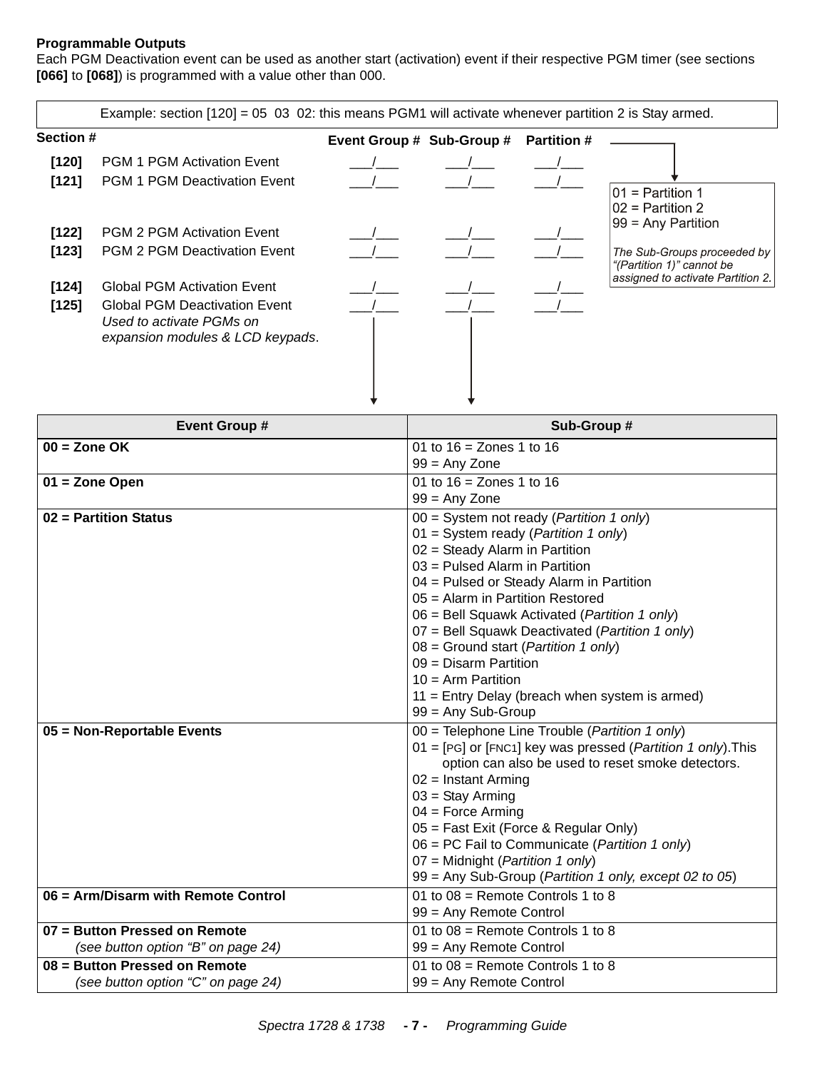**Programmable Outputs**

Each PGM Deactivation event can be used as another start (activation) event if their respective PGM timer (see sections **[066]** to **[068]**) is programmed with a value other than 000.

Example: section [120] = 05 03 02: this means PGM1 will activate whenever partition 2 is Stay armed.

| Section # | | Event Group # | Sub-Group # | Partition # |
|---|---|---|---|---|
| [120] | PGM 1 PGM Activation Event | ___/___ | ___/___ | ___/___ |
| [121] | PGM 1 PGM Deactivation Event | ___/___ | ___/___ | ___/___ |
| [122] | PGM 2 PGM Activation Event | ___/___ | ___/___ | ___/___ |
| [123] | PGM 2 PGM Deactivation Event | ___/___ | ___/___ | ___/___ |
| [124] | Global PGM Activation Event | ___/___ | ___/___ | ___/___ |
| [125] | Global PGM Deactivation Event *Used to activate PGMs on expansion modules & LCD keypads*. | ___/___ | ___/___ | ___/___ |

Partition #:
01 = Partition 1
02 = Partition 2
99 = Any Partition

*The Sub-Groups proceeded by "(Partition 1)" cannot be assigned to activate Partition 2.*

| Event Group # | Sub-Group # |
|---|---|
| **00 = Zone OK** | 01 to 16 = Zones 1 to 16<br>99 = Any Zone |
| **01 = Zone Open** | 01 to 16 = Zones 1 to 16<br>99 = Any Zone |
| **02 = Partition Status** | 00 = System not ready (*Partition 1 only*)<br>01 = System ready (*Partition 1 only*)<br>02 = Steady Alarm in Partition<br>03 = Pulsed Alarm in Partition<br>04 = Pulsed or Steady Alarm in Partition<br>05 = Alarm in Partition Restored<br>06 = Bell Squawk Activated (*Partition 1 only*)<br>07 = Bell Squawk Deactivated (*Partition 1 only*)<br>08 = Ground start (*Partition 1 only*)<br>09 = Disarm Partition<br>10 = Arm Partition<br>11 = Entry Delay (breach when system is armed)<br>99 = Any Sub-Group |
| **05 = Non-Reportable Events** | 00 = Telephone Line Trouble (*Partition 1 only*)<br>01 = [PG] or [FNC1] key was pressed (*Partition 1 only*).This option can also be used to reset smoke detectors.<br>02 = Instant Arming<br>03 = Stay Arming<br>04 = Force Arming<br>05 = Fast Exit (Force & Regular Only)<br>06 = PC Fail to Communicate (*Partition 1 only*)<br>07 = Midnight (*Partition 1 only*)<br>99 = Any Sub-Group (*Partition 1 only, except 02 to 05*) |
| **06 = Arm/Disarm with Remote Control** | 01 to 08 = Remote Controls 1 to 8<br>99 = Any Remote Control |
| **07 = Button Pressed on Remote** *(see button option "B" on page 24)* | 01 to 08 = Remote Controls 1 to 8<br>99 = Any Remote Control |
| **08 = Button Pressed on Remote** *(see button option "C" on page 24)* | 01 to 08 = Remote Controls 1 to 8<br>99 = Any Remote Control |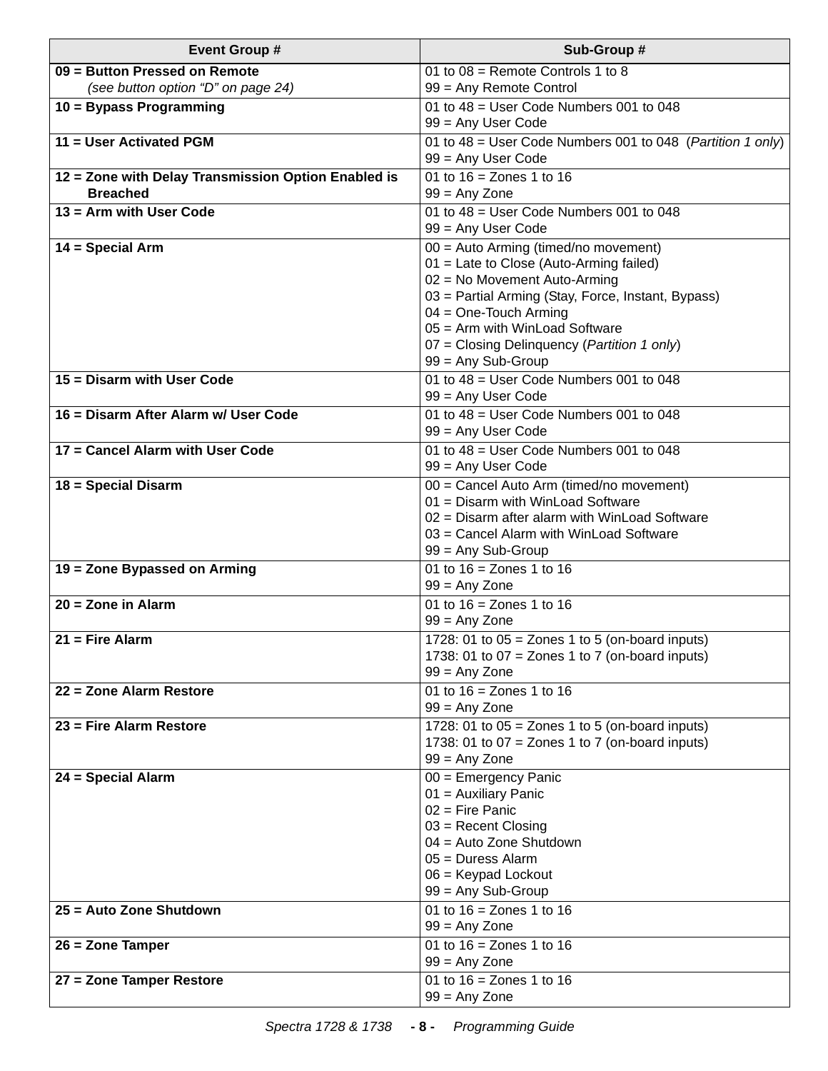| Event Group # | Sub-Group # |
|---|---|
| **09 = Button Pressed on Remote** *(see button option "D" on page 24)* | 01 to 08 = Remote Controls 1 to 8<br>99 = Any Remote Control |
| **10 = Bypass Programming** | 01 to 48 = User Code Numbers 001 to 048<br>99 = Any User Code |
| **11 = User Activated PGM** | 01 to 48 = User Code Numbers 001 to 048 (*Partition 1 only*)<br>99 = Any User Code |
| **12 = Zone with Delay Transmission Option Enabled is Breached** | 01 to 16 = Zones 1 to 16<br>99 = Any Zone |
| **13 = Arm with User Code** | 01 to 48 = User Code Numbers 001 to 048<br>99 = Any User Code |
| **14 = Special Arm** | 00 = Auto Arming (timed/no movement)<br>01 = Late to Close (Auto-Arming failed)<br>02 = No Movement Auto-Arming<br>03 = Partial Arming (Stay, Force, Instant, Bypass)<br>04 = One-Touch Arming<br>05 = Arm with WinLoad Software<br>07 = Closing Delinquency (*Partition 1 only*)<br>99 = Any Sub-Group |
| **15 = Disarm with User Code** | 01 to 48 = User Code Numbers 001 to 048<br>99 = Any User Code |
| **16 = Disarm After Alarm w/ User Code** | 01 to 48 = User Code Numbers 001 to 048<br>99 = Any User Code |
| **17 = Cancel Alarm with User Code** | 01 to 48 = User Code Numbers 001 to 048<br>99 = Any User Code |
| **18 = Special Disarm** | 00 = Cancel Auto Arm (timed/no movement)<br>01 = Disarm with WinLoad Software<br>02 = Disarm after alarm with WinLoad Software<br>03 = Cancel Alarm with WinLoad Software<br>99 = Any Sub-Group |
| **19 = Zone Bypassed on Arming** | 01 to 16 = Zones 1 to 16<br>99 = Any Zone |
| **20 = Zone in Alarm** | 01 to 16 = Zones 1 to 16<br>99 = Any Zone |
| **21 = Fire Alarm** | 1728: 01 to 05 = Zones 1 to 5 (on-board inputs)<br>1738: 01 to 07 = Zones 1 to 7 (on-board inputs)<br>99 = Any Zone |
| **22 = Zone Alarm Restore** | 01 to 16 = Zones 1 to 16<br>99 = Any Zone |
| **23 = Fire Alarm Restore** | 1728: 01 to 05 = Zones 1 to 5 (on-board inputs)<br>1738: 01 to 07 = Zones 1 to 7 (on-board inputs)<br>99 = Any Zone |
| **24 = Special Alarm** | 00 = Emergency Panic<br>01 = Auxiliary Panic<br>02 = Fire Panic<br>03 = Recent Closing<br>04 = Auto Zone Shutdown<br>05 = Duress Alarm<br>06 = Keypad Lockout<br>99 = Any Sub-Group |
| **25 = Auto Zone Shutdown** | 01 to 16 = Zones 1 to 16<br>99 = Any Zone |
| **26 = Zone Tamper** | 01 to 16 = Zones 1 to 16<br>99 = Any Zone |
| **27 = Zone Tamper Restore** | 01 to 16 = Zones 1 to 16<br>99 = Any Zone |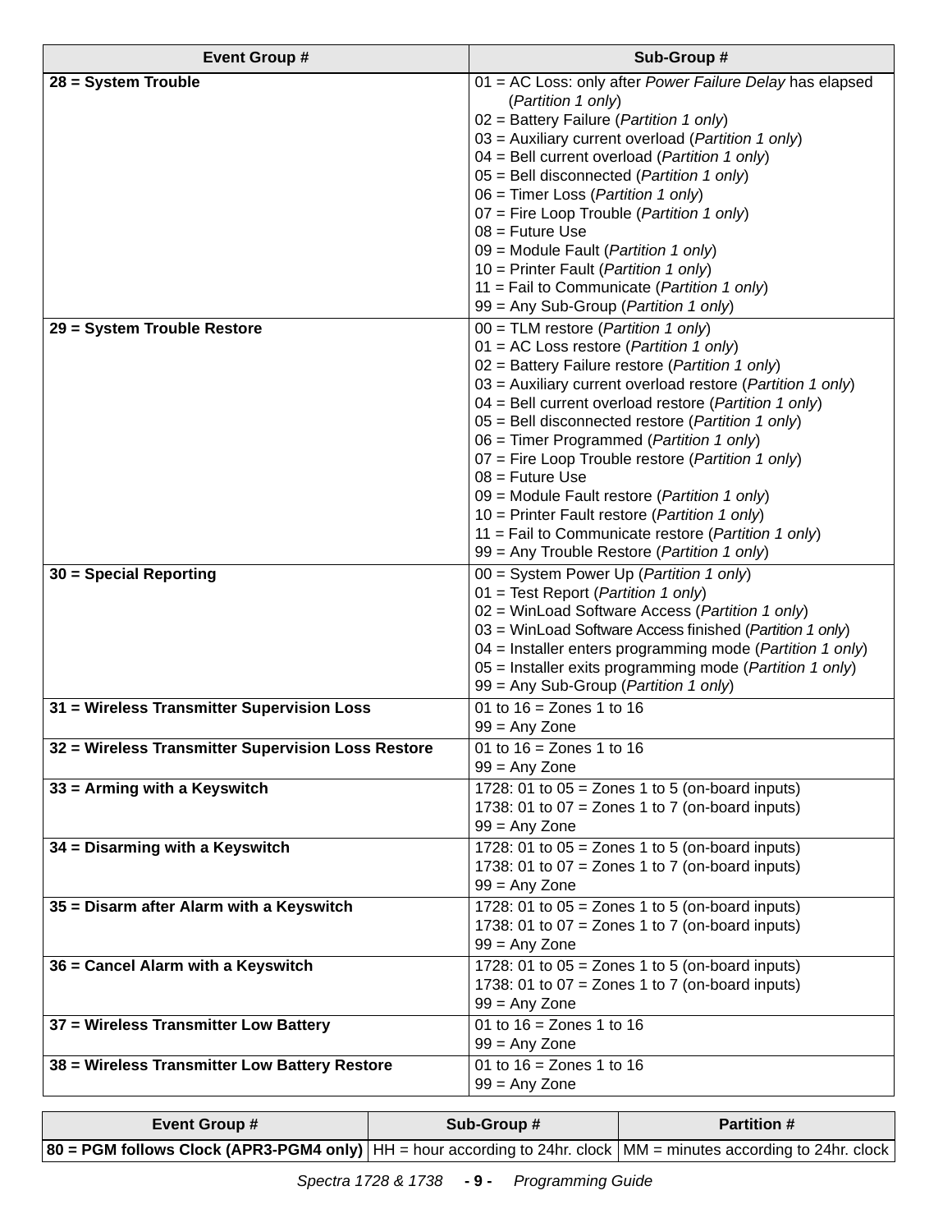| Event Group # | Sub-Group # |
|---|---|
| **28 = System Trouble** | 01 = AC Loss: only after *Power Failure Delay* has elapsed (*Partition 1 only*)<br>02 = Battery Failure (*Partition 1 only*)<br>03 = Auxiliary current overload (*Partition 1 only*)<br>04 = Bell current overload (*Partition 1 only*)<br>05 = Bell disconnected (*Partition 1 only*)<br>06 = Timer Loss (*Partition 1 only*)<br>07 = Fire Loop Trouble (*Partition 1 only*)<br>08 = Future Use<br>09 = Module Fault (*Partition 1 only*)<br>10 = Printer Fault (*Partition 1 only*)<br>11 = Fail to Communicate (*Partition 1 only*)<br>99 = Any Sub-Group (*Partition 1 only*) |
| **29 = System Trouble Restore** | 00 = TLM restore (*Partition 1 only*)<br>01 = AC Loss restore (*Partition 1 only*)<br>02 = Battery Failure restore (*Partition 1 only*)<br>03 = Auxiliary current overload restore (*Partition 1 only*)<br>04 = Bell current overload restore (*Partition 1 only*)<br>05 = Bell disconnected restore (*Partition 1 only*)<br>06 = Timer Programmed (*Partition 1 only*)<br>07 = Fire Loop Trouble restore (*Partition 1 only*)<br>08 = Future Use<br>09 = Module Fault restore (*Partition 1 only*)<br>10 = Printer Fault restore (*Partition 1 only*)<br>11 = Fail to Communicate restore (*Partition 1 only*)<br>99 = Any Trouble Restore (*Partition 1 only*) |
| **30 = Special Reporting** | 00 = System Power Up (*Partition 1 only*)<br>01 = Test Report (*Partition 1 only*)<br>02 = WinLoad Software Access (*Partition 1 only*)<br>03 = WinLoad Software Access finished (*Partition 1 only*)<br>04 = Installer enters programming mode (*Partition 1 only*)<br>05 = Installer exits programming mode (*Partition 1 only*)<br>99 = Any Sub-Group (*Partition 1 only*) |
| **31 = Wireless Transmitter Supervision Loss** | 01 to 16 = Zones 1 to 16<br>99 = Any Zone |
| **32 = Wireless Transmitter Supervision Loss Restore** | 01 to 16 = Zones 1 to 16<br>99 = Any Zone |
| **33 = Arming with a Keyswitch** | 1728: 01 to 05 = Zones 1 to 5 (on-board inputs)<br>1738: 01 to 07 = Zones 1 to 7 (on-board inputs)<br>99 = Any Zone |
| **34 = Disarming with a Keyswitch** | 1728: 01 to 05 = Zones 1 to 5 (on-board inputs)<br>1738: 01 to 07 = Zones 1 to 7 (on-board inputs)<br>99 = Any Zone |
| **35 = Disarm after Alarm with a Keyswitch** | 1728: 01 to 05 = Zones 1 to 5 (on-board inputs)<br>1738: 01 to 07 = Zones 1 to 7 (on-board inputs)<br>99 = Any Zone |
| **36 = Cancel Alarm with a Keyswitch** | 1728: 01 to 05 = Zones 1 to 5 (on-board inputs)<br>1738: 01 to 07 = Zones 1 to 7 (on-board inputs)<br>99 = Any Zone |
| **37 = Wireless Transmitter Low Battery** | 01 to 16 = Zones 1 to 16<br>99 = Any Zone |
| **38 = Wireless Transmitter Low Battery Restore** | 01 to 16 = Zones 1 to 16<br>99 = Any Zone |

| Event Group # | Sub-Group # | Partition # |
|---|---|---|
| **80 = PGM follows Clock (APR3-PGM4 only)** | HH = hour according to 24hr. clock | MM = minutes according to 24hr. clock |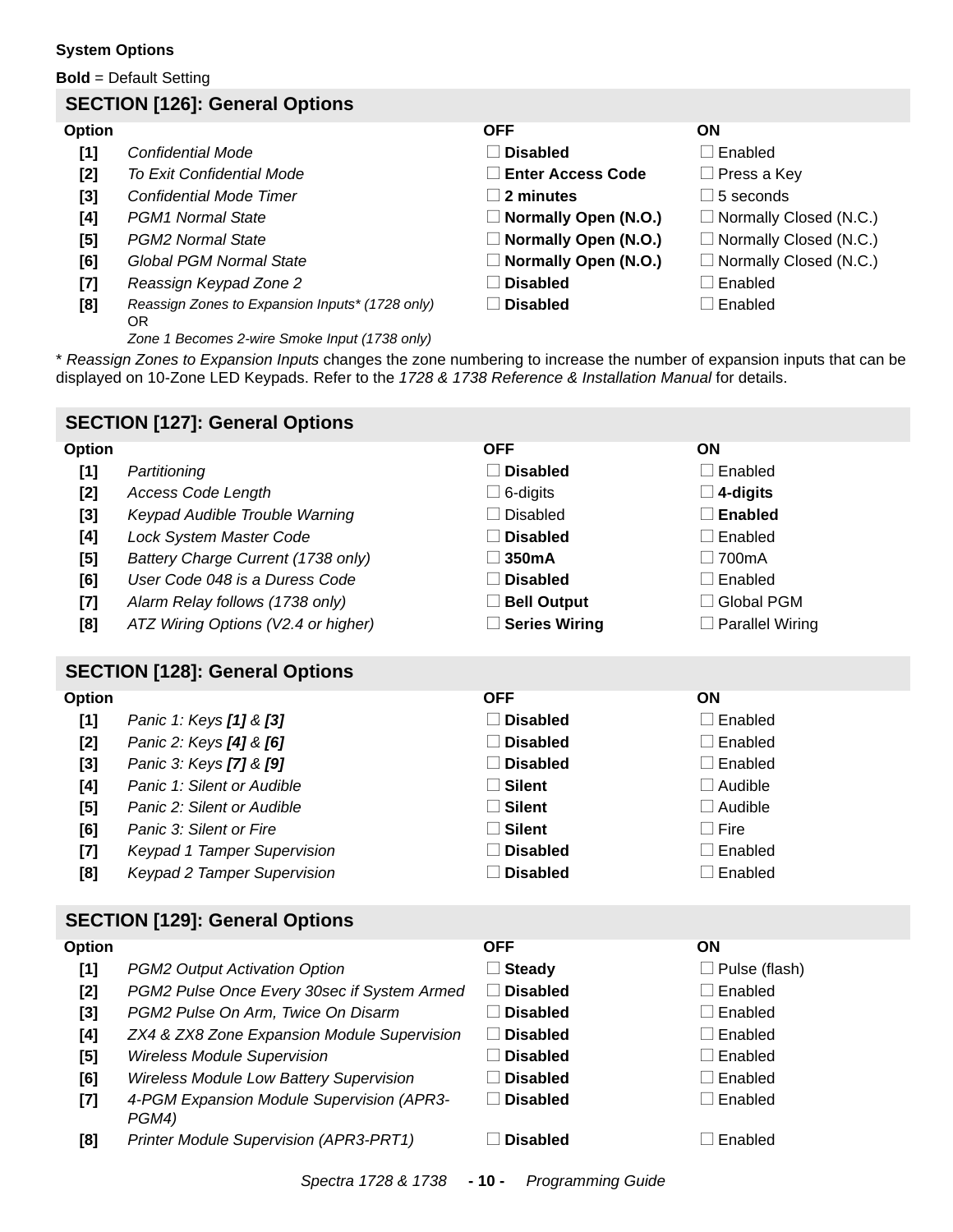**System Options**

**Bold** = Default Setting

## SECTION [126]: General Options

| Option | | OFF | ON |
|---|---|---|---|
| **[1]** | *Confidential Mode* | ☐ **Disabled** | ☐ Enabled |
| **[2]** | *To Exit Confidential Mode* | ☐ **Enter Access Code** | ☐ Press a Key |
| **[3]** | *Confidential Mode Timer* | ☐ **2 minutes** | ☐ 5 seconds |
| **[4]** | *PGM1 Normal State* | ☐ **Normally Open (N.O.)** | ☐ Normally Closed (N.C.) |
| **[5]** | *PGM2 Normal State* | ☐ **Normally Open (N.O.)** | ☐ Normally Closed (N.C.) |
| **[6]** | *Global PGM Normal State* | ☐ **Normally Open (N.O.)** | ☐ Normally Closed (N.C.) |
| **[7]** | *Reassign Keypad Zone 2* | ☐ **Disabled** | ☐ Enabled |
| **[8]** | *Reassign Zones to Expansion Inputs* (1728 only)* OR *Zone 1 Becomes 2-wire Smoke Input (1738 only)* | ☐ **Disabled** | ☐ Enabled |

* *Reassign Zones to Expansion Inputs* changes the zone numbering to increase the number of expansion inputs that can be displayed on 10-Zone LED Keypads. Refer to the *1728 & 1738 Reference & Installation Manual* for details.

## SECTION [127]: General Options

| Option | | OFF | ON |
|---|---|---|---|
| **[1]** | *Partitioning* | ☐ **Disabled** | ☐ Enabled |
| **[2]** | *Access Code Length* | ☐ 6-digits | ☐ **4-digits** |
| **[3]** | *Keypad Audible Trouble Warning* | ☐ Disabled | ☐ **Enabled** |
| **[4]** | *Lock System Master Code* | ☐ **Disabled** | ☐ Enabled |
| **[5]** | *Battery Charge Current (1738 only)* | ☐ **350mA** | ☐ 700mA |
| **[6]** | *User Code 048 is a Duress Code* | ☐ **Disabled** | ☐ Enabled |
| **[7]** | *Alarm Relay follows (1738 only)* | ☐ **Bell Output** | ☐ Global PGM |
| **[8]** | *ATZ Wiring Options (V2.4 or higher)* | ☐ **Series Wiring** | ☐ Parallel Wiring |

## SECTION [128]: General Options

| Option | | OFF | ON |
|---|---|---|---|
| **[1]** | *Panic 1: Keys **[1]** & **[3]*** | ☐ **Disabled** | ☐ Enabled |
| **[2]** | *Panic 2: Keys **[4]** & **[6]*** | ☐ **Disabled** | ☐ Enabled |
| **[3]** | *Panic 3: Keys **[7]** & **[9]*** | ☐ **Disabled** | ☐ Enabled |
| **[4]** | *Panic 1: Silent or Audible* | ☐ **Silent** | ☐ Audible |
| **[5]** | *Panic 2: Silent or Audible* | ☐ **Silent** | ☐ Audible |
| **[6]** | *Panic 3: Silent or Fire* | ☐ **Silent** | ☐ Fire |
| **[7]** | *Keypad 1 Tamper Supervision* | ☐ **Disabled** | ☐ Enabled |
| **[8]** | *Keypad 2 Tamper Supervision* | ☐ **Disabled** | ☐ Enabled |

## SECTION [129]: General Options

| Option | | OFF | ON |
|---|---|---|---|
| **[1]** | *PGM2 Output Activation Option* | ☐ **Steady** | ☐ Pulse (flash) |
| **[2]** | *PGM2 Pulse Once Every 30sec if System Armed* | ☐ **Disabled** | ☐ Enabled |
| **[3]** | *PGM2 Pulse On Arm, Twice On Disarm* | ☐ **Disabled** | ☐ Enabled |
| **[4]** | *ZX4 & ZX8 Zone Expansion Module Supervision* | ☐ **Disabled** | ☐ Enabled |
| **[5]** | *Wireless Module Supervision* | ☐ **Disabled** | ☐ Enabled |
| **[6]** | *Wireless Module Low Battery Supervision* | ☐ **Disabled** | ☐ Enabled |
| **[7]** | *4-PGM Expansion Module Supervision (APR3-PGM4)* | ☐ **Disabled** | ☐ Enabled |
| **[8]** | *Printer Module Supervision (APR3-PRT1)* | ☐ **Disabled** | ☐ Enabled |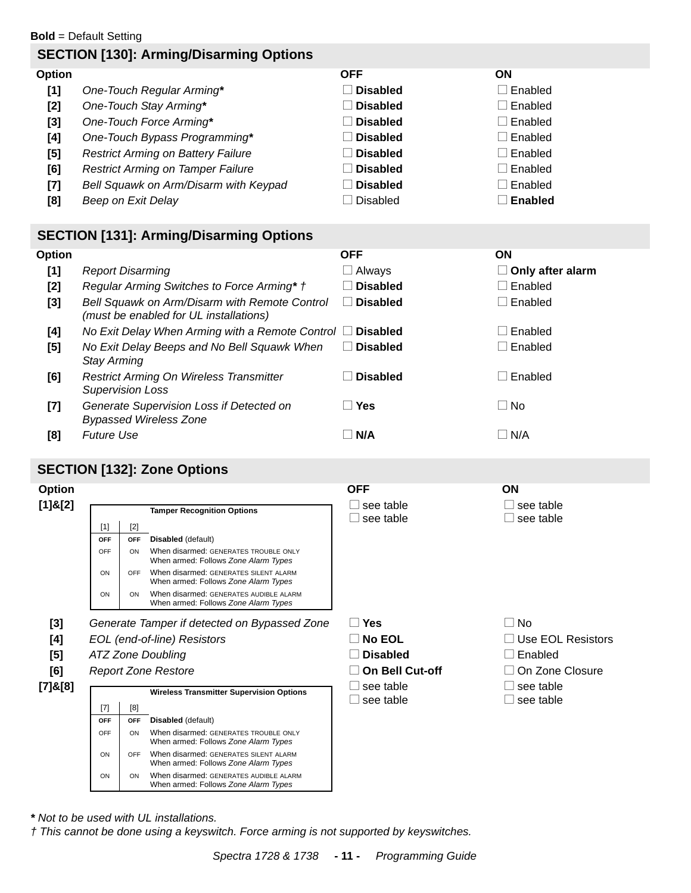**Bold** = Default Setting

## SECTION [130]: Arming/Disarming Options

| Option | | OFF | ON |
|---|---|---|---|
| [1] | *One-Touch Regular Arming** | ☐ **Disabled** | ☐ Enabled |
| [2] | *One-Touch Stay Arming** | ☐ **Disabled** | ☐ Enabled |
| [3] | *One-Touch Force Arming** | ☐ **Disabled** | ☐ Enabled |
| [4] | *One-Touch Bypass Programming** | ☐ **Disabled** | ☐ Enabled |
| [5] | *Restrict Arming on Battery Failure* | ☐ **Disabled** | ☐ Enabled |
| [6] | *Restrict Arming on Tamper Failure* | ☐ **Disabled** | ☐ Enabled |
| [7] | *Bell Squawk on Arm/Disarm with Keypad* | ☐ **Disabled** | ☐ Enabled |
| [8] | *Beep on Exit Delay* | ☐ Disabled | ☐ **Enabled** |

## SECTION [131]: Arming/Disarming Options

| Option | | OFF | ON |
|---|---|---|---|
| [1] | *Report Disarming* | ☐ Always | ☐ **Only after alarm** |
| [2] | *Regular Arming Switches to Force Arming* †* | ☐ **Disabled** | ☐ Enabled |
| [3] | *Bell Squawk on Arm/Disarm with Remote Control (must be enabled for UL installations)* | ☐ **Disabled** | ☐ Enabled |
| [4] | *No Exit Delay When Arming with a Remote Control* | ☐ **Disabled** | ☐ Enabled |
| [5] | *No Exit Delay Beeps and No Bell Squawk When Stay Arming* | ☐ **Disabled** | ☐ Enabled |
| [6] | *Restrict Arming On Wireless Transmitter Supervision Loss* | ☐ **Disabled** | ☐ Enabled |
| [7] | *Generate Supervision Loss if Detected on Bypassed Wireless Zone* | ☐ **Yes** | ☐ No |
| [8] | *Future Use* | ☐ **N/A** | ☐ N/A |

## SECTION [132]: Zone Options

| Option | | OFF | ON |
|---|---|---|---|
| [1]&[2] | Tamper Recognition Options (see table below) | ☐ see table<br>☐ see table | ☐ see table<br>☐ see table |

**Tamper Recognition Options**

| [1] | [2] | |
|---|---|---|
| **OFF** | **OFF** | **Disabled** (default) |
| OFF | ON | When disarmed: GENERATES TROUBLE ONLY<br>When armed: Follows *Zone Alarm Types* |
| ON | OFF | When disarmed: GENERATES SILENT ALARM<br>When armed: Follows *Zone Alarm Types* |
| ON | ON | When disarmed: GENERATES AUDIBLE ALARM<br>When armed: Follows *Zone Alarm Types* |

| Option | | OFF | ON |
|---|---|---|---|
| [3] | *Generate Tamper if detected on Bypassed Zone* | ☐ **Yes** | ☐ No |
| [4] | *EOL (end-of-line) Resistors* | ☐ **No EOL** | ☐ Use EOL Resistors |
| [5] | *ATZ Zone Doubling* | ☐ **Disabled** | ☐ Enabled |
| [6] | *Report Zone Restore* | ☐ **On Bell Cut-off** | ☐ On Zone Closure |
| [7]&[8] | Wireless Transmitter Supervision Options (see table below) | ☐ see table<br>☐ see table | ☐ see table<br>☐ see table |

**Wireless Transmitter Supervision Options**

| [7] | [8] | |
|---|---|---|
| **OFF** | **OFF** | **Disabled** (default) |
| OFF | ON | When disarmed: GENERATES TROUBLE ONLY<br>When armed: Follows *Zone Alarm Types* |
| ON | OFF | When disarmed: GENERATES SILENT ALARM<br>When armed: Follows *Zone Alarm Types* |
| ON | ON | When disarmed: GENERATES AUDIBLE ALARM<br>When armed: Follows *Zone Alarm Types* |

*** *Not to be used with UL installations.*

† *This cannot be done using a keyswitch. Force arming is not supported by keyswitches.*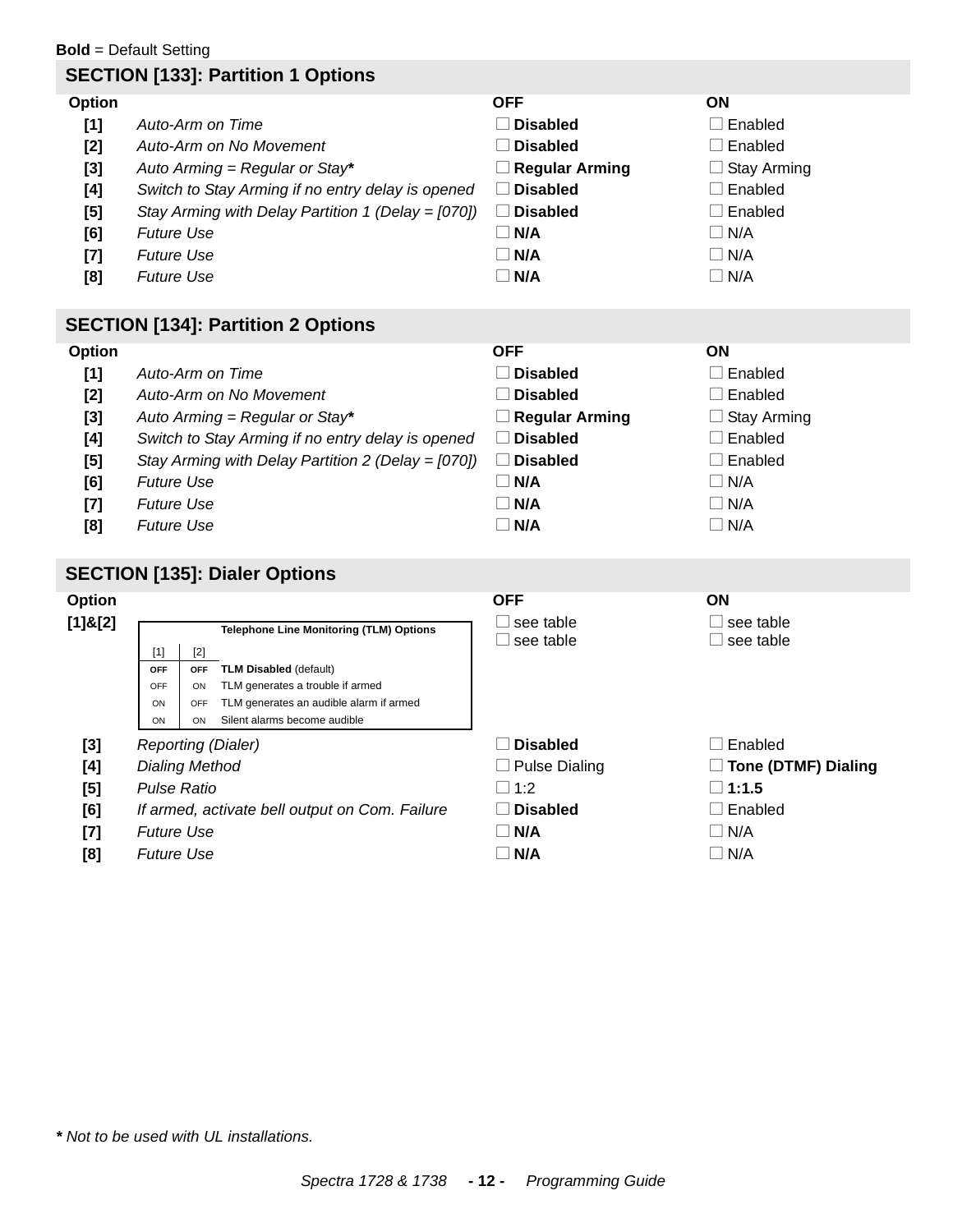**Bold** = Default Setting

## SECTION [133]: Partition 1 Options

| Option | | OFF | ON |
|---|---|---|---|
| [1] | *Auto-Arm on Time* | ☐ **Disabled** | ☐ Enabled |
| [2] | *Auto-Arm on No Movement* | ☐ **Disabled** | ☐ Enabled |
| [3] | *Auto Arming = Regular or Stay**** | ☐ **Regular Arming** | ☐ Stay Arming |
| [4] | *Switch to Stay Arming if no entry delay is opened* | ☐ **Disabled** | ☐ Enabled |
| [5] | *Stay Arming with Delay Partition 1 (Delay = [070])* | ☐ **Disabled** | ☐ Enabled |
| [6] | *Future Use* | ☐ **N/A** | ☐ N/A |
| [7] | *Future Use* | ☐ **N/A** | ☐ N/A |
| [8] | *Future Use* | ☐ **N/A** | ☐ N/A |

## SECTION [134]: Partition 2 Options

| Option | | OFF | ON |
|---|---|---|---|
| [1] | *Auto-Arm on Time* | ☐ **Disabled** | ☐ Enabled |
| [2] | *Auto-Arm on No Movement* | ☐ **Disabled** | ☐ Enabled |
| [3] | *Auto Arming = Regular or Stay**** | ☐ **Regular Arming** | ☐ Stay Arming |
| [4] | *Switch to Stay Arming if no entry delay is opened* | ☐ **Disabled** | ☐ Enabled |
| [5] | *Stay Arming with Delay Partition 2 (Delay = [070])* | ☐ **Disabled** | ☐ Enabled |
| [6] | *Future Use* | ☐ **N/A** | ☐ N/A |
| [7] | *Future Use* | ☐ **N/A** | ☐ N/A |
| [8] | *Future Use* | ☐ **N/A** | ☐ N/A |

## SECTION [135]: Dialer Options

| Option | | OFF | ON |
|---|---|---|---|
| [1]&[2] | (see Telephone Line Monitoring (TLM) Options table) | ☐ see table<br>☐ see table | ☐ see table<br>☐ see table |
| [3] | *Reporting (Dialer)* | ☐ **Disabled** | ☐ Enabled |
| [4] | *Dialing Method* | ☐ Pulse Dialing | ☐ **Tone (DTMF) Dialing** |
| [5] | *Pulse Ratio* | ☐ 1:2 | ☐ **1:1.5** |
| [6] | *If armed, activate bell output on Com. Failure* | ☐ **Disabled** | ☐ Enabled |
| [7] | *Future Use* | ☐ **N/A** | ☐ N/A |
| [8] | *Future Use* | ☐ **N/A** | ☐ N/A |

**Telephone Line Monitoring (TLM) Options**

| [1] | [2] | |
|---|---|---|
| **OFF** | **OFF** | **TLM Disabled** (default) |
| OFF | ON | TLM generates a trouble if armed |
| ON | OFF | TLM generates an audible alarm if armed |
| ON | ON | Silent alarms become audible |

*** *Not to be used with UL installations.*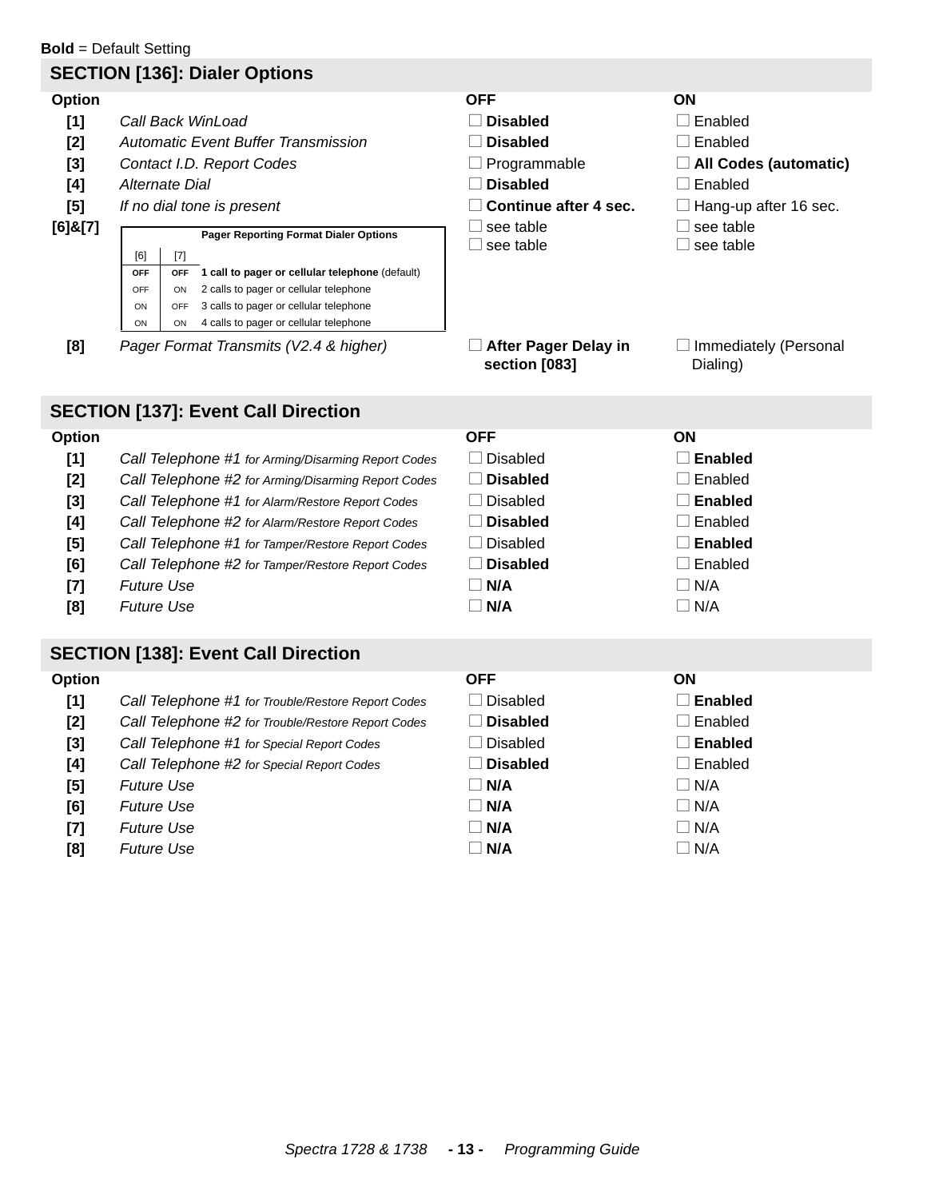**Bold** = Default Setting

## SECTION [136]: Dialer Options

| Option | | OFF | ON |
|---|---|---|---|
| [1] | *Call Back WinLoad* | ☐ **Disabled** | ☐ Enabled |
| [2] | *Automatic Event Buffer Transmission* | ☐ **Disabled** | ☐ Enabled |
| [3] | *Contact I.D. Report Codes* | ☐ Programmable | ☐ **All Codes (automatic)** |
| [4] | *Alternate Dial* | ☐ **Disabled** | ☐ Enabled |
| [5] | *If no dial tone is present* | ☐ **Continue after 4 sec.** | ☐ Hang-up after 16 sec. |
| [6]&[7] | Pager Reporting Format Dialer Options (see table below) | ☐ see table<br>☐ see table | ☐ see table<br>☐ see table |
| [8] | *Pager Format Transmits (V2.4 & higher)* | ☐ **After Pager Delay in section [083]** | ☐ Immediately (Personal Dialing) |

**Pager Reporting Format Dialer Options**

| [6] | [7] | |
|---|---|---|
| **OFF** | **OFF** | **1 call to pager or cellular telephone** (default) |
| OFF | ON | 2 calls to pager or cellular telephone |
| ON | OFF | 3 calls to pager or cellular telephone |
| ON | ON | 4 calls to pager or cellular telephone |

## SECTION [137]: Event Call Direction

| Option | | OFF | ON |
|---|---|---|---|
| [1] | *Call Telephone #1 for Arming/Disarming Report Codes* | ☐ Disabled | ☐ **Enabled** |
| [2] | *Call Telephone #2 for Arming/Disarming Report Codes* | ☐ **Disabled** | ☐ Enabled |
| [3] | *Call Telephone #1 for Alarm/Restore Report Codes* | ☐ Disabled | ☐ **Enabled** |
| [4] | *Call Telephone #2 for Alarm/Restore Report Codes* | ☐ **Disabled** | ☐ Enabled |
| [5] | *Call Telephone #1 for Tamper/Restore Report Codes* | ☐ Disabled | ☐ **Enabled** |
| [6] | *Call Telephone #2 for Tamper/Restore Report Codes* | ☐ **Disabled** | ☐ Enabled |
| [7] | *Future Use* | ☐ **N/A** | ☐ N/A |
| [8] | *Future Use* | ☐ **N/A** | ☐ N/A |

## SECTION [138]: Event Call Direction

| Option | | OFF | ON |
|---|---|---|---|
| [1] | *Call Telephone #1 for Trouble/Restore Report Codes* | ☐ Disabled | ☐ **Enabled** |
| [2] | *Call Telephone #2 for Trouble/Restore Report Codes* | ☐ **Disabled** | ☐ Enabled |
| [3] | *Call Telephone #1 for Special Report Codes* | ☐ Disabled | ☐ **Enabled** |
| [4] | *Call Telephone #2 for Special Report Codes* | ☐ **Disabled** | ☐ Enabled |
| [5] | *Future Use* | ☐ **N/A** | ☐ N/A |
| [6] | *Future Use* | ☐ **N/A** | ☐ N/A |
| [7] | *Future Use* | ☐ **N/A** | ☐ N/A |
| [8] | *Future Use* | ☐ **N/A** | ☐ N/A |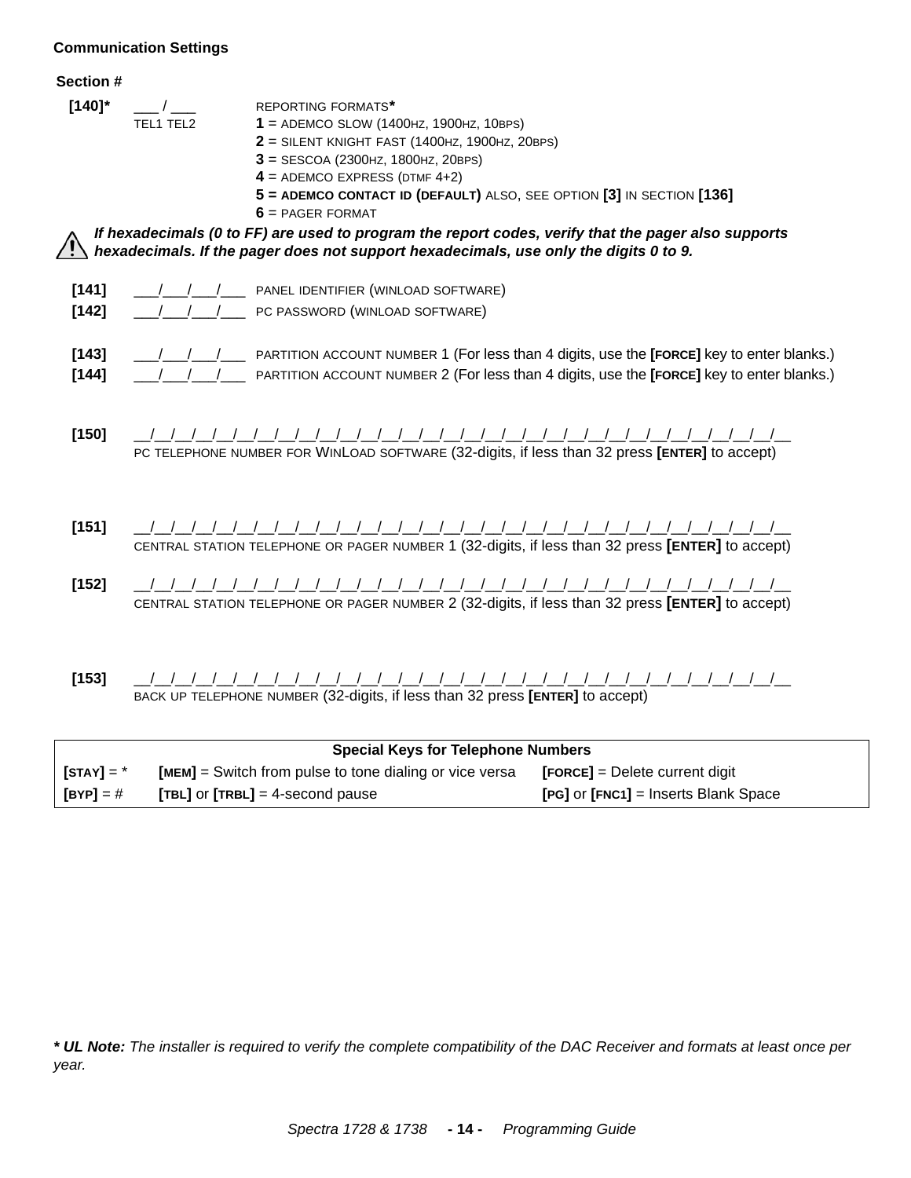**Communication Settings**

**Section #**

**[140]*** ___ / ___ REPORTING FORMATS*
TEL1 TEL2

**1** = ADEMCO SLOW (1400HZ, 1900HZ, 10BPS)
**2** = SILENT KNIGHT FAST (1400HZ, 1900HZ, 20BPS)
**3** = SESCOA (2300HZ, 1800HZ, 20BPS)
**4** = ADEMCO EXPRESS (DTMF 4+2)
**5 = ADEMCO CONTACT ID (DEFAULT)** ALSO, SEE OPTION **[3]** IN SECTION **[136]**
**6** = PAGER FORMAT

⚠ ***If hexadecimals (0 to FF) are used to program the report codes, verify that the pager also supports hexadecimals. If the pager does not support hexadecimals, use only the digits 0 to 9.***

**[141]** ___/___/___/___ PANEL IDENTIFIER (WINLOAD SOFTWARE)
**[142]** ___/___/___/___ PC PASSWORD (WINLOAD SOFTWARE)

**[143]** ___/___/___/___ PARTITION ACCOUNT NUMBER 1 (For less than 4 digits, use the **[FORCE]** key to enter blanks.)
**[144]** ___/___/___/___ PARTITION ACCOUNT NUMBER 2 (For less than 4 digits, use the **[FORCE]** key to enter blanks.)

**[150]** __/__/__/__/__/__/__/__/__/__/__/__/__/__/__/__/__/__/__/__/__/__/__/__/__/__/__/__/__/__/__/__
PC TELEPHONE NUMBER FOR WINLOAD SOFTWARE (32-digits, if less than 32 press **[ENTER]** to accept)

**[151]** __/__/__/__/__/__/__/__/__/__/__/__/__/__/__/__/__/__/__/__/__/__/__/__/__/__/__/__/__/__/__/__
CENTRAL STATION TELEPHONE OR PAGER NUMBER 1 (32-digits, if less than 32 press **[ENTER]** to accept)

**[152]** __/__/__/__/__/__/__/__/__/__/__/__/__/__/__/__/__/__/__/__/__/__/__/__/__/__/__/__/__/__/__/__
CENTRAL STATION TELEPHONE OR PAGER NUMBER 2 (32-digits, if less than 32 press **[ENTER]** to accept)

**[153]** __/__/__/__/__/__/__/__/__/__/__/__/__/__/__/__/__/__/__/__/__/__/__/__/__/__/__/__/__/__/__/__
BACK UP TELEPHONE NUMBER (32-digits, if less than 32 press **[ENTER]** to accept)

| Special Keys for Telephone Numbers | | |
|---|---|---|
| **[STAY]** = * | **[MEM]** = Switch from pulse to tone dialing or vice versa | **[FORCE]** = Delete current digit |
| **[BYP]** = # | **[TBL]** or **[TRBL]** = 4-second pause | **[PG]** or **[FNC1]** = Inserts Blank Space |

***\* UL Note:*** *The installer is required to verify the complete compatibility of the DAC Receiver and formats at least once per year.*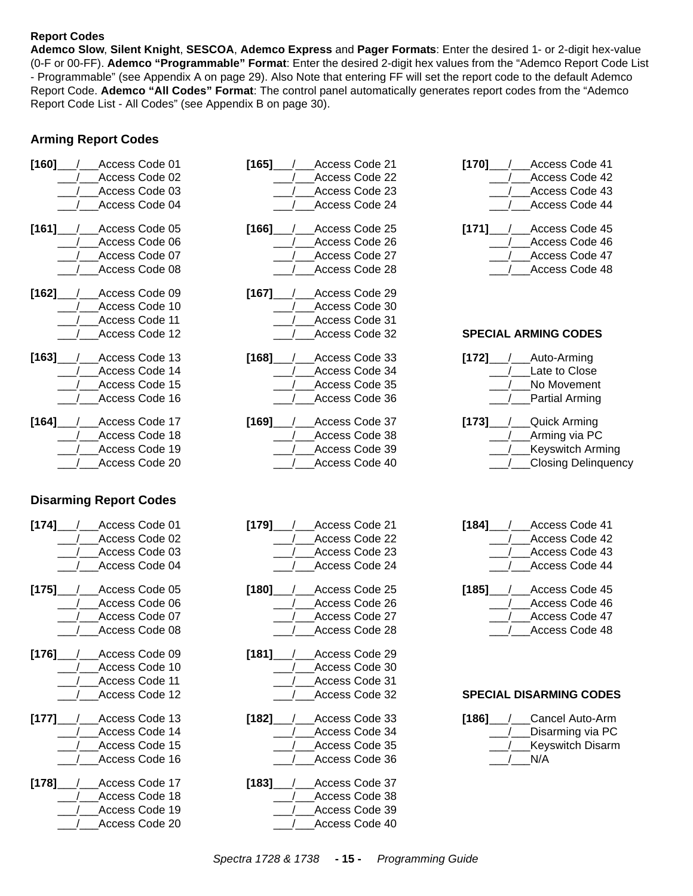### Report Codes

**Ademco Slow**, **Silent Knight**, **SESCOA**, **Ademco Express** and **Pager Formats**: Enter the desired 1- or 2-digit hex-value (0-F or 00-FF). **Ademco "Programmable" Format**: Enter the desired 2-digit hex values from the "Ademco Report Code List - Programmable" (see Appendix A on page 29). Also Note that entering FF will set the report code to the default Ademco Report Code. **Ademco "All Codes" Format**: The control panel automatically generates report codes from the "Ademco Report Code List - All Codes" (see Appendix B on page 30).

## Arming Report Codes

**[160]**___/___Access Code 01
___/___Access Code 02
___/___Access Code 03
___/___Access Code 04

**[161]**___/___Access Code 05
___/___Access Code 06
___/___Access Code 07
___/___Access Code 08

**[162]**___/___Access Code 09
___/___Access Code 10
___/___Access Code 11
___/___Access Code 12

**[163]**___/___Access Code 13
___/___Access Code 14
___/___Access Code 15
___/___Access Code 16

**[164]**___/___Access Code 17
___/___Access Code 18
___/___Access Code 19
___/___Access Code 20

**[165]**___/___Access Code 21
___/___Access Code 22
___/___Access Code 23
___/___Access Code 24

**[166]**___/___Access Code 25
___/___Access Code 26
___/___Access Code 27
___/___Access Code 28

**[167]**___/___Access Code 29
___/___Access Code 30
___/___Access Code 31
___/___Access Code 32

**[168]**___/___Access Code 33
___/___Access Code 34
___/___Access Code 35
___/___Access Code 36

**[169]**___/___Access Code 37
___/___Access Code 38
___/___Access Code 39
___/___Access Code 40

**[170]**___/___Access Code 41
___/___Access Code 42
___/___Access Code 43
___/___Access Code 44

**[171]**___/___Access Code 45
___/___Access Code 46
___/___Access Code 47
___/___Access Code 48

### SPECIAL ARMING CODES

**[172]**___/___Auto-Arming
___/___Late to Close
___/___No Movement
___/___Partial Arming

**[173]**___/___Quick Arming
___/___Arming via PC
___/___Keyswitch Arming
___/___Closing Delinquency

## Disarming Report Codes

**[174]**___/___Access Code 01
___/___Access Code 02
___/___Access Code 03
___/___Access Code 04

**[175]**___/___Access Code 05
___/___Access Code 06
___/___Access Code 07
___/___Access Code 08

**[176]**___/___Access Code 09
___/___Access Code 10
___/___Access Code 11
___/___Access Code 12

**[177]**___/___Access Code 13
___/___Access Code 14
___/___Access Code 15
___/___Access Code 16

**[178]**___/___Access Code 17
___/___Access Code 18
___/___Access Code 19
___/___Access Code 20

**[179]**___/___Access Code 21
___/___Access Code 22
___/___Access Code 23
___/___Access Code 24

**[180]**___/___Access Code 25
___/___Access Code 26
___/___Access Code 27
___/___Access Code 28

**[181]**___/___Access Code 29
___/___Access Code 30
___/___Access Code 31
___/___Access Code 32

**[182]**___/___Access Code 33
___/___Access Code 34
___/___Access Code 35
___/___Access Code 36

**[183]**___/___Access Code 37
___/___Access Code 38
___/___Access Code 39
___/___Access Code 40

**[184]**___/___Access Code 41
___/___Access Code 42
___/___Access Code 43
___/___Access Code 44

**[185]**___/___Access Code 45
___/___Access Code 46
___/___Access Code 47
___/___Access Code 48

### SPECIAL DISARMING CODES

**[186]**___/___Cancel Auto-Arm
___/___Disarming via PC
___/___Keyswitch Disarm
___/___N/A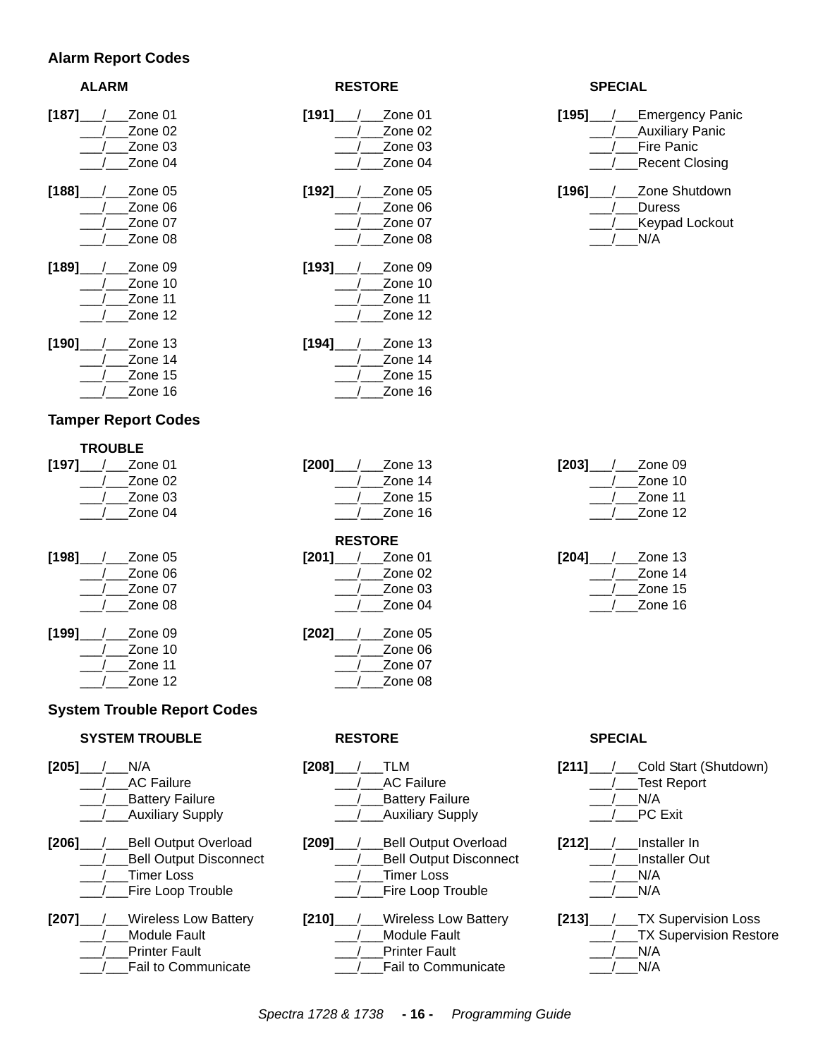### Alarm Report Codes

**ALARM**

**[187]**___/___Zone 01
___/___Zone 02
___/___Zone 03
___/___Zone 04

**[188]**___/___Zone 05
___/___Zone 06
___/___Zone 07
___/___Zone 08

**[189]**___/___Zone 09
___/___Zone 10
___/___Zone 11
___/___Zone 12

**[190]**___/___Zone 13
___/___Zone 14
___/___Zone 15
___/___Zone 16

**RESTORE**

**[191]**___/___Zone 01
___/___Zone 02
___/___Zone 03
___/___Zone 04

**[192]**___/___Zone 05
___/___Zone 06
___/___Zone 07
___/___Zone 08

**[193]**___/___Zone 09
___/___Zone 10
___/___Zone 11
___/___Zone 12

**[194]**___/___Zone 13
___/___Zone 14
___/___Zone 15
___/___Zone 16

**SPECIAL**

**[195]**___/___Emergency Panic
___/___Auxiliary Panic
___/___Fire Panic
___/___Recent Closing

**[196]**___/___Zone Shutdown
___/___Duress
___/___Keypad Lockout
___/___N/A

### Tamper Report Codes

**TROUBLE**

**[197]**___/___Zone 01
___/___Zone 02
___/___Zone 03
___/___Zone 04

**[198]**___/___Zone 05
___/___Zone 06
___/___Zone 07
___/___Zone 08

**[199]**___/___Zone 09
___/___Zone 10
___/___Zone 11
___/___Zone 12

**[200]**___/___Zone 13
___/___Zone 14
___/___Zone 15
___/___Zone 16

**RESTORE**

**[201]**___/___Zone 01
___/___Zone 02
___/___Zone 03
___/___Zone 04

**[202]**___/___Zone 05
___/___Zone 06
___/___Zone 07
___/___Zone 08

**[203]**___/___Zone 09
___/___Zone 10
___/___Zone 11
___/___Zone 12

**[204]**___/___Zone 13
___/___Zone 14
___/___Zone 15
___/___Zone 16

### System Trouble Report Codes

**SYSTEM TROUBLE**

**[205]**___/___N/A
___/___AC Failure
___/___Battery Failure
___/___Auxiliary Supply

**[206]**___/___Bell Output Overload
___/___Bell Output Disconnect
___/___Timer Loss
___/___Fire Loop Trouble

**[207]**___/___Wireless Low Battery
___/___Module Fault
___/___Printer Fault
___/___Fail to Communicate

**RESTORE**

**[208]**___/___TLM
___/___AC Failure
___/___Battery Failure
___/___Auxiliary Supply

**[209]**___/___Bell Output Overload
___/___Bell Output Disconnect
___/___Timer Loss
___/___Fire Loop Trouble

**[210]**___/___Wireless Low Battery
___/___Module Fault
___/___Printer Fault
___/___Fail to Communicate

**SPECIAL**

**[211]**___/___Cold Start (Shutdown)
___/___Test Report
___/___N/A
___/___PC Exit

**[212]**___/___Installer In
___/___Installer Out
___/___N/A
___/___N/A

**[213]**___/___TX Supervision Loss
___/___TX Supervision Restore
___/___N/A
___/___N/A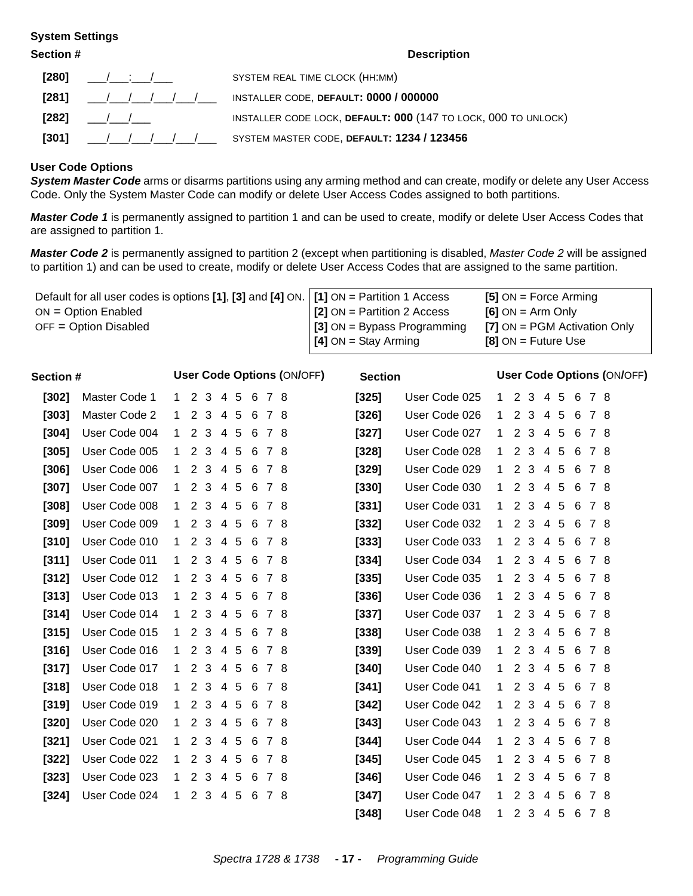### System Settings

| Section # | | Description |
|---|---|---|
| **[280]** | ___/___:___/___ | SYSTEM REAL TIME CLOCK (HH:MM) |
| **[281]** | ___/___/___/___/___/___ | INSTALLER CODE, **DEFAULT: 0000 / 000000** |
| **[282]** | ___/___/___ | INSTALLER CODE LOCK, **DEFAULT: 000** (147 TO LOCK, 000 TO UNLOCK) |
| **[301]** | ___/___/___/___/___/___ | SYSTEM MASTER CODE, **DEFAULT: 1234 / 123456** |

### User Code Options

***System Master Code*** arms or disarms partitions using any arming method and can create, modify or delete any User Access Code. Only the System Master Code can modify or delete User Access Codes assigned to both partitions.

***Master Code 1*** is permanently assigned to partition 1 and can be used to create, modify or delete User Access Codes that are assigned to partition 1.

***Master Code 2*** is permanently assigned to partition 2 (except when partitioning is disabled, *Master Code 2* will be assigned to partition 1) and can be used to create, modify or delete User Access Codes that are assigned to the same partition.

Default for all user codes is options **[1]**, **[3]** and **[4]** ON.
ON = Option Enabled
OFF = Option Disabled

| | |
|---|---|
| **[1]** ON = Partition 1 Access | **[5]** ON = Force Arming |
| **[2]** ON = Partition 2 Access | **[6]** ON = Arm Only |
| **[3]** ON = Bypass Programming | **[7]** ON = PGM Activation Only |
| **[4]** ON = Stay Arming | **[8]** ON = Future Use |

| Section # | | User Code Options (ON/OFF) |
|---|---|---|
| **[302]** | Master Code 1 | 1 2 3 4 5 6 7 8 |
| **[303]** | Master Code 2 | 1 2 3 4 5 6 7 8 |
| **[304]** | User Code 004 | 1 2 3 4 5 6 7 8 |
| **[305]** | User Code 005 | 1 2 3 4 5 6 7 8 |
| **[306]** | User Code 006 | 1 2 3 4 5 6 7 8 |
| **[307]** | User Code 007 | 1 2 3 4 5 6 7 8 |
| **[308]** | User Code 008 | 1 2 3 4 5 6 7 8 |
| **[309]** | User Code 009 | 1 2 3 4 5 6 7 8 |
| **[310]** | User Code 010 | 1 2 3 4 5 6 7 8 |
| **[311]** | User Code 011 | 1 2 3 4 5 6 7 8 |
| **[312]** | User Code 012 | 1 2 3 4 5 6 7 8 |
| **[313]** | User Code 013 | 1 2 3 4 5 6 7 8 |
| **[314]** | User Code 014 | 1 2 3 4 5 6 7 8 |
| **[315]** | User Code 015 | 1 2 3 4 5 6 7 8 |
| **[316]** | User Code 016 | 1 2 3 4 5 6 7 8 |
| **[317]** | User Code 017 | 1 2 3 4 5 6 7 8 |
| **[318]** | User Code 018 | 1 2 3 4 5 6 7 8 |
| **[319]** | User Code 019 | 1 2 3 4 5 6 7 8 |
| **[320]** | User Code 020 | 1 2 3 4 5 6 7 8 |
| **[321]** | User Code 021 | 1 2 3 4 5 6 7 8 |
| **[322]** | User Code 022 | 1 2 3 4 5 6 7 8 |
| **[323]** | User Code 023 | 1 2 3 4 5 6 7 8 |
| **[324]** | User Code 024 | 1 2 3 4 5 6 7 8 |
| **[325]** | User Code 025 | 1 2 3 4 5 6 7 8 |
| **[326]** | User Code 026 | 1 2 3 4 5 6 7 8 |
| **[327]** | User Code 027 | 1 2 3 4 5 6 7 8 |
| **[328]** | User Code 028 | 1 2 3 4 5 6 7 8 |
| **[329]** | User Code 029 | 1 2 3 4 5 6 7 8 |
| **[330]** | User Code 030 | 1 2 3 4 5 6 7 8 |
| **[331]** | User Code 031 | 1 2 3 4 5 6 7 8 |
| **[332]** | User Code 032 | 1 2 3 4 5 6 7 8 |
| **[333]** | User Code 033 | 1 2 3 4 5 6 7 8 |
| **[334]** | User Code 034 | 1 2 3 4 5 6 7 8 |
| **[335]** | User Code 035 | 1 2 3 4 5 6 7 8 |
| **[336]** | User Code 036 | 1 2 3 4 5 6 7 8 |
| **[337]** | User Code 037 | 1 2 3 4 5 6 7 8 |
| **[338]** | User Code 038 | 1 2 3 4 5 6 7 8 |
| **[339]** | User Code 039 | 1 2 3 4 5 6 7 8 |
| **[340]** | User Code 040 | 1 2 3 4 5 6 7 8 |
| **[341]** | User Code 041 | 1 2 3 4 5 6 7 8 |
| **[342]** | User Code 042 | 1 2 3 4 5 6 7 8 |
| **[343]** | User Code 043 | 1 2 3 4 5 6 7 8 |
| **[344]** | User Code 044 | 1 2 3 4 5 6 7 8 |
| **[345]** | User Code 045 | 1 2 3 4 5 6 7 8 |
| **[346]** | User Code 046 | 1 2 3 4 5 6 7 8 |
| **[347]** | User Code 047 | 1 2 3 4 5 6 7 8 |
| **[348]** | User Code 048 | 1 2 3 4 5 6 7 8 |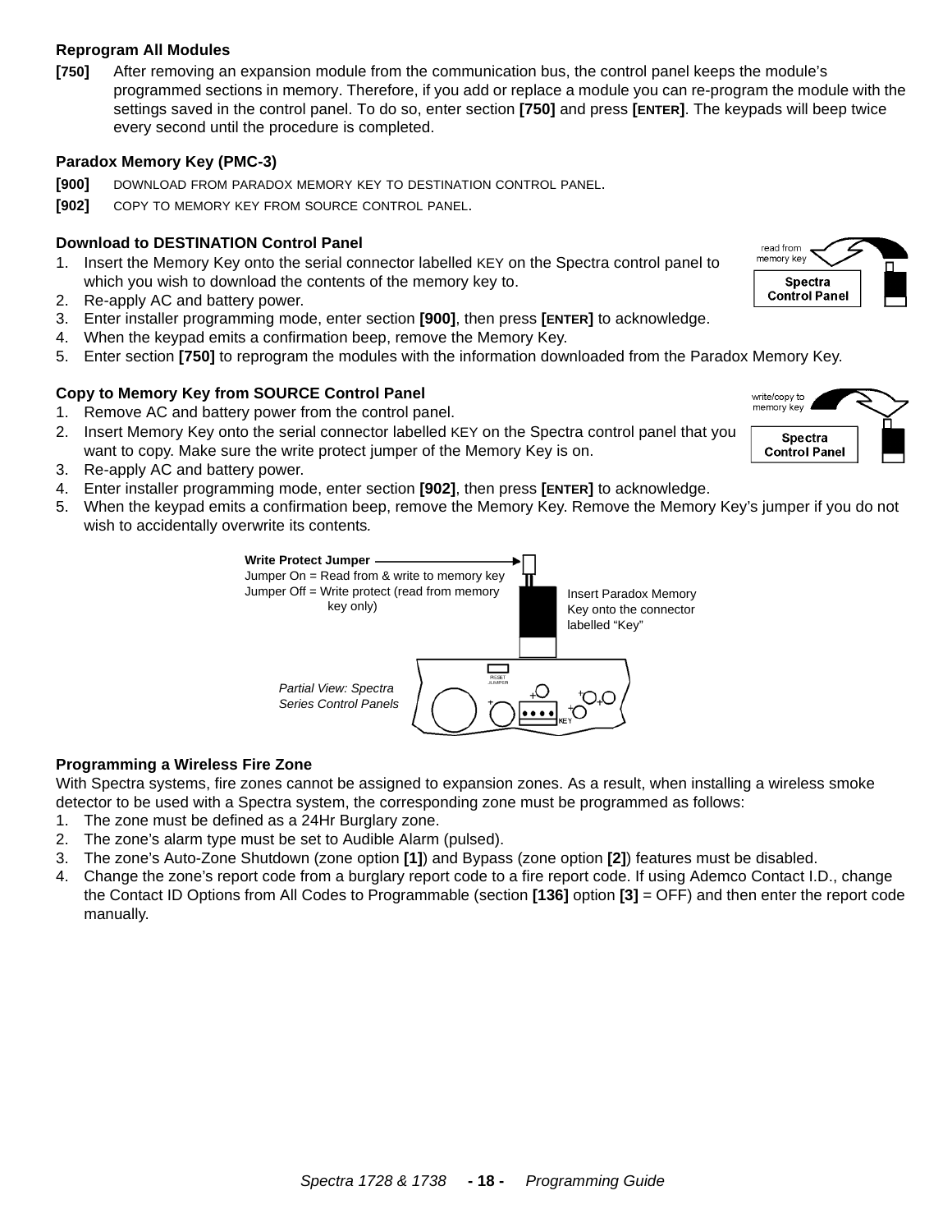### Reprogram All Modules

**[750]** After removing an expansion module from the communication bus, the control panel keeps the module's programmed sections in memory. Therefore, if you add or replace a module you can re-program the module with the settings saved in the control panel. To do so, enter section **[750]** and press **[ENTER]**. The keypads will beep twice every second until the procedure is completed.

### Paradox Memory Key (PMC-3)

**[900]** DOWNLOAD FROM PARADOX MEMORY KEY TO DESTINATION CONTROL PANEL.

**[902]** COPY TO MEMORY KEY FROM SOURCE CONTROL PANEL.

### Download to DESTINATION Control Panel

1. Insert the Memory Key onto the serial connector labelled KEY on the Spectra control panel to which you wish to download the contents of the memory key to.
2. Re-apply AC and battery power.
3. Enter installer programming mode, enter section **[900]**, then press **[ENTER]** to acknowledge.
4. When the keypad emits a confirmation beep, remove the Memory Key.
5. Enter section **[750]** to reprogram the modules with the information downloaded from the Paradox Memory Key.

read from memory key
Spectra Control Panel

### Copy to Memory Key from SOURCE Control Panel

1. Remove AC and battery power from the control panel.
2. Insert Memory Key onto the serial connector labelled KEY on the Spectra control panel that you want to copy. Make sure the write protect jumper of the Memory Key is on.
3. Re-apply AC and battery power.
4. Enter installer programming mode, enter section **[902]**, then press **[ENTER]** to acknowledge.
5. When the keypad emits a confirmation beep, remove the Memory Key. Remove the Memory Key's jumper if you do not wish to accidentally overwrite its contents.

write/copy to memory key
Spectra Control Panel

**Write Protect Jumper**
Jumper On = Read from & write to memory key
Jumper Off = Write protect (read from memory key only)

Insert Paradox Memory Key onto the connector labelled "Key"

*Partial View: Spectra Series Control Panels*

### Programming a Wireless Fire Zone

With Spectra systems, fire zones cannot be assigned to expansion zones. As a result, when installing a wireless smoke detector to be used with a Spectra system, the corresponding zone must be programmed as follows:

1. The zone must be defined as a 24Hr Burglary zone.
2. The zone's alarm type must be set to Audible Alarm (pulsed).
3. The zone's Auto-Zone Shutdown (zone option **[1]**) and Bypass (zone option **[2]**) features must be disabled.
4. Change the zone's report code from a burglary report code to a fire report code. If using Ademco Contact I.D., change the Contact ID Options from All Codes to Programmable (section **[136]** option **[3]** = OFF) and then enter the report code manually.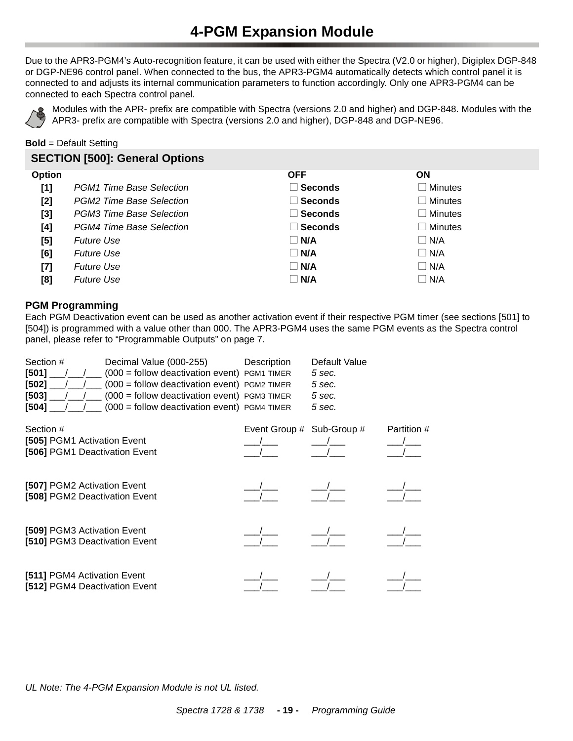# 4-PGM Expansion Module

Due to the APR3-PGM4's Auto-recognition feature, it can be used with either the Spectra (V2.0 or higher), Digiplex DGP-848 or DGP-NE96 control panel. When connected to the bus, the APR3-PGM4 automatically detects which control panel it is connected to and adjusts its internal communication parameters to function accordingly. Only one APR3-PGM4 can be connected to each Spectra control panel.

Modules with the APR- prefix are compatible with Spectra (versions 2.0 and higher) and DGP-848. Modules with the APR3- prefix are compatible with Spectra (versions 2.0 and higher), DGP-848 and DGP-NE96.

**Bold** = Default Setting

## SECTION [500]: General Options

| Option | | OFF | ON |
|---|---|---|---|
| [1] | *PGM1 Time Base Selection* | ☐ **Seconds** | ☐ Minutes |
| [2] | *PGM2 Time Base Selection* | ☐ **Seconds** | ☐ Minutes |
| [3] | *PGM3 Time Base Selection* | ☐ **Seconds** | ☐ Minutes |
| [4] | *PGM4 Time Base Selection* | ☐ **Seconds** | ☐ Minutes |
| [5] | *Future Use* | ☐ **N/A** | ☐ N/A |
| [6] | *Future Use* | ☐ **N/A** | ☐ N/A |
| [7] | *Future Use* | ☐ **N/A** | ☐ N/A |
| [8] | *Future Use* | ☐ **N/A** | ☐ N/A |

### PGM Programming

Each PGM Deactivation event can be used as another activation event if their respective PGM timer (see sections [501] to [504]) is programmed with a value other than 000. The APR3-PGM4 uses the same PGM events as the Spectra control panel, please refer to "Programmable Outputs" on page 7.

| Section # | Decimal Value (000-255) | Description | Default Value |
|---|---|---|---|
| **[501]** ___/___/___ | (000 = follow deactivation event) | PGM1 TIMER | *5 sec.* |
| **[502]** ___/___/___ | (000 = follow deactivation event) | PGM2 TIMER | *5 sec.* |
| **[503]** ___/___/___ | (000 = follow deactivation event) | PGM3 TIMER | *5 sec.* |
| **[504]** ___/___/___ | (000 = follow deactivation event) | PGM4 TIMER | *5 sec.* |

| Section # | Event Group # | Sub-Group # | Partition # |
|---|---|---|---|
| **[505]** PGM1 Activation Event | ___/___ | ___/___ | ___/___ |
| **[506]** PGM1 Deactivation Event | ___/___ | ___/___ | ___/___ |
| **[507]** PGM2 Activation Event | ___/___ | ___/___ | ___/___ |
| **[508]** PGM2 Deactivation Event | ___/___ | ___/___ | ___/___ |
| **[509]** PGM3 Activation Event | ___/___ | ___/___ | ___/___ |
| **[510]** PGM3 Deactivation Event | ___/___ | ___/___ | ___/___ |
| **[511]** PGM4 Activation Event | ___/___ | ___/___ | ___/___ |
| **[512]** PGM4 Deactivation Event | ___/___ | ___/___ | ___/___ |

*UL Note: The 4-PGM Expansion Module is not UL listed.*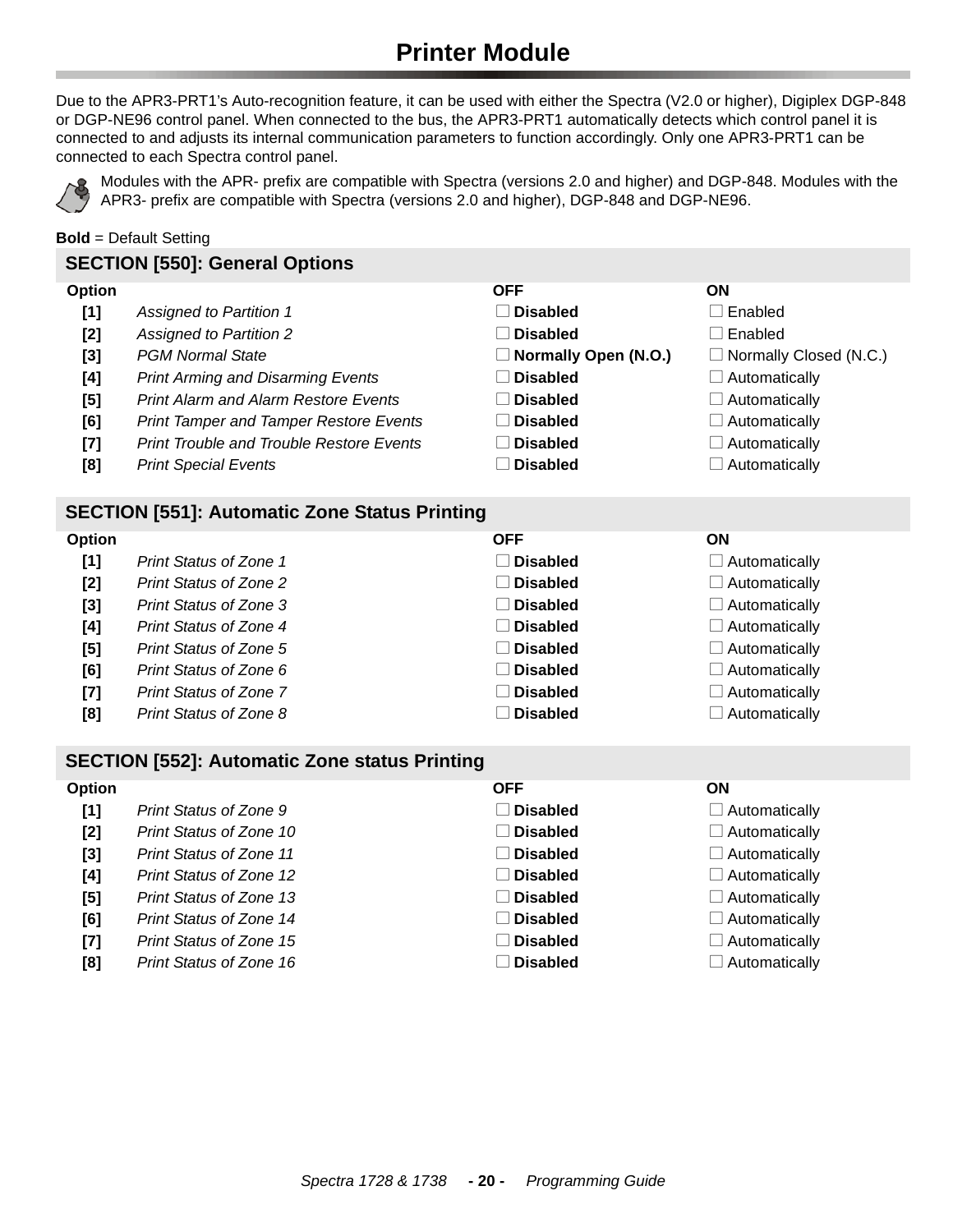# Printer Module

Due to the APR3-PRT1's Auto-recognition feature, it can be used with either the Spectra (V2.0 or higher), Digiplex DGP-848 or DGP-NE96 control panel. When connected to the bus, the APR3-PRT1 automatically detects which control panel it is connected to and adjusts its internal communication parameters to function accordingly. Only one APR3-PRT1 can be connected to each Spectra control panel.

Modules with the APR- prefix are compatible with Spectra (versions 2.0 and higher) and DGP-848. Modules with the APR3- prefix are compatible with Spectra (versions 2.0 and higher), DGP-848 and DGP-NE96.

**Bold** = Default Setting

## SECTION [550]: General Options

| Option | | OFF | ON |
|---|---|---|---|
| [1] | *Assigned to Partition 1* | ☐ **Disabled** | ☐ Enabled |
| [2] | *Assigned to Partition 2* | ☐ **Disabled** | ☐ Enabled |
| [3] | *PGM Normal State* | ☐ **Normally Open (N.O.)** | ☐ Normally Closed (N.C.) |
| [4] | *Print Arming and Disarming Events* | ☐ **Disabled** | ☐ Automatically |
| [5] | *Print Alarm and Alarm Restore Events* | ☐ **Disabled** | ☐ Automatically |
| [6] | *Print Tamper and Tamper Restore Events* | ☐ **Disabled** | ☐ Automatically |
| [7] | *Print Trouble and Trouble Restore Events* | ☐ **Disabled** | ☐ Automatically |
| [8] | *Print Special Events* | ☐ **Disabled** | ☐ Automatically |

## SECTION [551]: Automatic Zone Status Printing

| Option | | OFF | ON |
|---|---|---|---|
| [1] | *Print Status of Zone 1* | ☐ **Disabled** | ☐ Automatically |
| [2] | *Print Status of Zone 2* | ☐ **Disabled** | ☐ Automatically |
| [3] | *Print Status of Zone 3* | ☐ **Disabled** | ☐ Automatically |
| [4] | *Print Status of Zone 4* | ☐ **Disabled** | ☐ Automatically |
| [5] | *Print Status of Zone 5* | ☐ **Disabled** | ☐ Automatically |
| [6] | *Print Status of Zone 6* | ☐ **Disabled** | ☐ Automatically |
| [7] | *Print Status of Zone 7* | ☐ **Disabled** | ☐ Automatically |
| [8] | *Print Status of Zone 8* | ☐ **Disabled** | ☐ Automatically |

## SECTION [552]: Automatic Zone status Printing

| Option | | OFF | ON |
|---|---|---|---|
| [1] | *Print Status of Zone 9* | ☐ **Disabled** | ☐ Automatically |
| [2] | *Print Status of Zone 10* | ☐ **Disabled** | ☐ Automatically |
| [3] | *Print Status of Zone 11* | ☐ **Disabled** | ☐ Automatically |
| [4] | *Print Status of Zone 12* | ☐ **Disabled** | ☐ Automatically |
| [5] | *Print Status of Zone 13* | ☐ **Disabled** | ☐ Automatically |
| [6] | *Print Status of Zone 14* | ☐ **Disabled** | ☐ Automatically |
| [7] | *Print Status of Zone 15* | ☐ **Disabled** | ☐ Automatically |
| [8] | *Print Status of Zone 16* | ☐ **Disabled** | ☐ Automatically |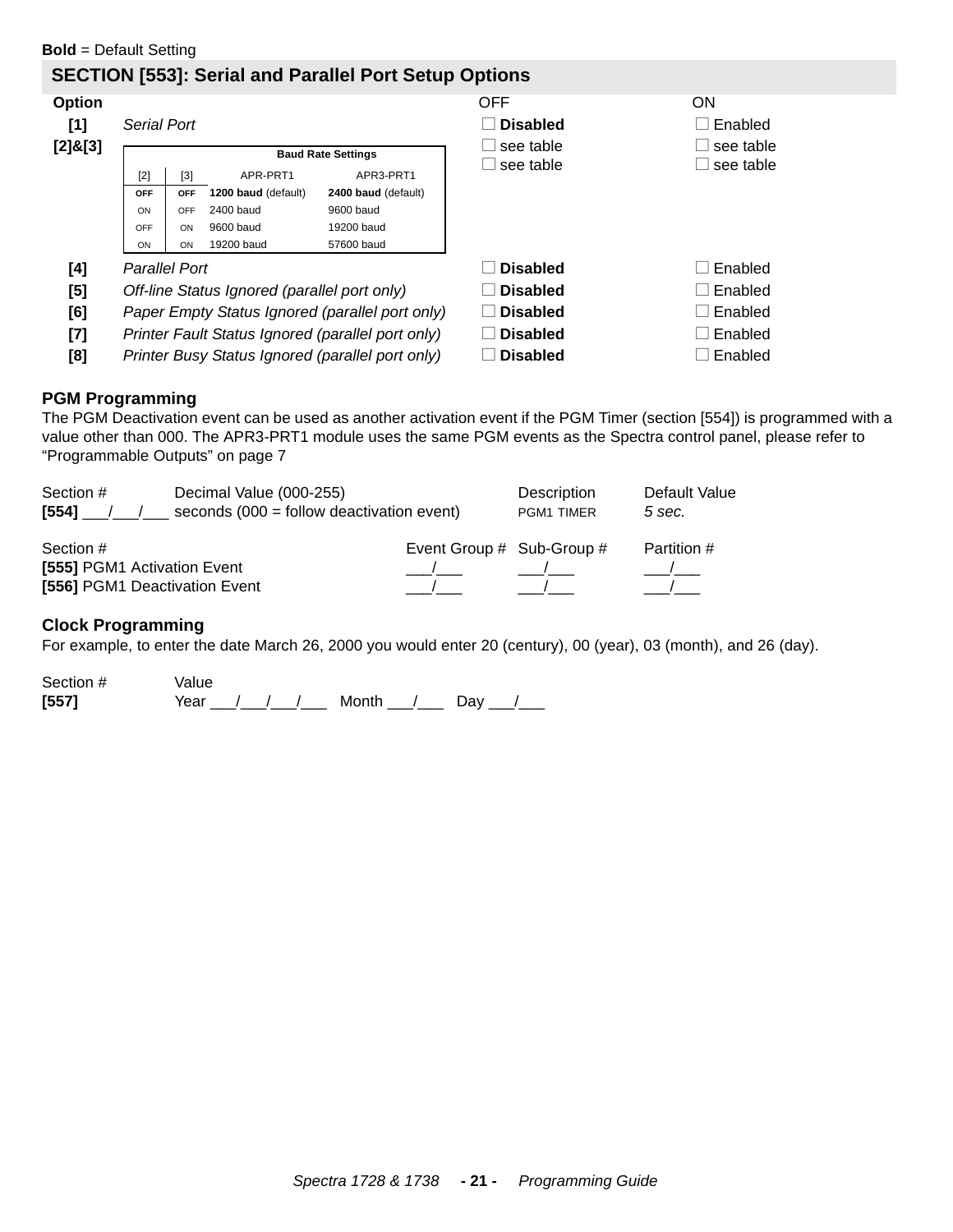**Bold** = Default Setting

## SECTION [553]: Serial and Parallel Port Setup Options

| Option | | OFF | ON |
|---|---|---|---|
| [1] | *Serial Port* | ☐ **Disabled** | ☐ Enabled |
| [2]&[3] | (see Baud Rate Settings table) | ☐ see table<br>☐ see table | ☐ see table<br>☐ see table |
| [4] | *Parallel Port* | ☐ **Disabled** | ☐ Enabled |
| [5] | *Off-line Status Ignored (parallel port only)* | ☐ **Disabled** | ☐ Enabled |
| [6] | *Paper Empty Status Ignored (parallel port only)* | ☐ **Disabled** | ☐ Enabled |
| [7] | *Printer Fault Status Ignored (parallel port only)* | ☐ **Disabled** | ☐ Enabled |
| [8] | *Printer Busy Status Ignored (parallel port only)* | ☐ **Disabled** | ☐ Enabled |

**Baud Rate Settings**

| [2] | [3] | APR-PRT1 | APR3-PRT1 |
|---|---|---|---|
| **OFF** | **OFF** | **1200 baud** (default) | **2400 baud** (default) |
| ON | OFF | 2400 baud | 9600 baud |
| OFF | ON | 9600 baud | 19200 baud |
| ON | ON | 19200 baud | 57600 baud |

### PGM Programming

The PGM Deactivation event can be used as another activation event if the PGM Timer (section [554]) is programmed with a value other than 000. The APR3-PRT1 module uses the same PGM events as the Spectra control panel, please refer to "Programmable Outputs" on page 7

| Section # | Decimal Value (000-255) | Description | Default Value |
|---|---|---|---|
| **[554]** \_\_\_/\_\_\_/\_\_\_ | seconds (000 = follow deactivation event) | PGM1 TIMER | *5 sec.* |

| Section # | Event Group # | Sub-Group # | Partition # |
|---|---|---|---|
| **[555]** PGM1 Activation Event | \_\_\_/\_\_\_ | \_\_\_/\_\_\_ | \_\_\_/\_\_\_ |
| **[556]** PGM1 Deactivation Event | \_\_\_/\_\_\_ | \_\_\_/\_\_\_ | \_\_\_/\_\_\_ |

### Clock Programming

For example, to enter the date March 26, 2000 you would enter 20 (century), 00 (year), 03 (month), and 26 (day).

| Section # | Value |
|---|---|
| **[557]** | Year \_\_\_/\_\_\_/\_\_\_/\_\_\_ Month \_\_\_/\_\_\_ Day \_\_\_/\_\_\_ |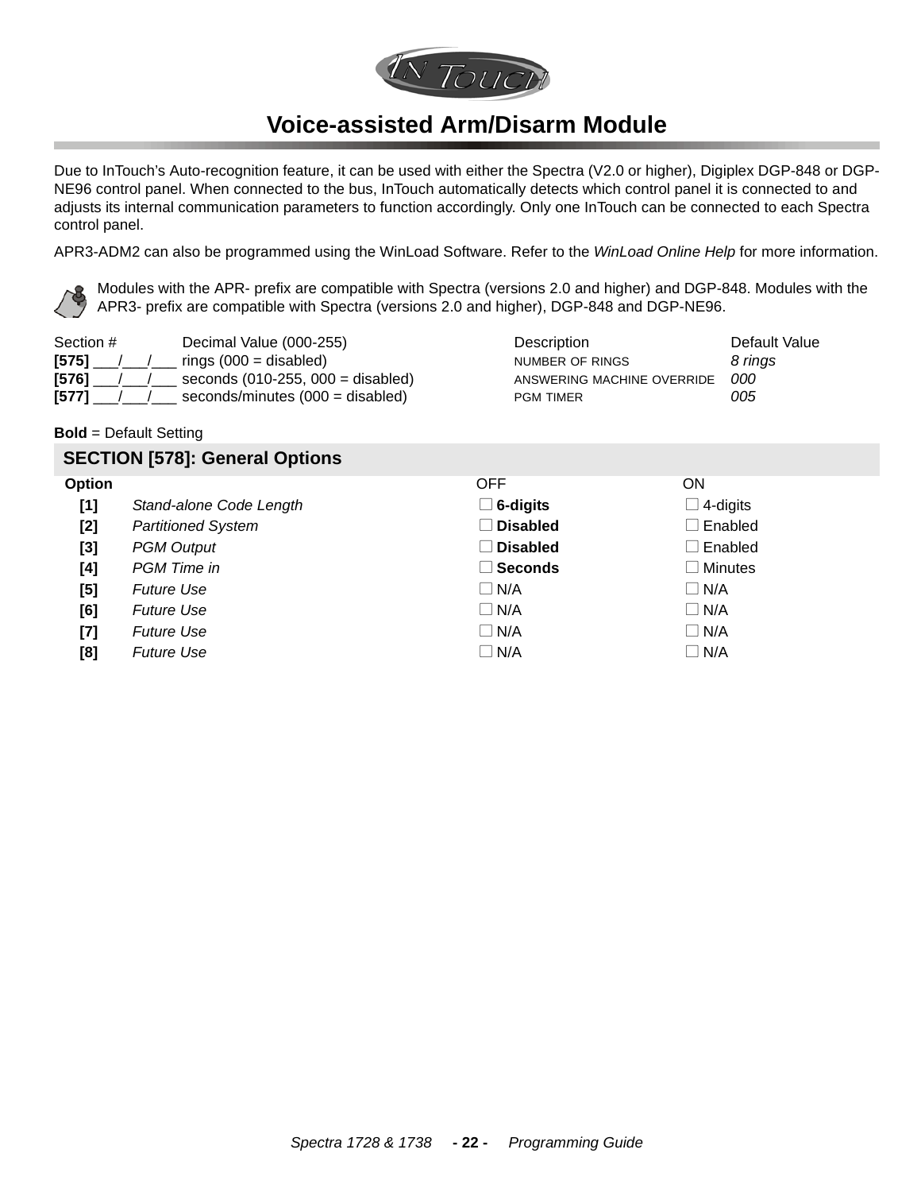# Voice-assisted Arm/Disarm Module

Due to InTouch's Auto-recognition feature, it can be used with either the Spectra (V2.0 or higher), Digiplex DGP-848 or DGP-NE96 control panel. When connected to the bus, InTouch automatically detects which control panel it is connected to and adjusts its internal communication parameters to function accordingly. Only one InTouch can be connected to each Spectra control panel.

APR3-ADM2 can also be programmed using the WinLoad Software. Refer to the *WinLoad Online Help* for more information.

Modules with the APR- prefix are compatible with Spectra (versions 2.0 and higher) and DGP-848. Modules with the APR3- prefix are compatible with Spectra (versions 2.0 and higher), DGP-848 and DGP-NE96.

| Section # | Decimal Value (000-255) | Description | Default Value |
|---|---|---|---|
| **[575]** ___/___/___ | rings (000 = disabled) | NUMBER OF RINGS | *8 rings* |
| **[576]** ___/___/___ | seconds (010-255, 000 = disabled) | ANSWERING MACHINE OVERRIDE | *000* |
| **[577]** ___/___/___ | seconds/minutes (000 = disabled) | PGM TIMER | *005* |

**Bold** = Default Setting

## SECTION [578]: General Options

| Option | | OFF | ON |
|---|---|---|---|
| **[1]** | *Stand-alone Code Length* | ☐ **6-digits** | ☐ 4-digits |
| **[2]** | *Partitioned System* | ☐ **Disabled** | ☐ Enabled |
| **[3]** | *PGM Output* | ☐ **Disabled** | ☐ Enabled |
| **[4]** | *PGM Time in* | ☐ **Seconds** | ☐ Minutes |
| **[5]** | *Future Use* | ☐ N/A | ☐ N/A |
| **[6]** | *Future Use* | ☐ N/A | ☐ N/A |
| **[7]** | *Future Use* | ☐ N/A | ☐ N/A |
| **[8]** | *Future Use* | ☐ N/A | ☐ N/A |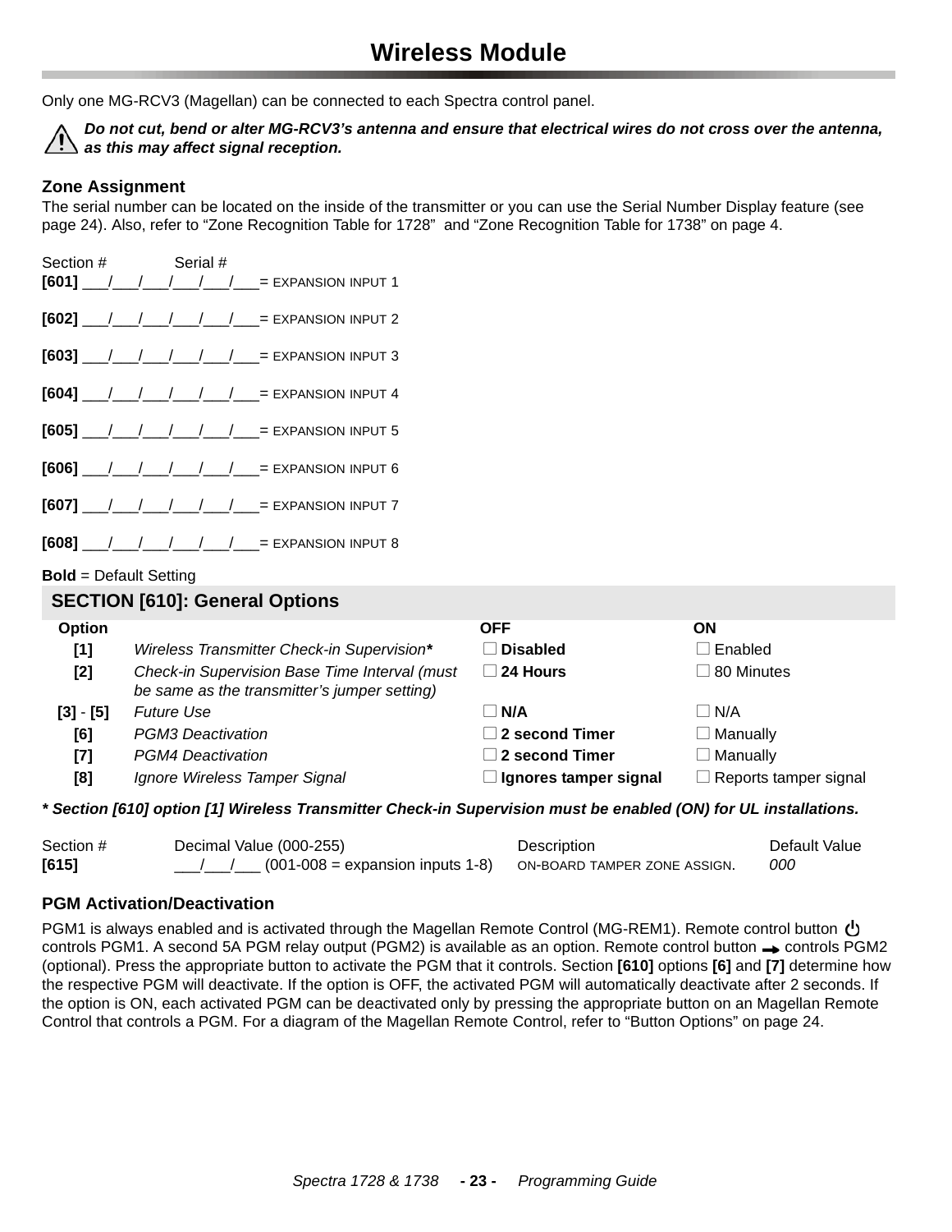# Wireless Module

Only one MG-RCV3 (Magellan) can be connected to each Spectra control panel.

***Do not cut, bend or alter MG-RCV3's antenna and ensure that electrical wires do not cross over the antenna, as this may affect signal reception.***

### Zone Assignment

The serial number can be located on the inside of the transmitter or you can use the Serial Number Display feature (see page 24). Also, refer to "Zone Recognition Table for 1728" and "Zone Recognition Table for 1738" on page 4.

Section # Serial #

**[601]** ___/___/___/___/___/___/___= EXPANSION INPUT 1

**[602]** ___/___/___/___/___/___/___= EXPANSION INPUT 2

**[603]** ___/___/___/___/___/___/___= EXPANSION INPUT 3

**[604]** ___/___/___/___/___/___/___= EXPANSION INPUT 4

**[605]** ___/___/___/___/___/___/___= EXPANSION INPUT 5

**[606]** ___/___/___/___/___/___/___= EXPANSION INPUT 6

**[607]** ___/___/___/___/___/___/___= EXPANSION INPUT 7

**[608]** ___/___/___/___/___/___/___= EXPANSION INPUT 8

**Bold** = Default Setting

### SECTION [610]: General Options

| Option | | OFF | ON |
|---|---|---|---|
| **[1]** | *Wireless Transmitter Check-in Supervision** | ☐ **Disabled** | ☐ Enabled |
| **[2]** | *Check-in Supervision Base Time Interval (must be same as the transmitter's jumper setting)* | ☐ **24 Hours** | ☐ 80 Minutes |
| **[3]** - **[5]** | *Future Use* | ☐ **N/A** | ☐ N/A |
| **[6]** | *PGM3 Deactivation* | ☐ **2 second Timer** | ☐ Manually |
| **[7]** | *PGM4 Deactivation* | ☐ **2 second Timer** | ☐ Manually |
| **[8]** | *Ignore Wireless Tamper Signal* | ☐ **Ignores tamper signal** | ☐ Reports tamper signal |

***\* Section [610] option [1] Wireless Transmitter Check-in Supervision must be enabled (ON) for UL installations.***

| Section # | Decimal Value (000-255) | Description | Default Value |
|---|---|---|---|
| **[615]** | ___/___/___ (001-008 = expansion inputs 1-8) | ON-BOARD TAMPER ZONE ASSIGN. | *000* |

### PGM Activation/Deactivation

PGM1 is always enabled and is activated through the Magellan Remote Control (MG-REM1). Remote control button ⏻ controls PGM1. A second 5A PGM relay output (PGM2) is available as an option. Remote control button ➡ controls PGM2 (optional). Press the appropriate button to activate the PGM that it controls. Section **[610]** options **[6]** and **[7]** determine how the respective PGM will deactivate. If the option is OFF, the activated PGM will automatically deactivate after 2 seconds. If the option is ON, each activated PGM can be deactivated only by pressing the appropriate button on an Magellan Remote Control that controls a PGM. For a diagram of the Magellan Remote Control, refer to "Button Options" on page 24.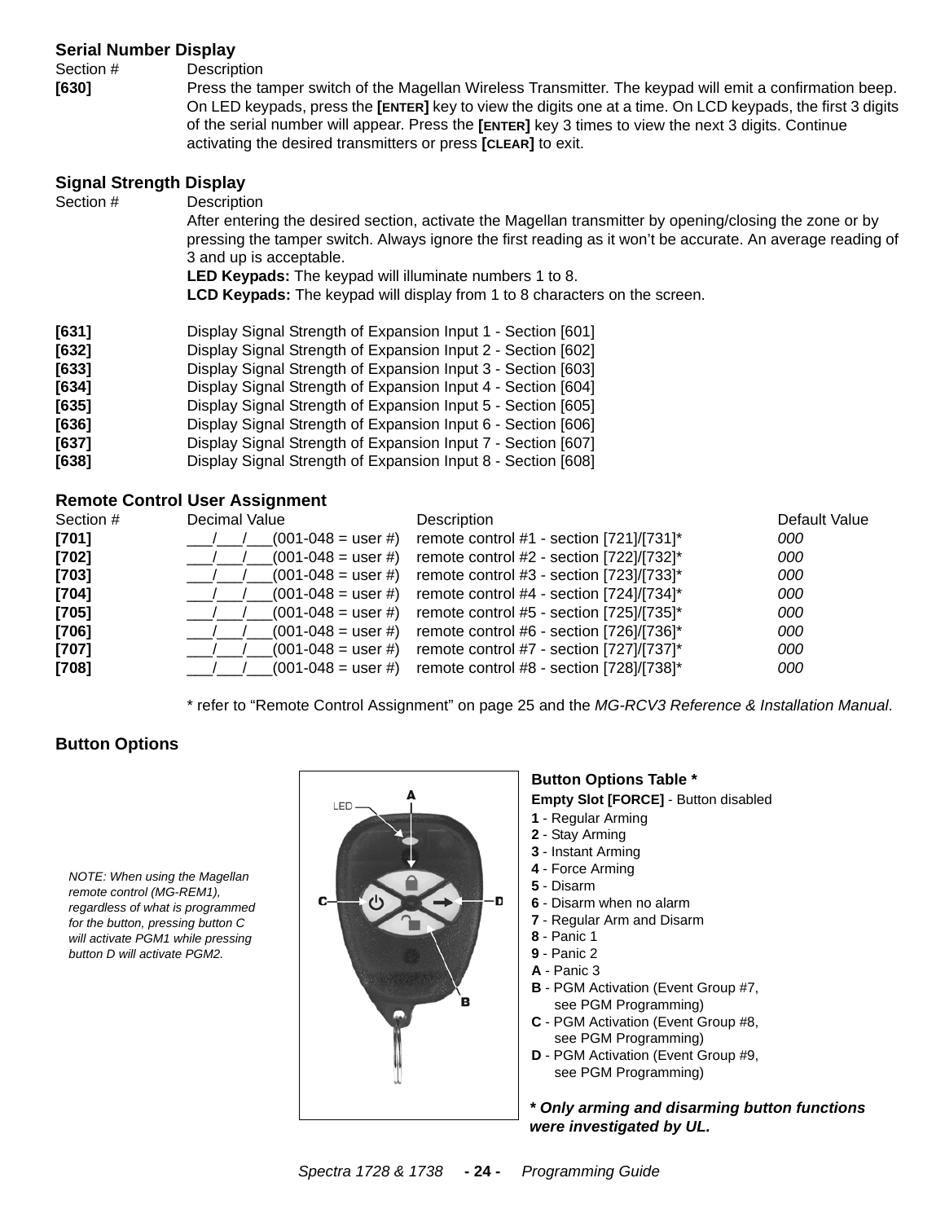## Serial Number Display

| Section # | Description |
|---|---|
| **[630]** | Press the tamper switch of the Magellan Wireless Transmitter. The keypad will emit a confirmation beep. On LED keypads, press the **[ENTER]** key to view the digits one at a time. On LCD keypads, the first 3 digits of the serial number will appear. Press the **[ENTER]** key 3 times to view the next 3 digits. Continue activating the desired transmitters or press **[CLEAR]** to exit. |

## Signal Strength Display

Section # Description

After entering the desired section, activate the Magellan transmitter by opening/closing the zone or by pressing the tamper switch. Always ignore the first reading as it won't be accurate. An average reading of 3 and up is acceptable.

**LED Keypads:** The keypad will illuminate numbers 1 to 8.

**LCD Keypads:** The keypad will display from 1 to 8 characters on the screen.

| Section # | Description |
|---|---|
| **[631]** | Display Signal Strength of Expansion Input 1 - Section [601] |
| **[632]** | Display Signal Strength of Expansion Input 2 - Section [602] |
| **[633]** | Display Signal Strength of Expansion Input 3 - Section [603] |
| **[634]** | Display Signal Strength of Expansion Input 4 - Section [604] |
| **[635]** | Display Signal Strength of Expansion Input 5 - Section [605] |
| **[636]** | Display Signal Strength of Expansion Input 6 - Section [606] |
| **[637]** | Display Signal Strength of Expansion Input 7 - Section [607] |
| **[638]** | Display Signal Strength of Expansion Input 8 - Section [608] |

## Remote Control User Assignment

| Section # | Decimal Value | Description | Default Value |
|---|---|---|---|
| **[701]** | ___/___/___(001-048 = user #) | remote control #1 - section [721]/[731]* | *000* |
| **[702]** | ___/___/___(001-048 = user #) | remote control #2 - section [722]/[732]* | *000* |
| **[703]** | ___/___/___(001-048 = user #) | remote control #3 - section [723]/[733]* | *000* |
| **[704]** | ___/___/___(001-048 = user #) | remote control #4 - section [724]/[734]* | *000* |
| **[705]** | ___/___/___(001-048 = user #) | remote control #5 - section [725]/[735]* | *000* |
| **[706]** | ___/___/___(001-048 = user #) | remote control #6 - section [726]/[736]* | *000* |
| **[707]** | ___/___/___(001-048 = user #) | remote control #7 - section [727]/[737]* | *000* |
| **[708]** | ___/___/___(001-048 = user #) | remote control #8 - section [728]/[738]* | *000* |

* refer to "Remote Control Assignment" on page 25 and the *MG-RCV3 Reference & Installation Manual*.

## Button Options

*NOTE: When using the Magellan remote control (MG-REM1), regardless of what is programmed for the button, pressing button C will activate PGM1 while pressing button D will activate PGM2.*

**Button Options Table ***

**Empty Slot [FORCE]** - Button disabled

**1** - Regular Arming
**2** - Stay Arming
**3** - Instant Arming
**4** - Force Arming
**5** - Disarm
**6** - Disarm when no alarm
**7** - Regular Arm and Disarm
**8** - Panic 1
**9** - Panic 2
**A** - Panic 3
**B** - PGM Activation (Event Group #7, see PGM Programming)
**C** - PGM Activation (Event Group #8, see PGM Programming)
**D** - PGM Activation (Event Group #9, see PGM Programming)

***\* Only arming and disarming button functions were investigated by UL.***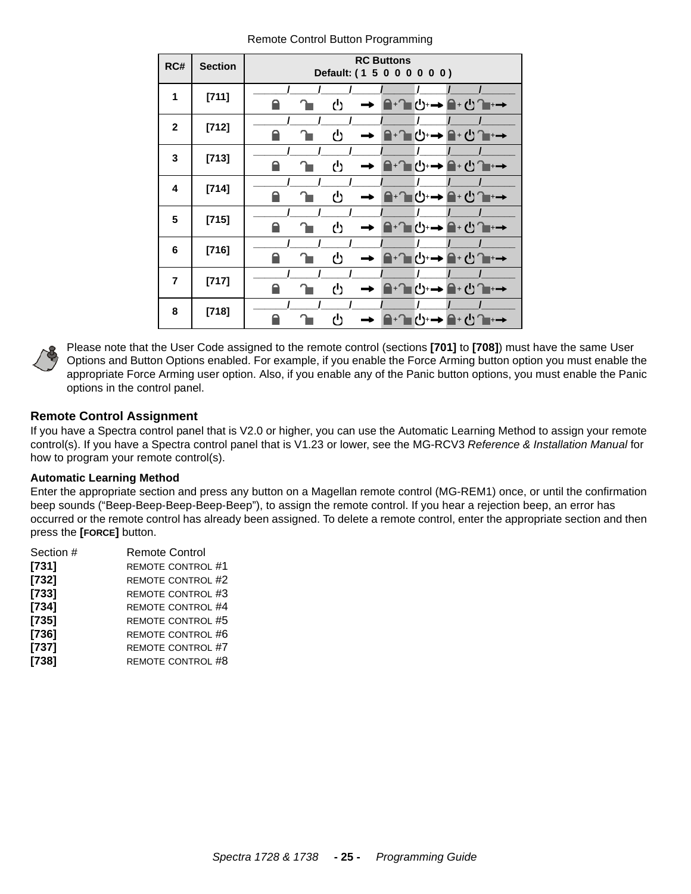Remote Control Button Programming

| RC# | Section | RC Buttons<br>Default: ( 1 5 0 0 0 0 0 0 ) |
|---|---|---|
| 1 | [711] | ____/____/____/____/____/____/____/____ |
| 2 | [712] | ____/____/____/____/____/____/____/____ |
| 3 | [713] | ____/____/____/____/____/____/____/____ |
| 4 | [714] | ____/____/____/____/____/____/____/____ |
| 5 | [715] | ____/____/____/____/____/____/____/____ |
| 6 | [716] | ____/____/____/____/____/____/____/____ |
| 7 | [717] | ____/____/____/____/____/____/____/____ |
| 8 | [718] | ____/____/____/____/____/____/____/____ |

Please note that the User Code assigned to the remote control (sections **[701]** to **[708]**) must have the same User Options and Button Options enabled. For example, if you enable the Force Arming button option you must enable the appropriate Force Arming user option. Also, if you enable any of the Panic button options, you must enable the Panic options in the control panel.

## Remote Control Assignment

If you have a Spectra control panel that is V2.0 or higher, you can use the Automatic Learning Method to assign your remote control(s). If you have a Spectra control panel that is V1.23 or lower, see the MG-RCV3 *Reference & Installation Manual* for how to program your remote control(s).

### Automatic Learning Method

Enter the appropriate section and press any button on a Magellan remote control (MG-REM1) once, or until the confirmation beep sounds (“Beep-Beep-Beep-Beep-Beep”), to assign the remote control. If you hear a rejection beep, an error has occurred or the remote control has already been assigned. To delete a remote control, enter the appropriate section and then press the **[FORCE]** button.

| Section # | Remote Control |
|---|---|
| **[731]** | REMOTE CONTROL #1 |
| **[732]** | REMOTE CONTROL #2 |
| **[733]** | REMOTE CONTROL #3 |
| **[734]** | REMOTE CONTROL #4 |
| **[735]** | REMOTE CONTROL #5 |
| **[736]** | REMOTE CONTROL #6 |
| **[737]** | REMOTE CONTROL #7 |
| **[738]** | REMOTE CONTROL #8 |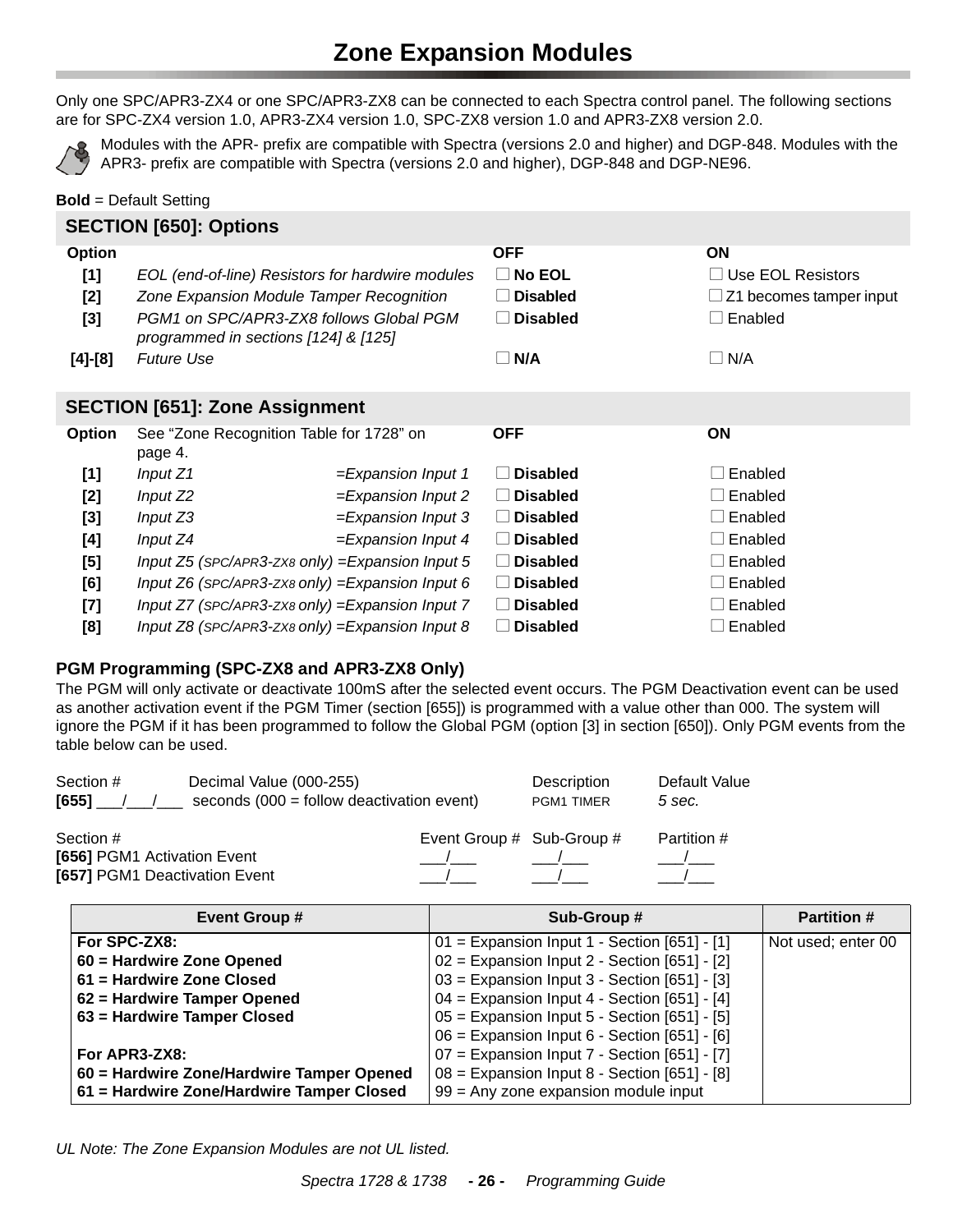# Zone Expansion Modules

Only one SPC/APR3-ZX4 or one SPC/APR3-ZX8 can be connected to each Spectra control panel. The following sections are for SPC-ZX4 version 1.0, APR3-ZX4 version 1.0, SPC-ZX8 version 1.0 and APR3-ZX8 version 2.0.

Modules with the APR- prefix are compatible with Spectra (versions 2.0 and higher) and DGP-848. Modules with the APR3- prefix are compatible with Spectra (versions 2.0 and higher), DGP-848 and DGP-NE96.

**Bold** = Default Setting

## SECTION [650]: Options

| Option | | OFF | ON |
|---|---|---|---|
| **[1]** | *EOL (end-of-line) Resistors for hardwire modules* | ☐ **No EOL** | ☐ Use EOL Resistors |
| **[2]** | *Zone Expansion Module Tamper Recognition* | ☐ **Disabled** | ☐ Z1 becomes tamper input |
| **[3]** | *PGM1 on SPC/APR3-ZX8 follows Global PGM programmed in sections [124] & [125]* | ☐ **Disabled** | ☐ Enabled |
| **[4]-[8]** | *Future Use* | ☐ **N/A** | ☐ N/A |

## SECTION [651]: Zone Assignment

| Option | See "Zone Recognition Table for 1728" on page 4. | | OFF | ON |
|---|---|---|---|---|
| **[1]** | *Input Z1* | *=Expansion Input 1* | ☐ **Disabled** | ☐ Enabled |
| **[2]** | *Input Z2* | *=Expansion Input 2* | ☐ **Disabled** | ☐ Enabled |
| **[3]** | *Input Z3* | *=Expansion Input 3* | ☐ **Disabled** | ☐ Enabled |
| **[4]** | *Input Z4* | *=Expansion Input 4* | ☐ **Disabled** | ☐ Enabled |
| **[5]** | *Input Z5 (SPC/APR3-ZX8 only)* | *=Expansion Input 5* | ☐ **Disabled** | ☐ Enabled |
| **[6]** | *Input Z6 (SPC/APR3-ZX8 only)* | *=Expansion Input 6* | ☐ **Disabled** | ☐ Enabled |
| **[7]** | *Input Z7 (SPC/APR3-ZX8 only)* | *=Expansion Input 7* | ☐ **Disabled** | ☐ Enabled |
| **[8]** | *Input Z8 (SPC/APR3-ZX8 only)* | *=Expansion Input 8* | ☐ **Disabled** | ☐ Enabled |

### PGM Programming (SPC-ZX8 and APR3-ZX8 Only)

The PGM will only activate or deactivate 100mS after the selected event occurs. The PGM Deactivation event can be used as another activation event if the PGM Timer (section [655]) is programmed with a value other than 000. The system will ignore the PGM if it has been programmed to follow the Global PGM (option [3] in section [650]). Only PGM events from the table below can be used.

| Section # | Decimal Value (000-255) | Description | Default Value |
|---|---|---|---|
| **[655]** \_\_\_/\_\_\_/\_\_\_ | seconds (000 = follow deactivation event) | PGM1 TIMER | *5 sec.* |

| Section # | Event Group # | Sub-Group # | Partition # |
|---|---|---|---|
| **[656]** PGM1 Activation Event | \_\_\_/\_\_\_ | \_\_\_/\_\_\_ | \_\_\_/\_\_\_ |
| **[657]** PGM1 Deactivation Event | \_\_\_/\_\_\_ | \_\_\_/\_\_\_ | \_\_\_/\_\_\_ |

| Event Group # | Sub-Group # | Partition # |
|---|---|---|
| **For SPC-ZX8:**<br>**60 = Hardwire Zone Opened**<br>**61 = Hardwire Zone Closed**<br>**62 = Hardwire Tamper Opened**<br>**63 = Hardwire Tamper Closed**<br><br>**For APR3-ZX8:**<br>**60 = Hardwire Zone/Hardwire Tamper Opened**<br>**61 = Hardwire Zone/Hardwire Tamper Closed** | 01 = Expansion Input 1 - Section [651] - [1]<br>02 = Expansion Input 2 - Section [651] - [2]<br>03 = Expansion Input 3 - Section [651] - [3]<br>04 = Expansion Input 4 - Section [651] - [4]<br>05 = Expansion Input 5 - Section [651] - [5]<br>06 = Expansion Input 6 - Section [651] - [6]<br>07 = Expansion Input 7 - Section [651] - [7]<br>08 = Expansion Input 8 - Section [651] - [8]<br>99 = Any zone expansion module input | Not used; enter 00 |

*UL Note: The Zone Expansion Modules are not UL listed.*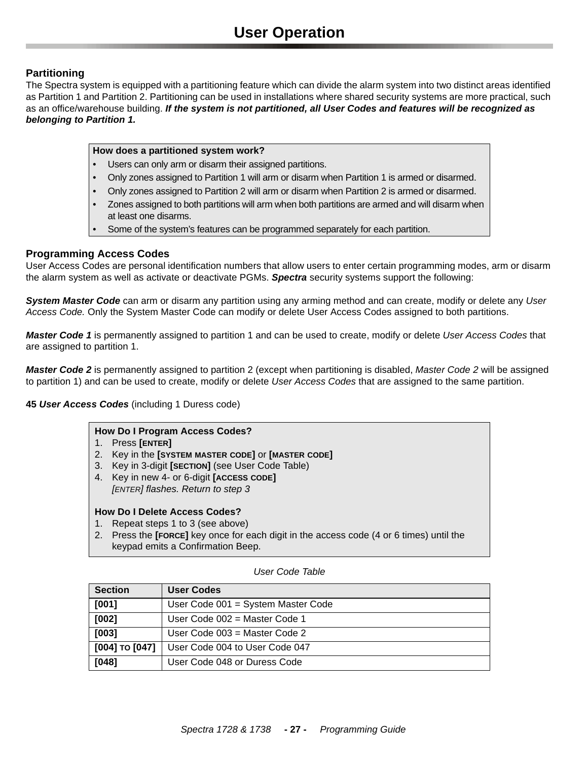# User Operation

## Partitioning

The Spectra system is equipped with a partitioning feature which can divide the alarm system into two distinct areas identified as Partition 1 and Partition 2. Partitioning can be used in installations where shared security systems are more practical, such as an office/warehouse building. ***If the system is not partitioned, all User Codes and features will be recognized as belonging to Partition 1.***

**How does a partitioned system work?**

- Users can only arm or disarm their assigned partitions.
- Only zones assigned to Partition 1 will arm or disarm when Partition 1 is armed or disarmed.
- Only zones assigned to Partition 2 will arm or disarm when Partition 2 is armed or disarmed.
- Zones assigned to both partitions will arm when both partitions are armed and will disarm when at least one disarms.
- Some of the system's features can be programmed separately for each partition.

## Programming Access Codes

User Access Codes are personal identification numbers that allow users to enter certain programming modes, arm or disarm the alarm system as well as activate or deactivate PGMs. ***Spectra*** security systems support the following:

***System Master Code*** can arm or disarm any partition using any arming method and can create, modify or delete any *User Access Code.* Only the System Master Code can modify or delete User Access Codes assigned to both partitions.

***Master Code 1*** is permanently assigned to partition 1 and can be used to create, modify or delete *User Access Codes* that are assigned to partition 1.

***Master Code 2*** is permanently assigned to partition 2 (except when partitioning is disabled, *Master Code 2* will be assigned to partition 1) and can be used to create, modify or delete *User Access Codes* that are assigned to the same partition.

**45** ***User Access Codes*** (including 1 Duress code)

**How Do I Program Access Codes?**

1. Press **[ENTER]**
2. Key in the **[SYSTEM MASTER CODE]** or **[MASTER CODE]**
3. Key in 3-digit **[SECTION]** (see User Code Table)
4. Key in new 4- or 6-digit **[ACCESS CODE]**
   *[ENTER] flashes. Return to step 3*

**How Do I Delete Access Codes?**

1. Repeat steps 1 to 3 (see above)
2. Press the **[FORCE]** key once for each digit in the access code (4 or 6 times) until the keypad emits a Confirmation Beep.

*User Code Table*

| Section | User Codes |
|---|---|
| **[001]** | User Code 001 = System Master Code |
| **[002]** | User Code 002 = Master Code 1 |
| **[003]** | User Code 003 = Master Code 2 |
| **[004] TO [047]** | User Code 004 to User Code 047 |
| **[048]** | User Code 048 or Duress Code |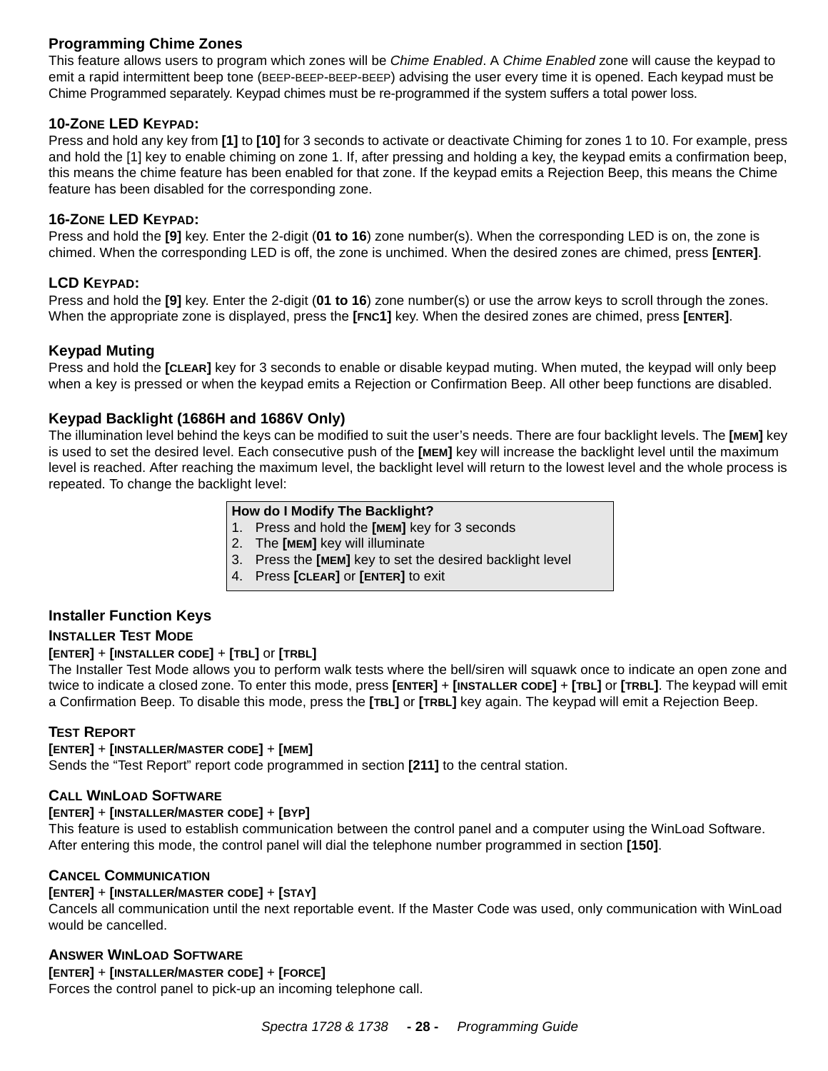## Programming Chime Zones

This feature allows users to program which zones will be *Chime Enabled*. A *Chime Enabled* zone will cause the keypad to emit a rapid intermittent beep tone (BEEP-BEEP-BEEP-BEEP) advising the user every time it is opened. Each keypad must be Chime Programmed separately. Keypad chimes must be re-programmed if the system suffers a total power loss.

### 10-ZONE LED KEYPAD:

Press and hold any key from **[1]** to **[10]** for 3 seconds to activate or deactivate Chiming for zones 1 to 10. For example, press and hold the [1] key to enable chiming on zone 1. If, after pressing and holding a key, the keypad emits a confirmation beep, this means the chime feature has been enabled for that zone. If the keypad emits a Rejection Beep, this means the Chime feature has been disabled for the corresponding zone.

### 16-ZONE LED KEYPAD:

Press and hold the **[9]** key. Enter the 2-digit (**01 to 16**) zone number(s). When the corresponding LED is on, the zone is chimed. When the corresponding LED is off, the zone is unchimed. When the desired zones are chimed, press **[ENTER]**.

### LCD KEYPAD:

Press and hold the **[9]** key. Enter the 2-digit (**01 to 16**) zone number(s) or use the arrow keys to scroll through the zones. When the appropriate zone is displayed, press the **[FNC1]** key. When the desired zones are chimed, press **[ENTER]**.

## Keypad Muting

Press and hold the **[CLEAR]** key for 3 seconds to enable or disable keypad muting. When muted, the keypad will only beep when a key is pressed or when the keypad emits a Rejection or Confirmation Beep. All other beep functions are disabled.

## Keypad Backlight (1686H and 1686V Only)

The illumination level behind the keys can be modified to suit the user's needs. There are four backlight levels. The **[MEM]** key is used to set the desired level. Each consecutive push of the **[MEM]** key will increase the backlight level until the maximum level is reached. After reaching the maximum level, the backlight level will return to the lowest level and the whole process is repeated. To change the backlight level:

**How do I Modify The Backlight?**

1. Press and hold the **[MEM]** key for 3 seconds
2. The **[MEM]** key will illuminate
3. Press the **[MEM]** key to set the desired backlight level
4. Press **[CLEAR]** or **[ENTER]** to exit

## Installer Function Keys

### INSTALLER TEST MODE

**[ENTER]** + **[INSTALLER CODE]** + **[TBL]** or **[TRBL]**

The Installer Test Mode allows you to perform walk tests where the bell/siren will squawk once to indicate an open zone and twice to indicate a closed zone. To enter this mode, press **[ENTER]** + **[INSTALLER CODE]** + **[TBL]** or **[TRBL]**. The keypad will emit a Confirmation Beep. To disable this mode, press the **[TBL]** or **[TRBL]** key again. The keypad will emit a Rejection Beep.

### TEST REPORT

**[ENTER]** + **[INSTALLER/MASTER CODE]** + **[MEM]**

Sends the "Test Report" report code programmed in section **[211]** to the central station.

### CALL WINLOAD SOFTWARE

**[ENTER]** + **[INSTALLER/MASTER CODE]** + **[BYP]**

This feature is used to establish communication between the control panel and a computer using the WinLoad Software. After entering this mode, the control panel will dial the telephone number programmed in section **[150]**.

### CANCEL COMMUNICATION

**[ENTER]** + **[INSTALLER/MASTER CODE]** + **[STAY]**

Cancels all communication until the next reportable event. If the Master Code was used, only communication with WinLoad would be cancelled.

### ANSWER WINLOAD SOFTWARE

**[ENTER]** + **[INSTALLER/MASTER CODE]** + **[FORCE]**

Forces the control panel to pick-up an incoming telephone call.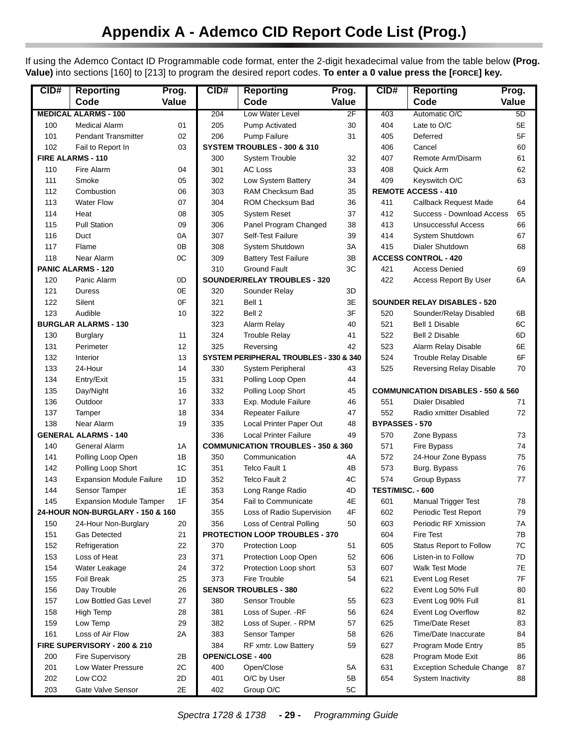# Appendix A - Ademco CID Report Code List (Prog.)

If using the Ademco Contact ID Programmable code format, enter the 2-digit hexadecimal value from the table below **(Prog. Value)** into sections [160] to [213] to program the desired report codes. **To enter a 0 value press the [FORCE] key.**

| CID# | Reporting Code | Prog. Value |
|---|---|---|
| **MEDICAL ALARMS - 100** | | |
| 100 | Medical Alarm | 01 |
| 101 | Pendant Transmitter | 02 |
| 102 | Fail to Report In | 03 |
| **FIRE ALARMS - 110** | | |
| 110 | Fire Alarm | 04 |
| 111 | Smoke | 05 |
| 112 | Combustion | 06 |
| 113 | Water Flow | 07 |
| 114 | Heat | 08 |
| 115 | Pull Station | 09 |
| 116 | Duct | 0A |
| 117 | Flame | 0B |
| 118 | Near Alarm | 0C |
| **PANIC ALARMS - 120** | | |
| 120 | Panic Alarm | 0D |
| 121 | Duress | 0E |
| 122 | Silent | 0F |
| 123 | Audible | 10 |
| **BURGLAR ALARMS - 130** | | |
| 130 | Burglary | 11 |
| 131 | Perimeter | 12 |
| 132 | Interior | 13 |
| 133 | 24-Hour | 14 |
| 134 | Entry/Exit | 15 |
| 135 | Day/Night | 16 |
| 136 | Outdoor | 17 |
| 137 | Tamper | 18 |
| 138 | Near Alarm | 19 |
| **GENERAL ALARMS - 140** | | |
| 140 | General Alarm | 1A |
| 141 | Polling Loop Open | 1B |
| 142 | Polling Loop Short | 1C |
| 143 | Expansion Module Failure | 1D |
| 144 | Sensor Tamper | 1E |
| 145 | Expansion Module Tamper | 1F |
| **24-HOUR NON-BURGLARY - 150 & 160** | | |
| 150 | 24-Hour Non-Burglary | 20 |
| 151 | Gas Detected | 21 |
| 152 | Refrigeration | 22 |
| 153 | Loss of Heat | 23 |
| 154 | Water Leakage | 24 |
| 155 | Foil Break | 25 |
| 156 | Day Trouble | 26 |
| 157 | Low Bottled Gas Level | 27 |
| 158 | High Temp | 28 |
| 159 | Low Temp | 29 |
| 161 | Loss of Air Flow | 2A |
| **FIRE SUPERVISORY - 200 & 210** | | |
| 200 | Fire Supervisory | 2B |
| 201 | Low Water Pressure | 2C |
| 202 | Low CO2 | 2D |
| 203 | Gate Valve Sensor | 2E |
| 204 | Low Water Level | 2F |
| 205 | Pump Activated | 30 |
| 206 | Pump Failure | 31 |
| **SYSTEM TROUBLES - 300 & 310** | | |
| 300 | System Trouble | 32 |
| 301 | AC Loss | 33 |
| 302 | Low System Battery | 34 |
| 303 | RAM Checksum Bad | 35 |
| 304 | ROM Checksum Bad | 36 |
| 305 | System Reset | 37 |
| 306 | Panel Program Changed | 38 |
| 307 | Self-Test Failure | 39 |
| 308 | System Shutdown | 3A |
| 309 | Battery Test Failure | 3B |
| 310 | Ground Fault | 3C |
| **SOUNDER/RELAY TROUBLES - 320** | | |
| 320 | Sounder Relay | 3D |
| 321 | Bell 1 | 3E |
| 322 | Bell 2 | 3F |
| 323 | Alarm Relay | 40 |
| 324 | Trouble Relay | 41 |
| 325 | Reversing | 42 |
| **SYSTEM PERIPHERAL TROUBLES - 330 & 340** | | |
| 330 | System Peripheral | 43 |
| 331 | Polling Loop Open | 44 |
| 332 | Polling Loop Short | 45 |
| 333 | Exp. Module Failure | 46 |
| 334 | Repeater Failure | 47 |
| 335 | Local Printer Paper Out | 48 |
| 336 | Local Printer Failure | 49 |
| **COMMUNICATION TROUBLES - 350 & 360** | | |
| 350 | Communication | 4A |
| 351 | Telco Fault 1 | 4B |
| 352 | Telco Fault 2 | 4C |
| 353 | Long Range Radio | 4D |
| 354 | Fail to Communicate | 4E |
| 355 | Loss of Radio Supervision | 4F |
| 356 | Loss of Central Polling | 50 |
| **PROTECTION LOOP TROUBLES - 370** | | |
| 370 | Protection Loop | 51 |
| 371 | Protection Loop Open | 52 |
| 372 | Protection Loop short | 53 |
| 373 | Fire Trouble | 54 |
| **SENSOR TROUBLES - 380** | | |
| 380 | Sensor Trouble | 55 |
| 381 | Loss of Super. -RF | 56 |
| 382 | Loss of Super. - RPM | 57 |
| 383 | Sensor Tamper | 58 |
| 384 | RF xmtr. Low Battery | 59 |
| **OPEN/CLOSE - 400** | | |
| 400 | Open/Close | 5A |
| 401 | O/C by User | 5B |
| 402 | Group O/C | 5C |
| 403 | Automatic O/C | 5D |
| 404 | Late to O/C | 5E |
| 405 | Deferred | 5F |
| 406 | Cancel | 60 |
| 407 | Remote Arm/Disarm | 61 |
| 408 | Quick Arm | 62 |
| 409 | Keyswitch O/C | 63 |
| **REMOTE ACCESS - 410** | | |
| 411 | Callback Request Made | 64 |
| 412 | Success - Download Access | 65 |
| 413 | Unsuccessful Access | 66 |
| 414 | System Shutdown | 67 |
| 415 | Dialer Shutdown | 68 |
| **ACCESS CONTROL - 420** | | |
| 421 | Access Denied | 69 |
| 422 | Access Report By User | 6A |
| **SOUNDER RELAY DISABLES - 520** | | |
| 520 | Sounder/Relay Disabled | 6B |
| 521 | Bell 1 Disable | 6C |
| 522 | Bell 2 Disable | 6D |
| 523 | Alarm Relay Disable | 6E |
| 524 | Trouble Relay Disable | 6F |
| 525 | Reversing Relay Disable | 70 |
| **COMMUNICATION DISABLES - 550 & 560** | | |
| 551 | Dialer Disabled | 71 |
| 552 | Radio xmitter Disabled | 72 |
| **BYPASSES - 570** | | |
| 570 | Zone Bypass | 73 |
| 571 | Fire Bypass | 74 |
| 572 | 24-Hour Zone Bypass | 75 |
| 573 | Burg. Bypass | 76 |
| 574 | Group Bypass | 77 |
| **TEST/MISC. - 600** | | |
| 601 | Manual Trigger Test | 78 |
| 602 | Periodic Test Report | 79 |
| 603 | Periodic RF Xmission | 7A |
| 604 | Fire Test | 7B |
| 605 | Status Report to Follow | 7C |
| 606 | Listen-in to Follow | 7D |
| 607 | Walk Test Mode | 7E |
| 621 | Event Log Reset | 7F |
| 622 | Event Log 50% Full | 80 |
| 623 | Event Log 90% Full | 81 |
| 624 | Event Log Overflow | 82 |
| 625 | Time/Date Reset | 83 |
| 626 | Time/Date Inaccurate | 84 |
| 627 | Program Mode Entry | 85 |
| 628 | Program Mode Exit | 86 |
| 631 | Exception Schedule Change | 87 |
| 654 | System Inactivity | 88 |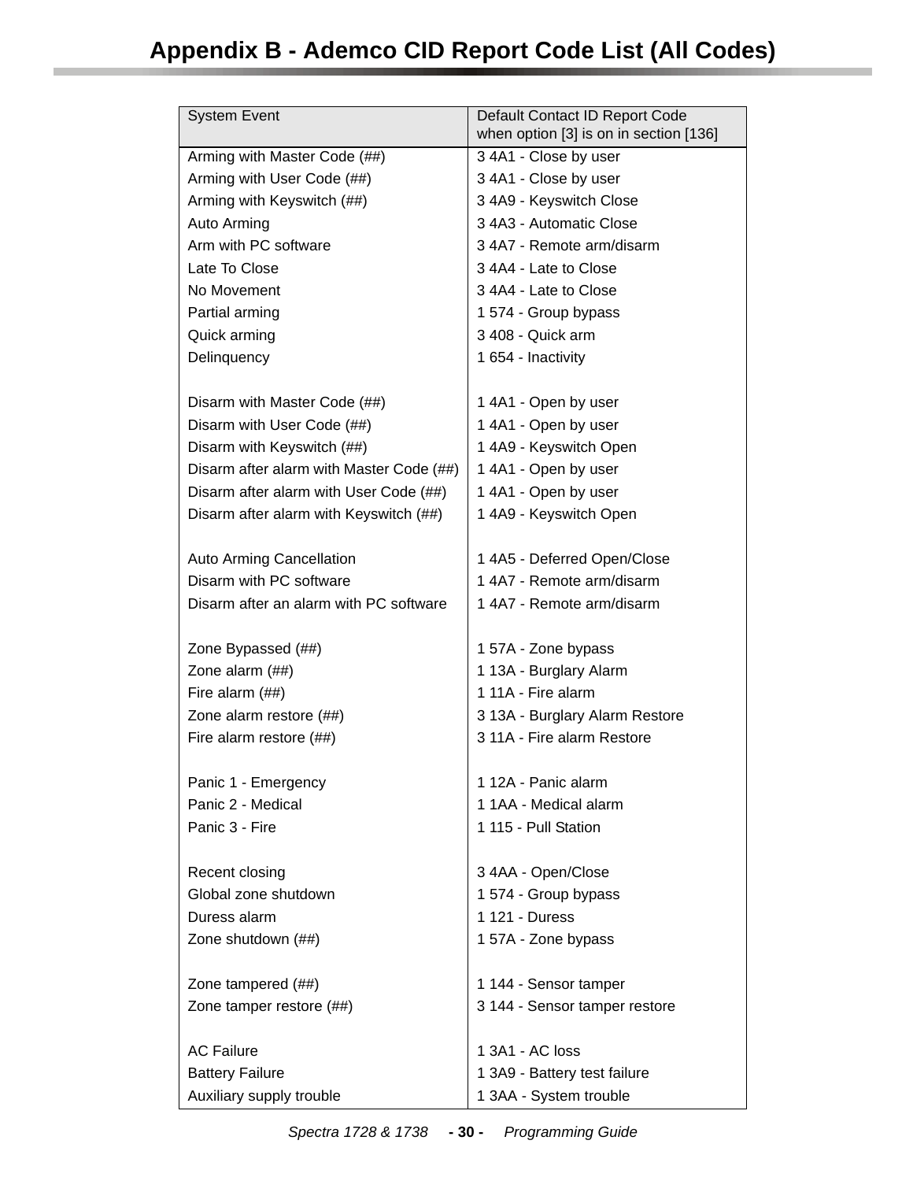# Appendix B - Ademco CID Report Code List (All Codes)

| System Event | Default Contact ID Report Code when option [3] is on in section [136] |
|---|---|
| Arming with Master Code (##) | 3 4A1 - Close by user |
| Arming with User Code (##) | 3 4A1 - Close by user |
| Arming with Keyswitch (##) | 3 4A9 - Keyswitch Close |
| Auto Arming | 3 4A3 - Automatic Close |
| Arm with PC software | 3 4A7 - Remote arm/disarm |
| Late To Close | 3 4A4 - Late to Close |
| No Movement | 3 4A4 - Late to Close |
| Partial arming | 1 574 - Group bypass |
| Quick arming | 3 408 - Quick arm |
| Delinquency | 1 654 - Inactivity |
| | |
| Disarm with Master Code (##) | 1 4A1 - Open by user |
| Disarm with User Code (##) | 1 4A1 - Open by user |
| Disarm with Keyswitch (##) | 1 4A9 - Keyswitch Open |
| Disarm after alarm with Master Code (##) | 1 4A1 - Open by user |
| Disarm after alarm with User Code (##) | 1 4A1 - Open by user |
| Disarm after alarm with Keyswitch (##) | 1 4A9 - Keyswitch Open |
| | |
| Auto Arming Cancellation | 1 4A5 - Deferred Open/Close |
| Disarm with PC software | 1 4A7 - Remote arm/disarm |
| Disarm after an alarm with PC software | 1 4A7 - Remote arm/disarm |
| | |
| Zone Bypassed (##) | 1 57A - Zone bypass |
| Zone alarm (##) | 1 13A - Burglary Alarm |
| Fire alarm (##) | 1 11A - Fire alarm |
| Zone alarm restore (##) | 3 13A - Burglary Alarm Restore |
| Fire alarm restore (##) | 3 11A - Fire alarm Restore |
| | |
| Panic 1 - Emergency | 1 12A - Panic alarm |
| Panic 2 - Medical | 1 1AA - Medical alarm |
| Panic 3 - Fire | 1 115 - Pull Station |
| | |
| Recent closing | 3 4AA - Open/Close |
| Global zone shutdown | 1 574 - Group bypass |
| Duress alarm | 1 121 - Duress |
| Zone shutdown (##) | 1 57A - Zone bypass |
| | |
| Zone tampered (##) | 1 144 - Sensor tamper |
| Zone tamper restore (##) | 3 144 - Sensor tamper restore |
| | |
| AC Failure | 1 3A1 - AC loss |
| Battery Failure | 1 3A9 - Battery test failure |
| Auxiliary supply trouble | 1 3AA - System trouble |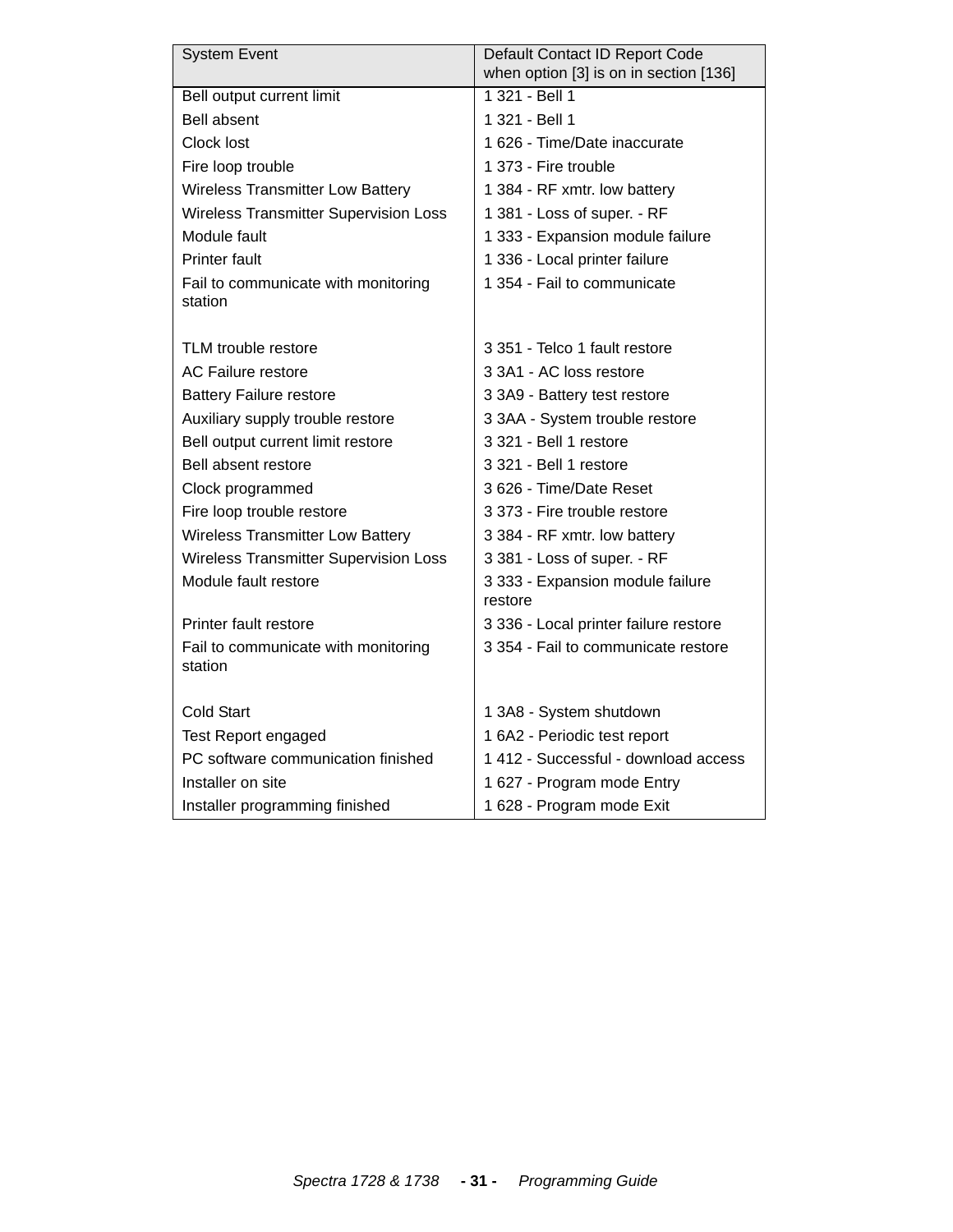| System Event | Default Contact ID Report Code when option [3] is on in section [136] |
| --- | --- |
| Bell output current limit | 1 321 - Bell 1 |
| Bell absent | 1 321 - Bell 1 |
| Clock lost | 1 626 - Time/Date inaccurate |
| Fire loop trouble | 1 373 - Fire trouble |
| Wireless Transmitter Low Battery | 1 384 - RF xmtr. low battery |
| Wireless Transmitter Supervision Loss | 1 381 - Loss of super. - RF |
| Module fault | 1 333 - Expansion module failure |
| Printer fault | 1 336 - Local printer failure |
| Fail to communicate with monitoring station | 1 354 - Fail to communicate |
| TLM trouble restore | 3 351 - Telco 1 fault restore |
| AC Failure restore | 3 3A1 - AC loss restore |
| Battery Failure restore | 3 3A9 - Battery test restore |
| Auxiliary supply trouble restore | 3 3AA - System trouble restore |
| Bell output current limit restore | 3 321 - Bell 1 restore |
| Bell absent restore | 3 321 - Bell 1 restore |
| Clock programmed | 3 626 - Time/Date Reset |
| Fire loop trouble restore | 3 373 - Fire trouble restore |
| Wireless Transmitter Low Battery | 3 384 - RF xmtr. low battery |
| Wireless Transmitter Supervision Loss | 3 381 - Loss of super. - RF |
| Module fault restore | 3 333 - Expansion module failure restore |
| Printer fault restore | 3 336 - Local printer failure restore |
| Fail to communicate with monitoring station | 3 354 - Fail to communicate restore |
| Cold Start | 1 3A8 - System shutdown |
| Test Report engaged | 1 6A2 - Periodic test report |
| PC software communication finished | 1 412 - Successful - download access |
| Installer on site | 1 627 - Program mode Entry |
| Installer programming finished | 1 628 - Program mode Exit |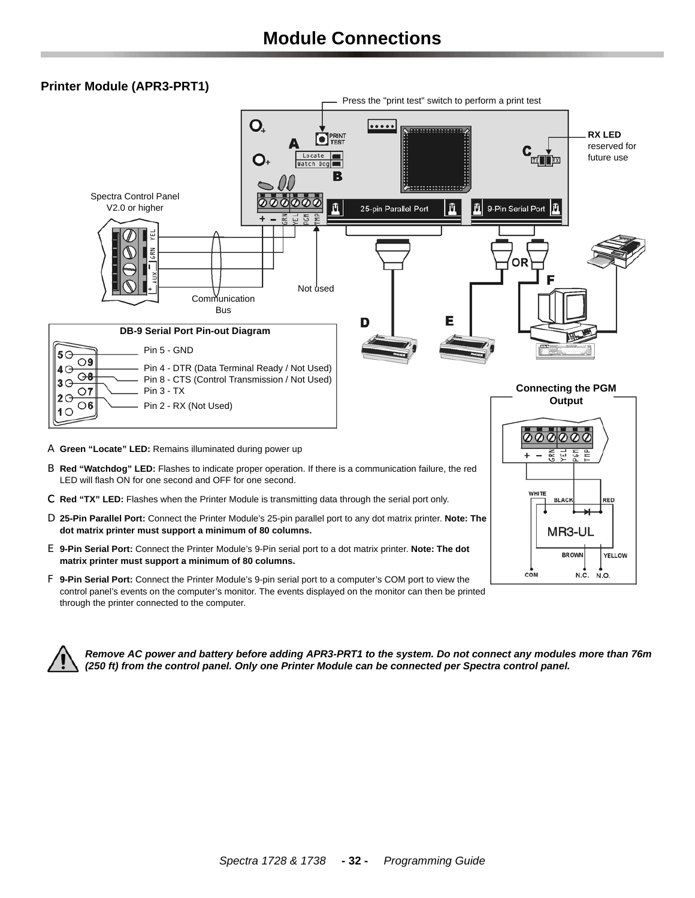# Module Connections

## Printer Module (APR3-PRT1)

Press the "print test" switch to perform a print test

**RX LED** reserved for future use

Spectra Control Panel V2.0 or higher

Communication Bus

Not used

**DB-9 Serial Port Pin-out Diagram**

- Pin 5 - GND
- Pin 4 - DTR (Data Terminal Ready / Not Used)
- Pin 8 - CTS (Control Transmission / Not Used)
- Pin 3 - TX
- Pin 2 - RX (Not Used)

**Connecting the PGM Output**

A **Green "Locate" LED:** Remains illuminated during power up

B **Red "Watchdog" LED:** Flashes to indicate proper operation. If there is a communication failure, the red LED will flash ON for one second and OFF for one second.

C **Red "TX" LED:** Flashes when the Printer Module is transmitting data through the serial port only.

D **25-Pin Parallel Port:** Connect the Printer Module's 25-pin parallel port to any dot matrix printer. **Note: The dot matrix printer must support a minimum of 80 columns.**

E **9-Pin Serial Port:** Connect the Printer Module's 9-Pin serial port to a dot matrix printer. **Note: The dot matrix printer must support a minimum of 80 columns.**

F **9-Pin Serial Port:** Connect the Printer Module's 9-pin serial port to a computer's COM port to view the control panel's events on the computer's monitor. The events displayed on the monitor can then be printed through the printer connected to the computer.

***Remove AC power and battery before adding APR3-PRT1 to the system. Do not connect any modules more than 76m (250 ft) from the control panel. Only one Printer Module can be connected per Spectra control panel.***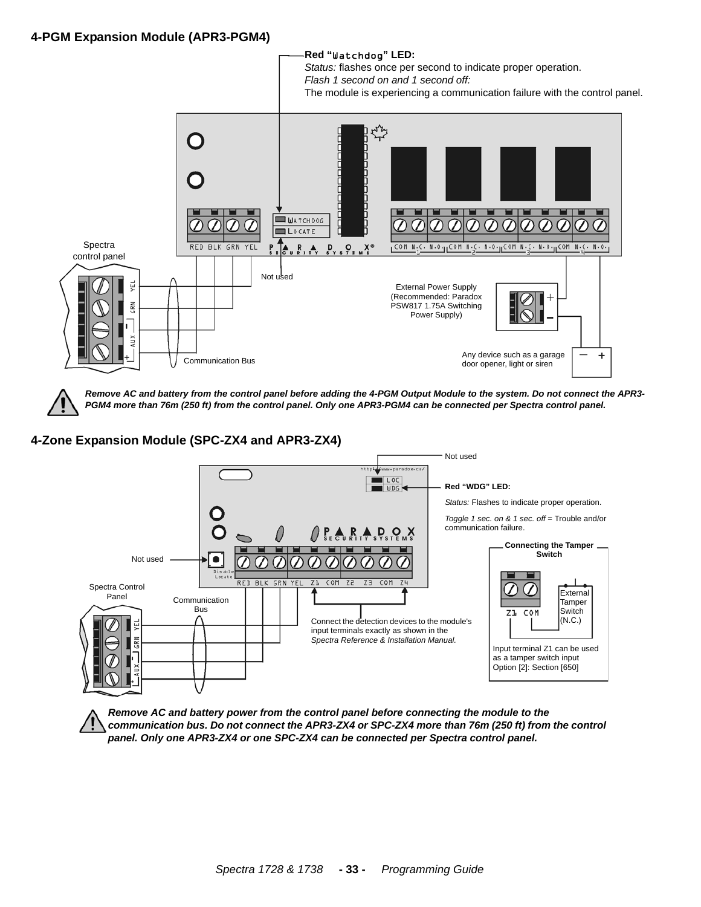## 4-PGM Expansion Module (APR3-PGM4)

**Red "Watchdog" LED:**
*Status:* flashes once per second to indicate proper operation.
*Flash 1 second on and 1 second off:*
The module is experiencing a communication failure with the control panel.

WATCHDOG
LOCATE

RED BLK GRN YEL

COM N.C. N.O. COM N.C. N.O. COM N.C. N.O. COM N.C. N.O.

Spectra control panel

Not used

External Power Supply (Recommended: Paradox PSW817 1.75A Switching Power Supply)

Communication Bus

Any device such as a garage door opener, light or siren

***Remove AC and battery from the control panel before adding the 4-PGM Output Module to the system. Do not connect the APR3-PGM4 more than 76m (250 ft) from the control panel. Only one APR3-PGM4 can be connected per Spectra control panel.***

## 4-Zone Expansion Module (SPC-ZX4 and APR3-ZX4)

Not used

**Red "WDG" LED:**

*Status:* Flashes to indicate proper operation.

*Toggle 1 sec. on & 1 sec. off* = Trouble and/or communication failure.

Not used

RED BLK GRN YEL Z1 COM Z2 Z3 COM Z4

Spectra Control Panel

Communication Bus

Connect the detection devices to the module's input terminals exactly as shown in the *Spectra Reference & Installation Manual.*

**Connecting the Tamper Switch**

Z1 COM

External Tamper Switch (N.C.)

Input terminal Z1 can be used as a tamper switch input Option [2]: Section [650]

***Remove AC and battery power from the control panel before connecting the module to the communication bus. Do not connect the APR3-ZX4 or SPC-ZX4 more than 76m (250 ft) from the control panel. Only one APR3-ZX4 or one SPC-ZX4 can be connected per Spectra control panel.***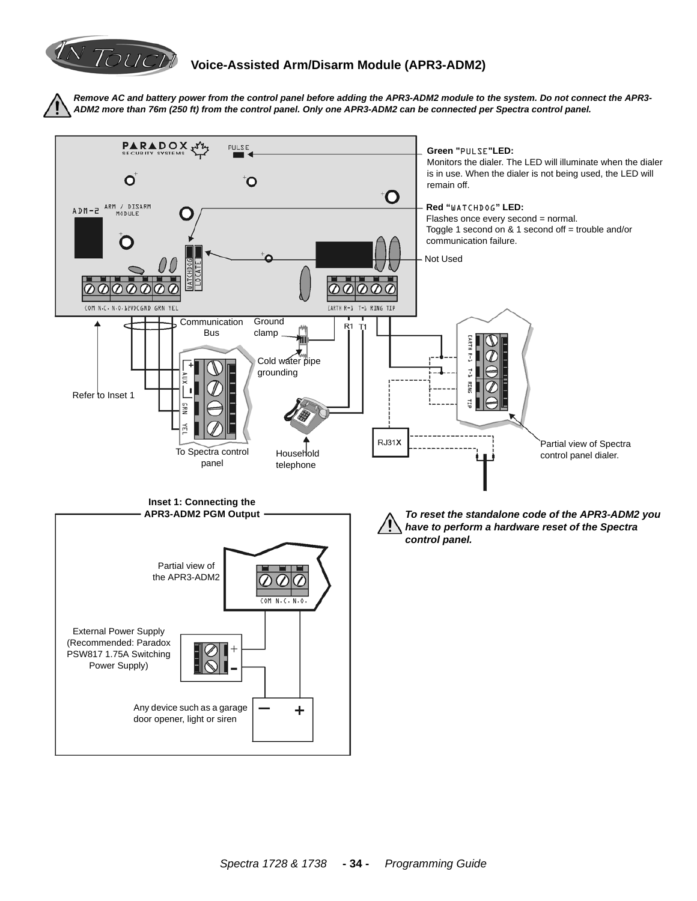# Voice-Assisted Arm/Disarm Module (APR3-ADM2)

***Remove AC and battery power from the control panel before adding the APR3-ADM2 module to the system. Do not connect the APR3-ADM2 more than 76m (250 ft) from the control panel. Only one APR3-ADM2 can be connected per Spectra control panel.***

PARADOX SECURITY SYSTEMS

PULSE

ADM-2 ARM / DISARM MODULE

WATCHDOG LOCATE

COM N.C. N.O. 12VDC GND GRN YEL

EARTH R-1 T-1 RING TIP

**Green "PULSE" LED:**
Monitors the dialer. The LED will illuminate when the dialer is in use. When the dialer is not being used, the LED will remain off.

**Red "WATCHDOG" LED:**
Flashes once every second = normal.
Toggle 1 second on & 1 second off = trouble and/or communication failure.

Not Used

Communication Bus

Ground clamp

R1 T1

Cold water pipe grounding

AUX + − GRN YEL

Refer to Inset 1

To Spectra control panel

Household telephone

RJ31X

EARTH R-1 T-1 RING TIP

Partial view of Spectra control panel dialer.

**Inset 1: Connecting the APR3-ADM2 PGM Output**

Partial view of the APR3-ADM2

COM N.C. N.O.

External Power Supply (Recommended: Paradox PSW817 1.75A Switching Power Supply)

\+ −

Any device such as a garage door opener, light or siren

− +

***To reset the standalone code of the APR3-ADM2 you have to perform a hardware reset of the Spectra control panel.***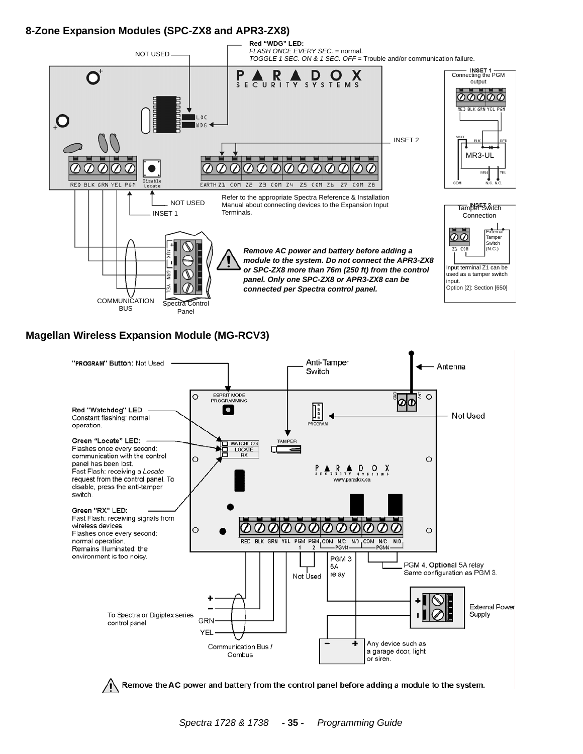## 8-Zone Expansion Modules (SPC-ZX8 and APR3-ZX8)

**Red "WDG" LED:**
*FLASH ONCE EVERY SEC.* = normal.
*TOGGLE 1 SEC. ON & 1 SEC. OFF* = Trouble and/or communication failure.

NOT USED

INSET 2

NOT USED

INSET 1

Refer to the appropriate Spectra Reference & Installation Manual about connecting devices to the Expansion Input Terminals.

COMMUNICATION BUS

Spectra Control Panel

***Remove AC power and battery before adding a module to the system. Do not connect the APR3-ZX8 or SPC-ZX8 more than 76m (250 ft) from the control panel. Only one SPC-ZX8 or APR3-ZX8 can be connected per Spectra control panel.***

**INSET 1**
Connecting the PGM output

**INSET 2**
Tamper Switch Connection

External Tamper Switch (N.C.)

Input terminal Z1 can be used as a tamper switch input.
Option [2]: Section [650]

## Magellan Wireless Expansion Module (MG-RCV3)

**"PROGRAM" Button**: Not Used

Anti-Tamper Switch

Antenna

Not Used

**Red "Watchdog" LED:**
Constant flashing: normal operation.

**Green "Locate" LED:**
Flashes once every second: communication with the control panel has been lost.
Fast Flash: receiving a *Locate* request from the control panel. To disable, press the anti-tamper switch.

**Green "RX" LED:**
Fast Flash: receiving signals from wireless devices.
Flashes once every second: normal operation.
Remains Illuminated: the environment is too noisy.

Not Used

PGM 3 5A relay

PGM 4, **Optional** 5A relay
Same configuration as PGM 3.

External Power Supply

To Spectra or Digiplex series control panel

Communication Bus / Combus

Any device such as a garage door, light or siren.

**Remove the AC power and battery from the control panel before adding a module to the system.**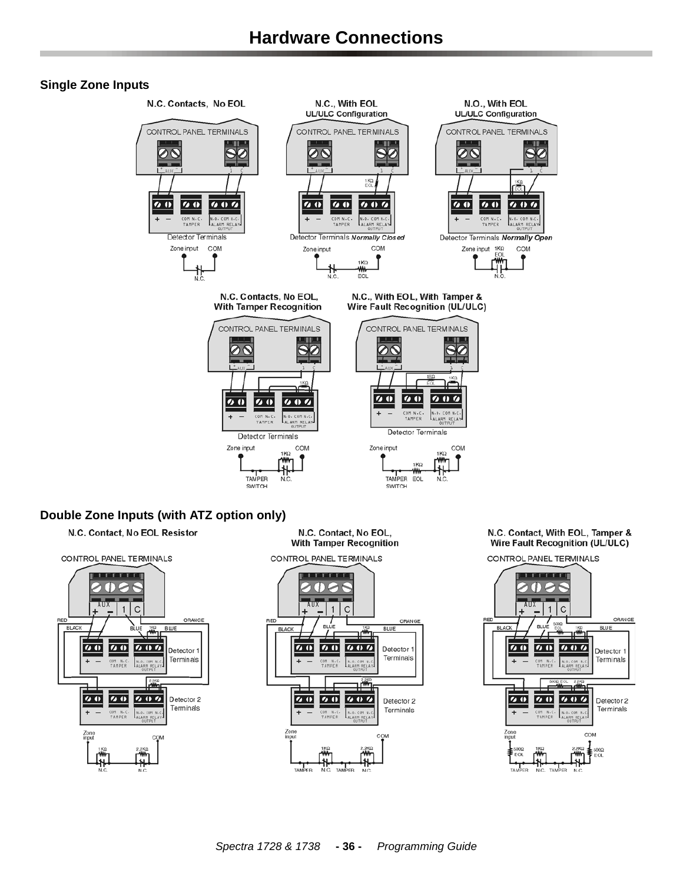# Hardware Connections

### Single Zone Inputs

**N.C. Contacts, No EOL**

**N.C., With EOL**
**UL/ULC Configuration**

**N.O., With EOL**
**UL/ULC Configuration**

**N.C. Contacts, No EOL, With Tamper Recognition**

**N.C., With EOL, With Tamper & Wire Fault Recognition (UL/ULC)**

### Double Zone Inputs (with ATZ option only)

**N.C. Contact, No EOL Resistor**

**N.C. Contact, No EOL, With Tamper Recognition**

**N.C. Contact, With EOL, Tamper & Wire Fault Recognition (UL/ULC)**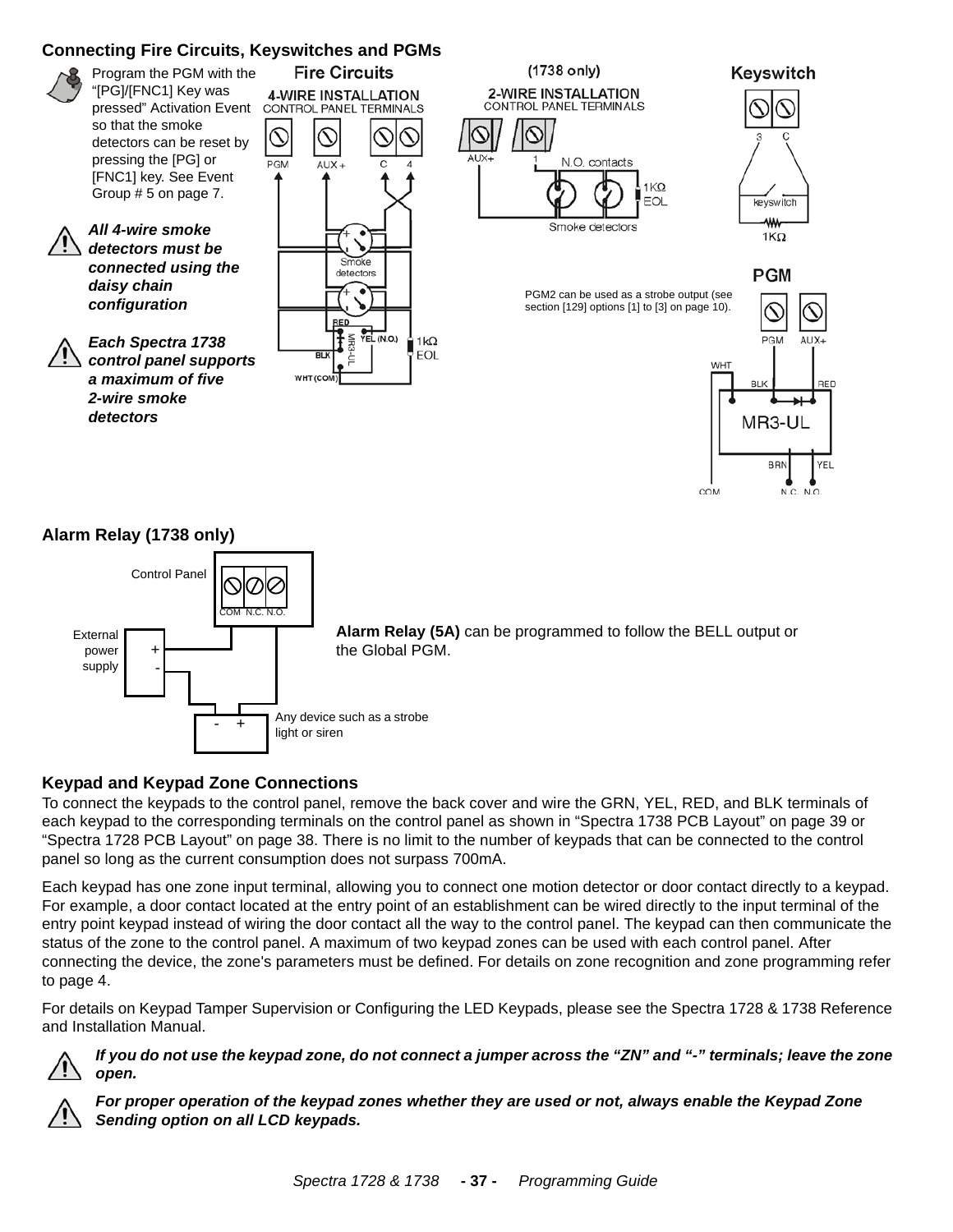## Connecting Fire Circuits, Keyswitches and PGMs

Program the PGM with the "[PG]/[FNC1] Key was pressed" Activation Event so that the smoke detectors can be reset by pressing the [PG] or [FNC1] key. See Event Group # 5 on page 7.

***All 4-wire smoke detectors must be connected using the daisy chain configuration***

***Each Spectra 1738 control panel supports a maximum of five 2-wire smoke detectors***

PGM2 can be used as a strobe output (see section [129] options [1] to [3] on page 10).

## Alarm Relay (1738 only)

**Alarm Relay (5A)** can be programmed to follow the BELL output or the Global PGM.

## Keypad and Keypad Zone Connections

To connect the keypads to the control panel, remove the back cover and wire the GRN, YEL, RED, and BLK terminals of each keypad to the corresponding terminals on the control panel as shown in "Spectra 1738 PCB Layout" on page 39 or "Spectra 1728 PCB Layout" on page 38. There is no limit to the number of keypads that can be connected to the control panel so long as the current consumption does not surpass 700mA.

Each keypad has one zone input terminal, allowing you to connect one motion detector or door contact directly to a keypad. For example, a door contact located at the entry point of an establishment can be wired directly to the input terminal of the entry point keypad instead of wiring the door contact all the way to the control panel. The keypad can then communicate the status of the zone to the control panel. A maximum of two keypad zones can be used with each control panel. After connecting the device, the zone's parameters must be defined. For details on zone recognition and zone programming refer to page 4.

For details on Keypad Tamper Supervision or Configuring the LED Keypads, please see the Spectra 1728 & 1738 Reference and Installation Manual.

***If you do not use the keypad zone, do not connect a jumper across the "ZN" and "-" terminals; leave the zone open.***

***For proper operation of the keypad zones whether they are used or not, always enable the Keypad Zone Sending option on all LCD keypads.***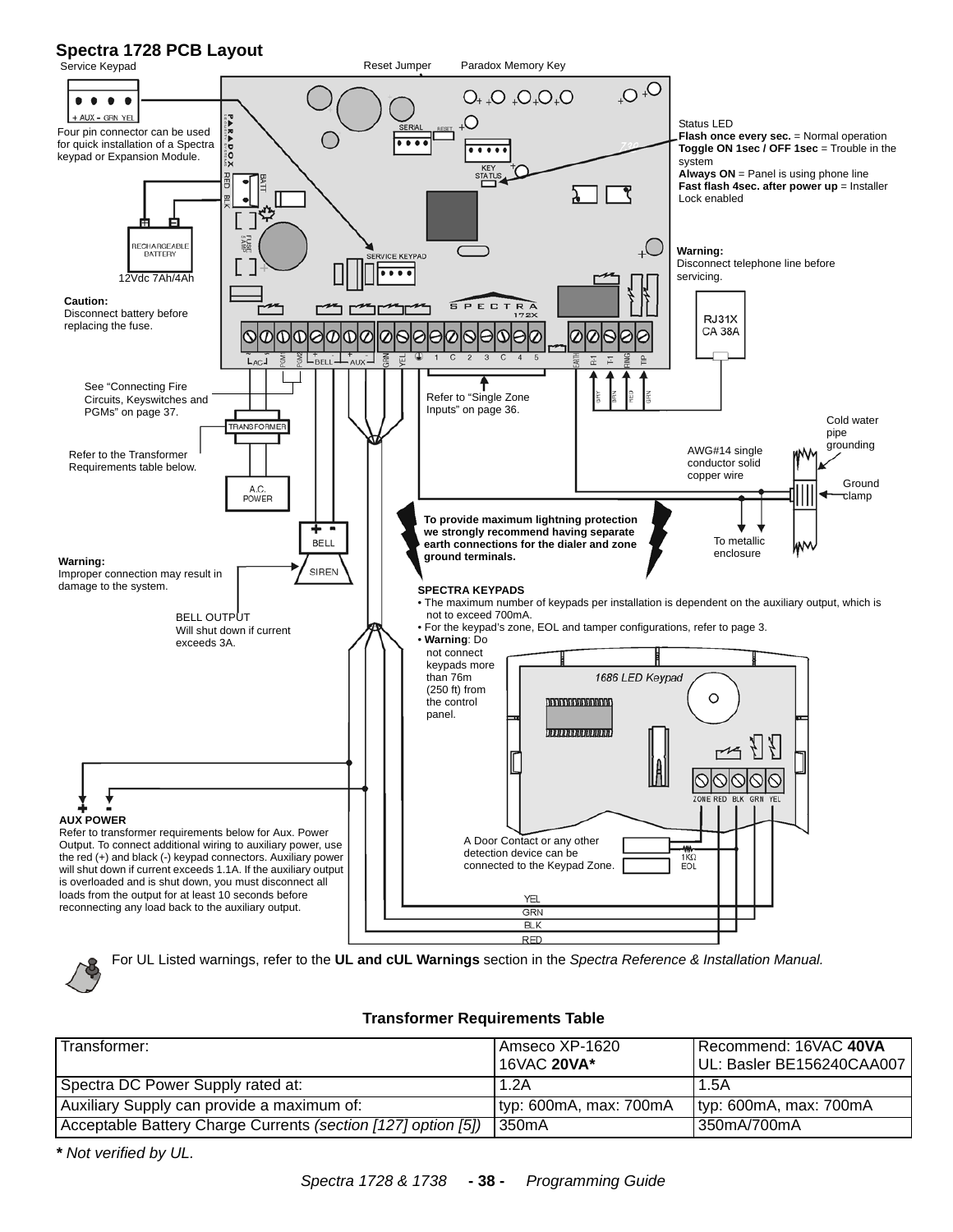## Spectra 1728 PCB Layout

Service Keypad

Reset Jumper

Paradox Memory Key

Four pin connector can be used for quick installation of a Spectra keypad or Expansion Module.

Status LED
**Flash once every sec.** = Normal operation
**Toggle ON 1sec / OFF 1sec** = Trouble in the system
**Always ON** = Panel is using phone line
**Fast flash 4sec. after power up** = Installer Lock enabled

**Warning:**
Disconnect telephone line before servicing.

12Vdc 7Ah/4Ah

**Caution:**
Disconnect battery before replacing the fuse.

See "Connecting Fire Circuits, Keyswitches and PGMs" on page 37.

Refer to "Single Zone Inputs" on page 36.

Refer to the Transformer Requirements table below.

Cold water pipe grounding

AWG#14 single conductor solid copper wire

Ground clamp

To metallic enclosure

**To provide maximum lightning protection we strongly recommend having separate earth connections for the dialer and zone ground terminals.**

**Warning:**
Improper connection may result in damage to the system.

BELL OUTPUT
Will shut down if current exceeds 3A.

**SPECTRA KEYPADS**

- The maximum number of keypads per installation is dependent on the auxiliary output, which is not to exceed 700mA.
- For the keypad's zone, EOL and tamper configurations, refer to page 3.
- **Warning**: Do not connect keypads more than 76m (250 ft) from the control panel.

**AUX POWER**
Refer to transformer requirements below for Aux. Power Output. To connect additional wiring to auxiliary power, use the red (+) and black (-) keypad connectors. Auxiliary power will shut down if current exceeds 1.1A. If the auxiliary output is overloaded and is shut down, you must disconnect all loads from the output for at least 10 seconds before reconnecting any load back to the auxiliary output.

A Door Contact or any other detection device can be connected to the Keypad Zone.

For UL Listed warnings, refer to the **UL and cUL Warnings** section in the *Spectra Reference & Installation Manual.*

**Transformer Requirements Table**

| Transformer: | Amseco XP-1620<br>16VAC **20VA*** | Recommend: 16VAC **40VA**<br>UL: Basler BE156240CAA007 |
|---|---|---|
| Spectra DC Power Supply rated at: | 1.2A | 1.5A |
| Auxiliary Supply can provide a maximum of: | typ: 600mA, max: 700mA | typ: 600mA, max: 700mA |
| Acceptable Battery Charge Currents *(section [127] option [5])* | 350mA | 350mA/700mA |

*** *Not verified by UL.*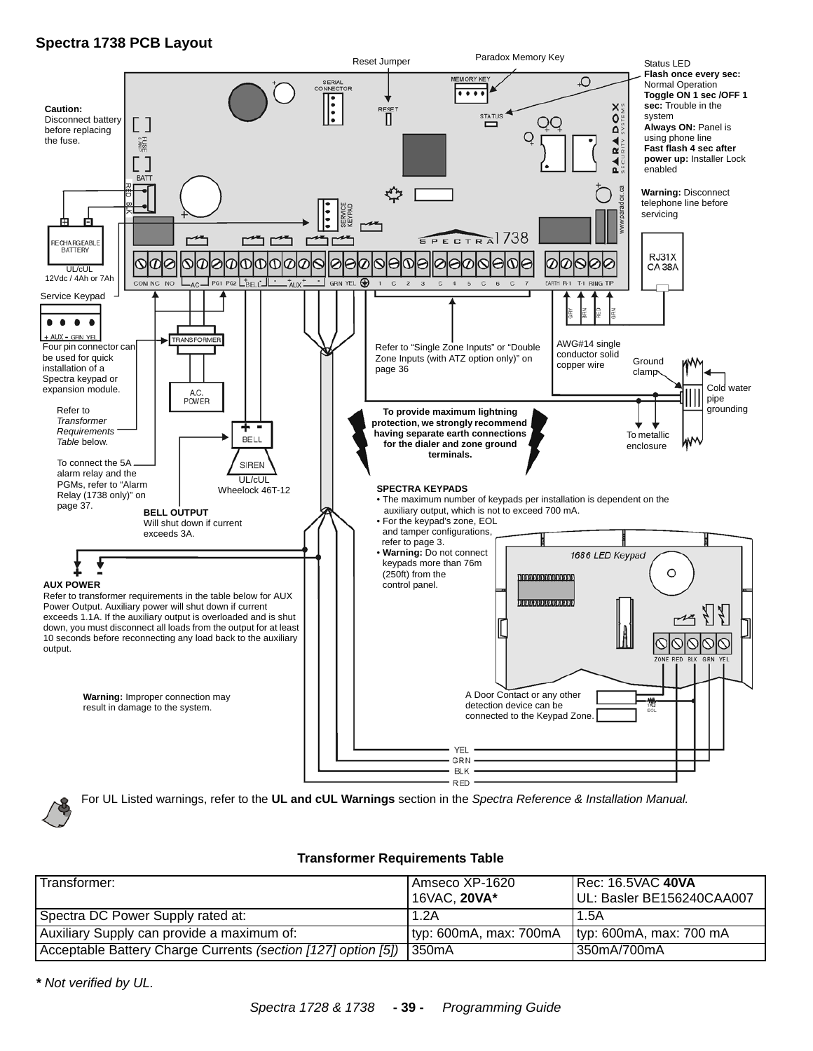## Spectra 1738 PCB Layout

Reset Jumper

Paradox Memory Key

Status LED
**Flash once every sec:** Normal Operation
**Toggle ON 1 sec /OFF 1 sec:** Trouble in the system
**Always ON:** Panel is using phone line
**Fast flash 4 sec after power up:** Installer Lock enabled

**Caution:** Disconnect battery before replacing the fuse.

**Warning:** Disconnect telephone line before servicing

UL/cUL
12Vdc / 4Ah or 7Ah

Service Keypad

Four pin connector can be used for quick installation of a Spectra keypad or expansion module.

Refer to *Transformer Requirements Table* below.

To connect the 5A alarm relay and the PGMs, refer to “Alarm Relay (1738 only)” on page 37.

UL/cUL
Wheelock 46T-12

**BELL OUTPUT**
Will shut down if current exceeds 3A.

Refer to “Single Zone Inputs” or “Double Zone Inputs (with ATZ option only)” on page 36

AWG#14 single conductor solid copper wire

Ground clamp

Cold water pipe grounding

To metallic enclosure

**To provide maximum lightning protection, we strongly recommend having separate earth connections for the dialer and zone ground terminals.**

**SPECTRA KEYPADS**

- The maximum number of keypads per installation is dependent on the auxiliary output, which is not to exceed 700 mA.
- For the keypad’s zone, EOL and tamper configurations, refer to page 3.
- **Warning:** Do not connect keypads more than 76m (250ft) from the control panel.

**AUX POWER**
Refer to transformer requirements in the table below for AUX Power Output. Auxiliary power will shut down if current exceeds 1.1A. If the auxiliary output is overloaded and is shut down, you must disconnect all loads from the output for at least 10 seconds before reconnecting any load back to the auxiliary output.

**Warning:** Improper connection may result in damage to the system.

A Door Contact or any other detection device can be connected to the Keypad Zone.

For UL Listed warnings, refer to the **UL and cUL Warnings** section in the *Spectra Reference & Installation Manual.*

### Transformer Requirements Table

| Transformer: | Amseco XP-1620 16VAC, **20VA*** | Rec: 16.5VAC **40VA** UL: Basler BE156240CAA007 |
|---|---|---|
| Spectra DC Power Supply rated at: | 1.2A | 1.5A |
| Auxiliary Supply can provide a maximum of: | typ: 600mA, max: 700mA | typ: 600mA, max: 700 mA |
| Acceptable Battery Charge Currents *(section [127] option [5])* | 350mA | 350mA/700mA |

***** *Not verified by UL.*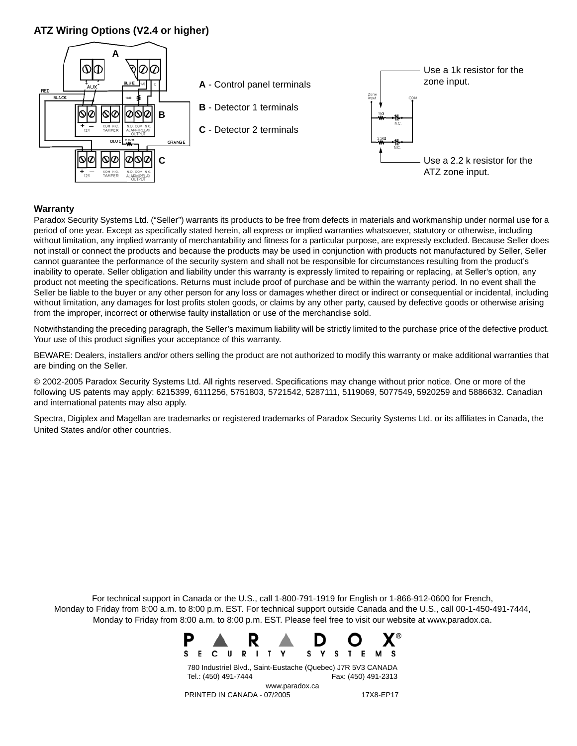**ATZ Wiring Options (V2.4 or higher)**

A - Control panel terminals

B - Detector 1 terminals

C - Detector 2 terminals

Use a 1k resistor for the zone input.

Use a 2.2 k resistor for the ATZ zone input.

**Warranty**

Paradox Security Systems Ltd. (“Seller”) warrants its products to be free from defects in materials and workmanship under normal use for a period of one year. Except as specifically stated herein, all express or implied warranties whatsoever, statutory or otherwise, including without limitation, any implied warranty of merchantability and fitness for a particular purpose, are expressly excluded. Because Seller does not install or connect the products and because the products may be used in conjunction with products not manufactured by Seller, Seller cannot guarantee the performance of the security system and shall not be responsible for circumstances resulting from the product’s inability to operate. Seller obligation and liability under this warranty is expressly limited to repairing or replacing, at Seller's option, any product not meeting the specifications. Returns must include proof of purchase and be within the warranty period. In no event shall the Seller be liable to the buyer or any other person for any loss or damages whether direct or indirect or consequential or incidental, including without limitation, any damages for lost profits stolen goods, or claims by any other party, caused by defective goods or otherwise arising from the improper, incorrect or otherwise faulty installation or use of the merchandise sold.

Notwithstanding the preceding paragraph, the Seller’s maximum liability will be strictly limited to the purchase price of the defective product. Your use of this product signifies your acceptance of this warranty.

BEWARE: Dealers, installers and/or others selling the product are not authorized to modify this warranty or make additional warranties that are binding on the Seller.

© 2002-2005 Paradox Security Systems Ltd. All rights reserved. Specifications may change without prior notice. One or more of the following US patents may apply: 6215399, 6111256, 5751803, 5721542, 5287111, 5119069, 5077549, 5920259 and 5886632. Canadian and international patents may also apply.

Spectra, Digiplex and Magellan are trademarks or registered trademarks of Paradox Security Systems Ltd. or its affiliates in Canada, the United States and/or other countries.

For technical support in Canada or the U.S., call 1-800-791-1919 for English or 1-866-912-0600 for French, Monday to Friday from 8:00 a.m. to 8:00 p.m. EST. For technical support outside Canada and the U.S., call 00-1-450-491-7444, Monday to Friday from 8:00 a.m. to 8:00 p.m. EST. Please feel free to visit our website at www.paradox.ca.

PARADOX® SECURITY SYSTEMS

780 Industriel Blvd., Saint-Eustache (Quebec) J7R 5V3 CANADA
Tel.: (450) 491-7444 Fax: (450) 491-2313
www.paradox.ca
PRINTED IN CANADA - 07/2005 17X8-EP17